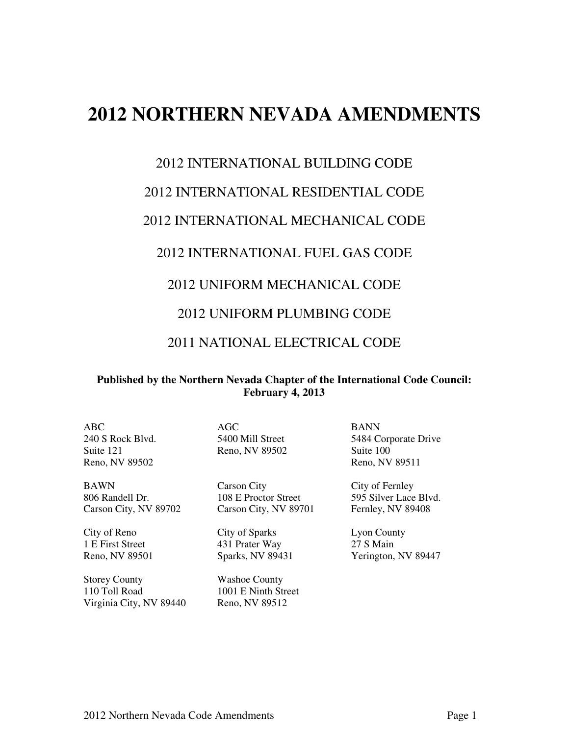# 2012 NORTHERN NEVADA AMENDMENTS

## 2012 INTERNATIONAL BUILDING CODE

## 2012 INTERNATIONAL RESIDENTIAL CODE

## 2012 INTERNATIONAL MECHANICAL CODE

## 2012 INTERNATIONAL FUEL GAS CODE

## 2012 UNIFORM MECHANICAL CODE

## 2012 UNIFORM PLUMBING CODE

## 2011 NATIONAL ELECTRICAL CODE

**Published by the Northern Nevada Chapter of the International Code Council: February 4, 2013**

ABC
240 S Rock Blvd.
Suite 121
Reno, NV 89502

AGC
5400 Mill Street
Reno, NV 89502

BANN
5484 Corporate Drive
Suite 100
Reno, NV 89511

BAWN
806 Randell Dr.
Carson City, NV 89702

Carson City
108 E Proctor Street
Carson City, NV 89701

City of Fernley
595 Silver Lace Blvd.
Fernley, NV 89408

City of Reno
1 E First Street
Reno, NV 89501

City of Sparks
431 Prater Way
Sparks, NV 89431

Lyon County
27 S Main
Yerington, NV 89447

Storey County
110 Toll Road
Virginia City, NV 89440

Washoe County
1001 E Ninth Street
Reno, NV 89512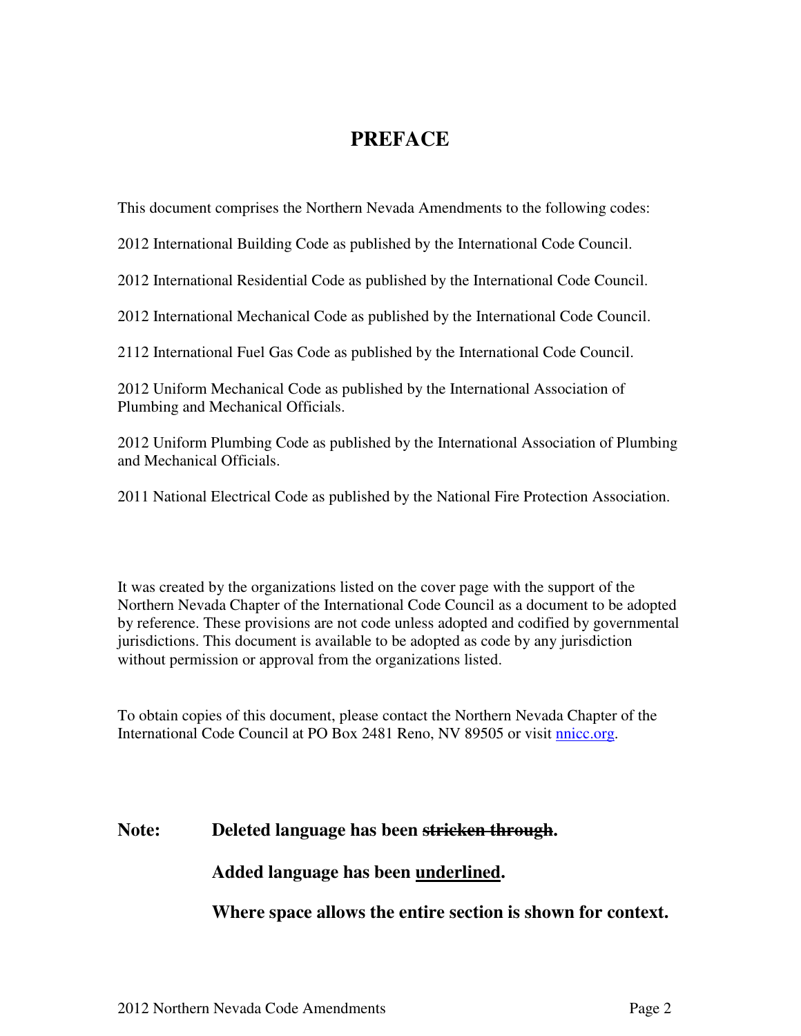# PREFACE

This document comprises the Northern Nevada Amendments to the following codes:

2012 International Building Code as published by the International Code Council.

2012 International Residential Code as published by the International Code Council.

2012 International Mechanical Code as published by the International Code Council.

2112 International Fuel Gas Code as published by the International Code Council.

2012 Uniform Mechanical Code as published by the International Association of Plumbing and Mechanical Officials.

2012 Uniform Plumbing Code as published by the International Association of Plumbing and Mechanical Officials.

2011 National Electrical Code as published by the National Fire Protection Association.

It was created by the organizations listed on the cover page with the support of the Northern Nevada Chapter of the International Code Council as a document to be adopted by reference. These provisions are not code unless adopted and codified by governmental jurisdictions. This document is available to be adopted as code by any jurisdiction without permission or approval from the organizations listed.

To obtain copies of this document, please contact the Northern Nevada Chapter of the International Code Council at PO Box 2481 Reno, NV 89505 or visit [nnicc.org](nnicc.org).

**Note:** **Deleted language has been ~~stricken through~~.**

**Added language has been <u>underlined</u>.**

**Where space allows the entire section is shown for context.**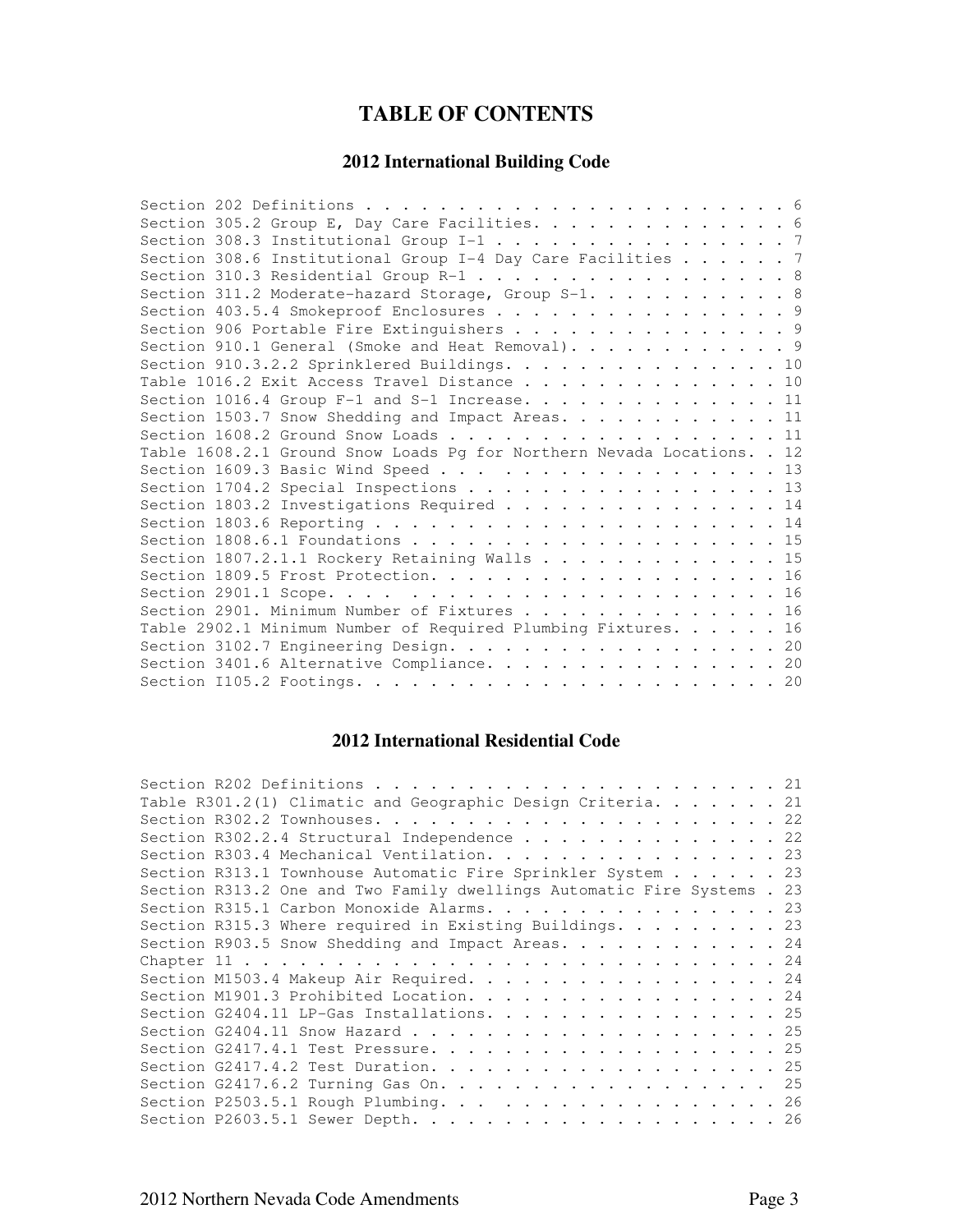# TABLE OF CONTENTS

## 2012 International Building Code

| Section | Page |
|---|---|
| Section 202 Definitions | 6 |
| Section 305.2 Group E, Day Care Facilities. | 6 |
| Section 308.3 Institutional Group I-1 | 7 |
| Section 308.6 Institutional Group I-4 Day Care Facilities | 7 |
| Section 310.3 Residential Group R-1 | 8 |
| Section 311.2 Moderate-hazard Storage, Group S-1. | 8 |
| Section 403.5.4 Smokeproof Enclosures | 9 |
| Section 906 Portable Fire Extinguishers | 9 |
| Section 910.1 General (Smoke and Heat Removal). | 9 |
| Section 910.3.2.2 Sprinklered Buildings. | 10 |
| Table 1016.2 Exit Access Travel Distance | 10 |
| Section 1016.4 Group F-1 and S-1 Increase. | 11 |
| Section 1503.7 Snow Shedding and Impact Areas. | 11 |
| Section 1608.2 Ground Snow Loads | 11 |
| Table 1608.2.1 Ground Snow Loads Pg for Northern Nevada Locations. | 12 |
| Section 1609.3 Basic Wind Speed | 13 |
| Section 1704.2 Special Inspections | 13 |
| Section 1803.2 Investigations Required | 14 |
| Section 1803.6 Reporting | 14 |
| Section 1808.6.1 Foundations | 15 |
| Section 1807.2.1.1 Rockery Retaining Walls | 15 |
| Section 1809.5 Frost Protection. | 16 |
| Section 2901.1 Scope. | 16 |
| Section 2901. Minimum Number of Fixtures | 16 |
| Table 2902.1 Minimum Number of Required Plumbing Fixtures. | 16 |
| Section 3102.7 Engineering Design. | 20 |
| Section 3401.6 Alternative Compliance. | 20 |
| Section I105.2 Footings. | 20 |

## 2012 International Residential Code

| Section | Page |
|---|---|
| Section R202 Definitions | 21 |
| Table R301.2(1) Climatic and Geographic Design Criteria. | 21 |
| Section R302.2 Townhouses. | 22 |
| Section R302.2.4 Structural Independence | 22 |
| Section R303.4 Mechanical Ventilation. | 23 |
| Section R313.1 Townhouse Automatic Fire Sprinkler System | 23 |
| Section R313.2 One and Two Family dwellings Automatic Fire Systems | 23 |
| Section R315.1 Carbon Monoxide Alarms. | 23 |
| Section R315.3 Where required in Existing Buildings. | 23 |
| Section R903.5 Snow Shedding and Impact Areas. | 24 |
| Chapter 11 | 24 |
| Section M1503.4 Makeup Air Required. | 24 |
| Section M1901.3 Prohibited Location. | 24 |
| Section G2404.11 LP-Gas Installations. | 25 |
| Section G2404.11 Snow Hazard | 25 |
| Section G2417.4.1 Test Pressure. | 25 |
| Section G2417.4.2 Test Duration. | 25 |
| Section G2417.6.2 Turning Gas On. | 25 |
| Section P2503.5.1 Rough Plumbing. | 26 |
| Section P2603.5.1 Sewer Depth. | 26 |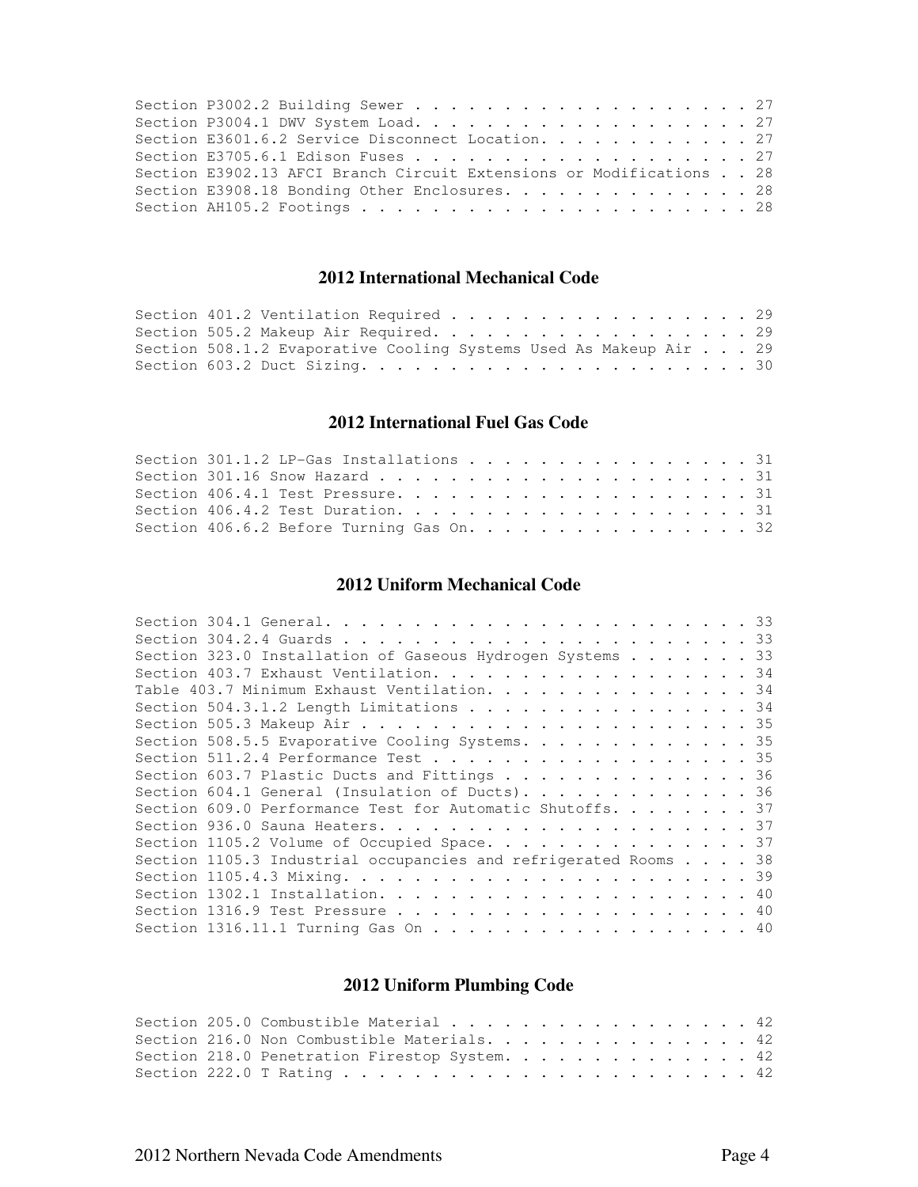Section P3002.2 Building Sewer . . . . . . . . . . . . . . . . . . . . 27
Section P3004.1 DWV System Load. . . . . . . . . . . . . . . . . . . . 27
Section E3601.6.2 Service Disconnect Location. . . . . . . . . . . . . 27
Section E3705.6.1 Edison Fuses . . . . . . . . . . . . . . . . . . . . 27
Section E3902.13 AFCI Branch Circuit Extensions or Modifications . . 28
Section E3908.18 Bonding Other Enclosures. . . . . . . . . . . . . . . 28
Section AH105.2 Footings . . . . . . . . . . . . . . . . . . . . . . . 28

## 2012 International Mechanical Code

Section 401.2 Ventilation Required . . . . . . . . . . . . . . . . . . 29
Section 505.2 Makeup Air Required. . . . . . . . . . . . . . . . . . . 29
Section 508.1.2 Evaporative Cooling Systems Used As Makeup Air . . . 29
Section 603.2 Duct Sizing. . . . . . . . . . . . . . . . . . . . . . . 30

## 2012 International Fuel Gas Code

Section 301.1.2 LP-Gas Installations . . . . . . . . . . . . . . . . . 31
Section 301.16 Snow Hazard . . . . . . . . . . . . . . . . . . . . . . 31
Section 406.4.1 Test Pressure. . . . . . . . . . . . . . . . . . . . . 31
Section 406.4.2 Test Duration. . . . . . . . . . . . . . . . . . . . . 31
Section 406.6.2 Before Turning Gas On. . . . . . . . . . . . . . . . . 32

## 2012 Uniform Mechanical Code

Section 304.1 General. . . . . . . . . . . . . . . . . . . . . . . . . 33
Section 304.2.4 Guards . . . . . . . . . . . . . . . . . . . . . . . . 33
Section 323.0 Installation of Gaseous Hydrogen Systems . . . . . . . 33
Section 403.7 Exhaust Ventilation. . . . . . . . . . . . . . . . . . . 34
Table 403.7 Minimum Exhaust Ventilation. . . . . . . . . . . . . . . . 34
Section 504.3.1.2 Length Limitations . . . . . . . . . . . . . . . . . 34
Section 505.3 Makeup Air . . . . . . . . . . . . . . . . . . . . . . . 35
Section 508.5.5 Evaporative Cooling Systems. . . . . . . . . . . . . . 35
Section 511.2.4 Performance Test . . . . . . . . . . . . . . . . . . . 35
Section 603.7 Plastic Ducts and Fittings . . . . . . . . . . . . . . . 36
Section 604.1 General (Insulation of Ducts). . . . . . . . . . . . . . 36
Section 609.0 Performance Test for Automatic Shutoffs. . . . . . . . . 37
Section 936.0 Sauna Heaters. . . . . . . . . . . . . . . . . . . . . . 37
Section 1105.2 Volume of Occupied Space. . . . . . . . . . . . . . . . 37
Section 1105.3 Industrial occupancies and refrigerated Rooms . . . . 38
Section 1105.4.3 Mixing. . . . . . . . . . . . . . . . . . . . . . . . 39
Section 1302.1 Installation. . . . . . . . . . . . . . . . . . . . . . 40
Section 1316.9 Test Pressure . . . . . . . . . . . . . . . . . . . . . 40
Section 1316.11.1 Turning Gas On . . . . . . . . . . . . . . . . . . . 40

## 2012 Uniform Plumbing Code

Section 205.0 Combustible Material . . . . . . . . . . . . . . . . . . 42
Section 216.0 Non Combustible Materials. . . . . . . . . . . . . . . . 42
Section 218.0 Penetration Firestop System. . . . . . . . . . . . . . . 42
Section 222.0 T Rating . . . . . . . . . . . . . . . . . . . . . . . . 42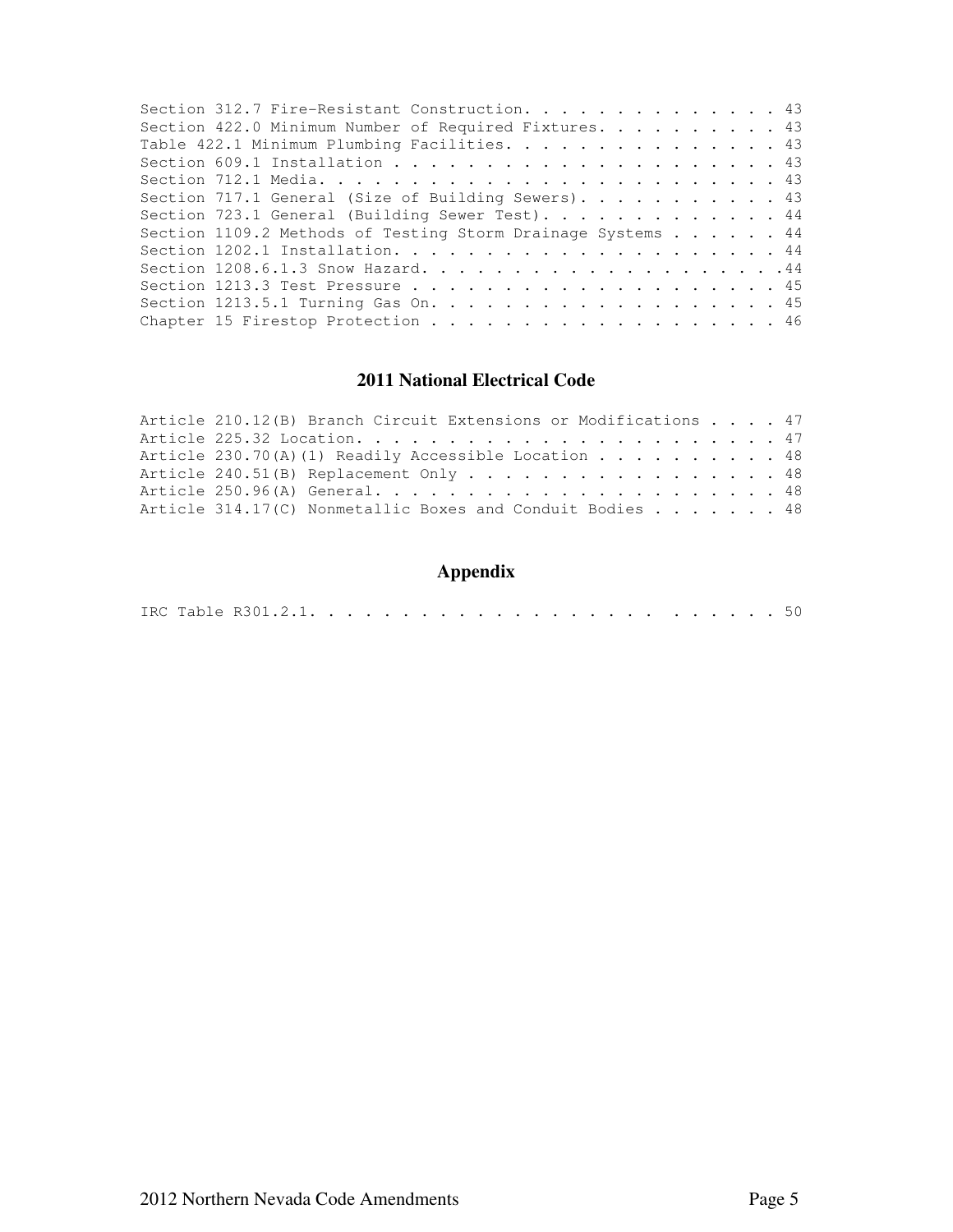Section 312.7 Fire-Resistant Construction. . . . . . . . . . . . . . 43
Section 422.0 Minimum Number of Required Fixtures. . . . . . . . . . 43
Table 422.1 Minimum Plumbing Facilities. . . . . . . . . . . . . . . 43
Section 609.1 Installation . . . . . . . . . . . . . . . . . . . . . 43
Section 712.1 Media. . . . . . . . . . . . . . . . . . . . . . . . . 43
Section 717.1 General (Size of Building Sewers). . . . . . . . . . . 43
Section 723.1 General (Building Sewer Test). . . . . . . . . . . . . 44
Section 1109.2 Methods of Testing Storm Drainage Systems . . . . . . 44
Section 1202.1 Installation. . . . . . . . . . . . . . . . . . . . . 44
Section 1208.6.1.3 Snow Hazard. . . . . . . . . . . . . . . . . . . .44
Section 1213.3 Test Pressure . . . . . . . . . . . . . . . . . . . . 45
Section 1213.5.1 Turning Gas On. . . . . . . . . . . . . . . . . . . 45
Chapter 15 Firestop Protection . . . . . . . . . . . . . . . . . . . 46

## 2011 National Electrical Code

Article 210.12(B) Branch Circuit Extensions or Modifications . . . . 47
Article 225.32 Location. . . . . . . . . . . . . . . . . . . . . . . 47
Article 230.70(A)(1) Readily Accessible Location . . . . . . . . . . 48
Article 240.51(B) Replacement Only . . . . . . . . . . . . . . . . . 48
Article 250.96(A) General. . . . . . . . . . . . . . . . . . . . . . 48
Article 314.17(C) Nonmetallic Boxes and Conduit Bodies . . . . . . . 48

## Appendix

IRC Table R301.2.1. . . . . . . . . . . . . . . . . . . . . . . . . 50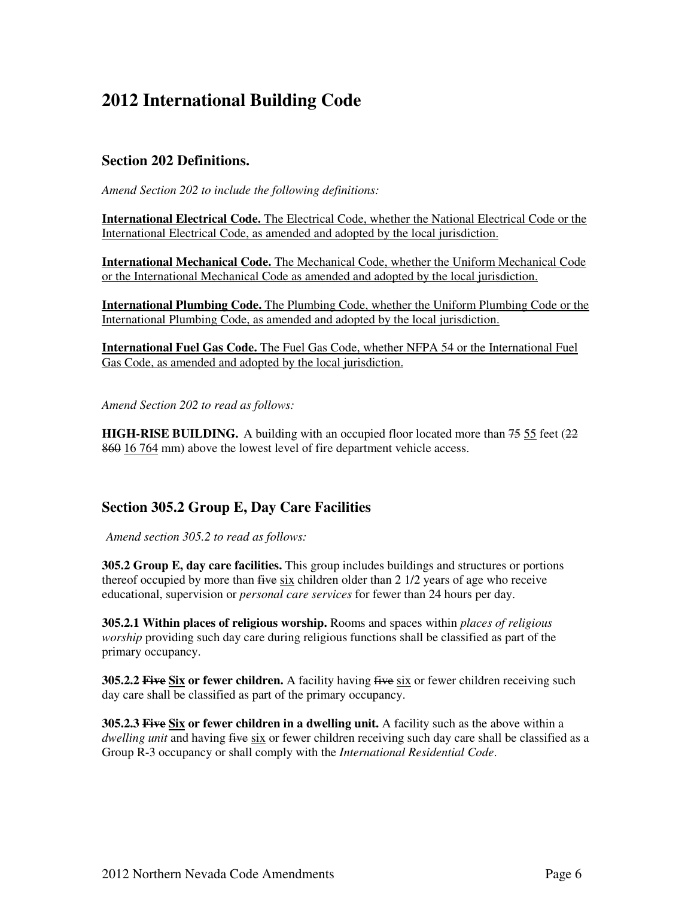# 2012 International Building Code

## Section 202 Definitions.

*Amend Section 202 to include the following definitions:*

<u>**International Electrical Code.** The Electrical Code, whether the National Electrical Code or the International Electrical Code, as amended and adopted by the local jurisdiction.</u>

<u>**International Mechanical Code.** The Mechanical Code, whether the Uniform Mechanical Code or the International Mechanical Code as amended and adopted by the local jurisdiction.</u>

<u>**International Plumbing Code.** The Plumbing Code, whether the Uniform Plumbing Code or the International Plumbing Code, as amended and adopted by the local jurisdiction.</u>

<u>**International Fuel Gas Code.** The Fuel Gas Code, whether NFPA 54 or the International Fuel Gas Code, as amended and adopted by the local jurisdiction.</u>

*Amend Section 202 to read as follows:*

**HIGH-RISE BUILDING.** A building with an occupied floor located more than ~~75~~ <u>55</u> feet (~~22 860~~ <u>16 764</u> mm) above the lowest level of fire department vehicle access.

## Section 305.2 Group E, Day Care Facilities

*Amend section 305.2 to read as follows:*

**305.2 Group E, day care facilities.** This group includes buildings and structures or portions thereof occupied by more than ~~five~~ <u>six</u> children older than 2 1/2 years of age who receive educational, supervision or *personal care services* for fewer than 24 hours per day.

**305.2.1 Within places of religious worship.** Rooms and spaces within *places of religious worship* providing such day care during religious functions shall be classified as part of the primary occupancy.

**305.2.2 ~~Five~~ <u>Six</u> or fewer children.** A facility having ~~five~~ <u>six</u> or fewer children receiving such day care shall be classified as part of the primary occupancy.

**305.2.3 ~~Five~~ <u>Six</u> or fewer children in a dwelling unit.** A facility such as the above within a *dwelling unit* and having ~~five~~ <u>six</u> or fewer children receiving such day care shall be classified as a Group R-3 occupancy or shall comply with the *International Residential Code*.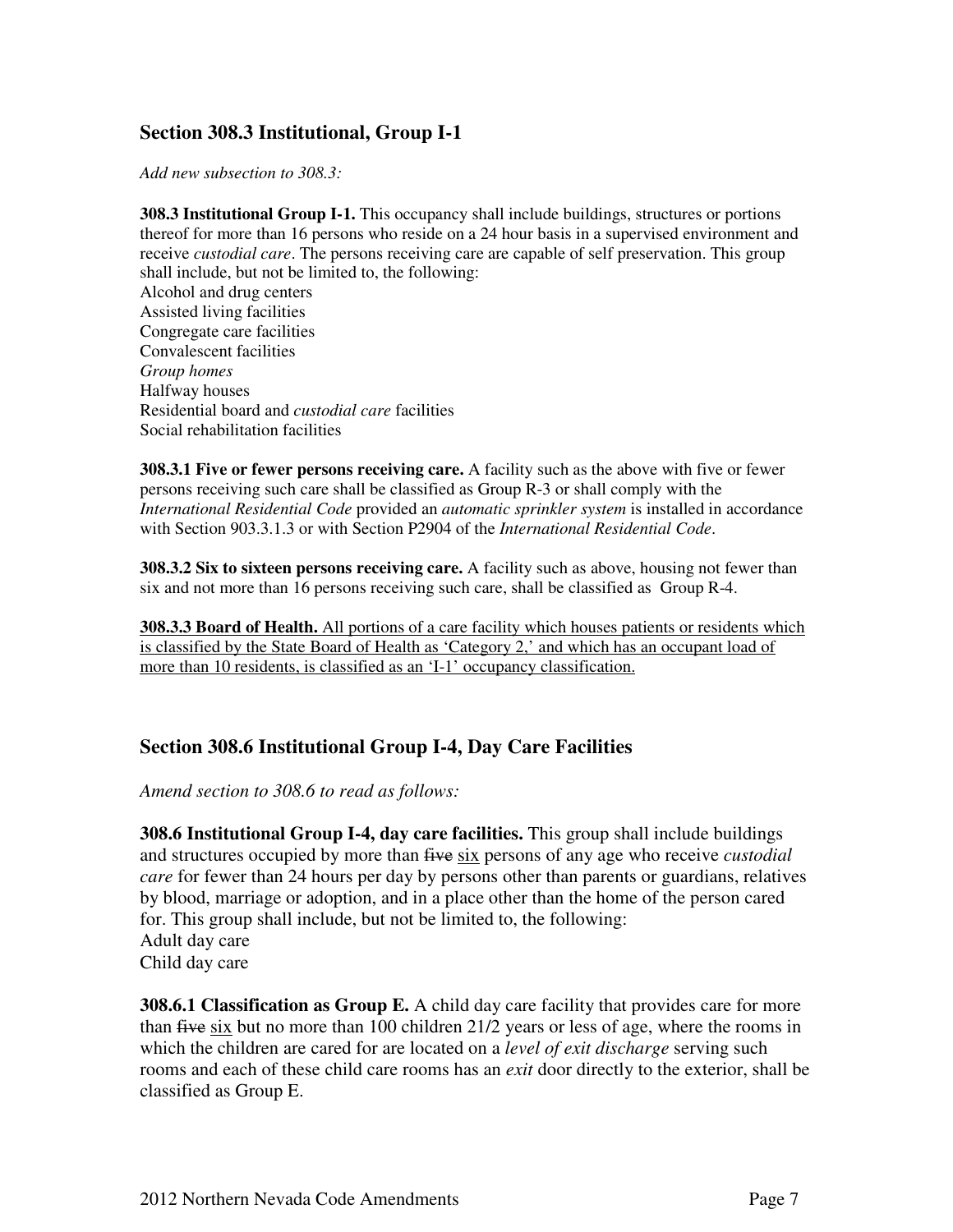## Section 308.3 Institutional, Group I-1

*Add new subsection to 308.3:*

**308.3 Institutional Group I-1.** This occupancy shall include buildings, structures or portions thereof for more than 16 persons who reside on a 24 hour basis in a supervised environment and receive *custodial care*. The persons receiving care are capable of self preservation. This group shall include, but not be limited to, the following:
Alcohol and drug centers
Assisted living facilities
Congregate care facilities
Convalescent facilities
*Group homes*
Halfway houses
Residential board and *custodial care* facilities
Social rehabilitation facilities

**308.3.1 Five or fewer persons receiving care.** A facility such as the above with five or fewer persons receiving such care shall be classified as Group R-3 or shall comply with the *International Residential Code* provided an *automatic sprinkler system* is installed in accordance with Section 903.3.1.3 or with Section P2904 of the *International Residential Code*.

**308.3.2 Six to sixteen persons receiving care.** A facility such as above, housing not fewer than six and not more than 16 persons receiving such care, shall be classified as Group R-4.

<u>**308.3.3 Board of Health.** All portions of a care facility which houses patients or residents which is classified by the State Board of Health as 'Category 2,' and which has an occupant load of more than 10 residents, is classified as an 'I-1' occupancy classification.</u>

## Section 308.6 Institutional Group I-4, Day Care Facilities

*Amend section to 308.6 to read as follows:*

**308.6 Institutional Group I-4, day care facilities.** This group shall include buildings and structures occupied by more than ~~five~~ <u>six</u> persons of any age who receive *custodial care* for fewer than 24 hours per day by persons other than parents or guardians, relatives by blood, marriage or adoption, and in a place other than the home of the person cared for. This group shall include, but not be limited to, the following:
Adult day care
Child day care

**308.6.1 Classification as Group E.** A child day care facility that provides care for more than ~~five~~ <u>six</u> but no more than 100 children 21/2 years or less of age, where the rooms in which the children are cared for are located on a *level of exit discharge* serving such rooms and each of these child care rooms has an *exit* door directly to the exterior, shall be classified as Group E.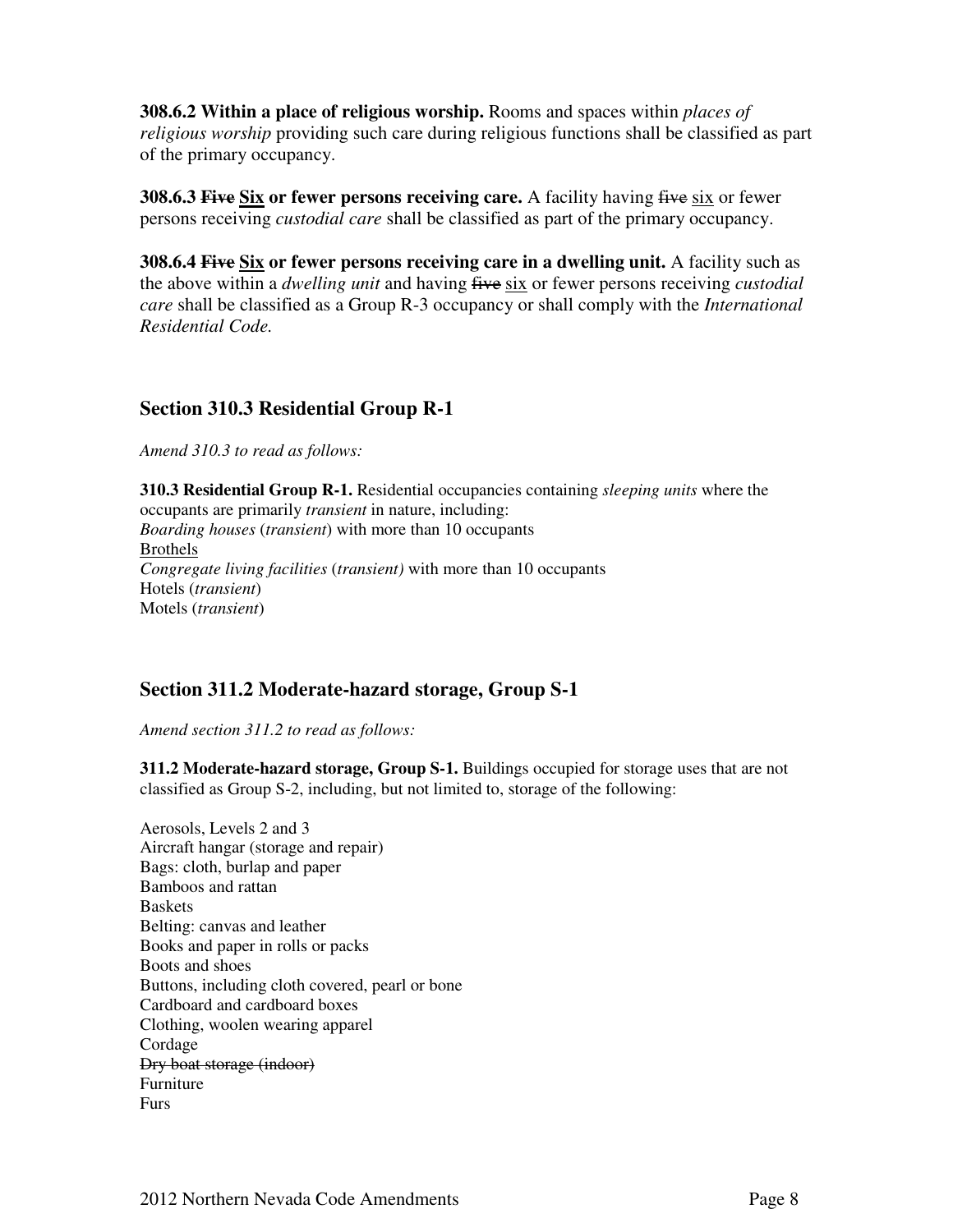**308.6.2 Within a place of religious worship.** Rooms and spaces within *places of religious worship* providing such care during religious functions shall be classified as part of the primary occupancy.

**308.6.3 ~~Five~~ <u>Six</u> or fewer persons receiving care.** A facility having ~~five~~ <u>six</u> or fewer persons receiving *custodial care* shall be classified as part of the primary occupancy.

**308.6.4 ~~Five~~ <u>Six</u> or fewer persons receiving care in a dwelling unit.** A facility such as the above within a *dwelling unit* and having ~~five~~ <u>six</u> or fewer persons receiving *custodial care* shall be classified as a Group R-3 occupancy or shall comply with the *International Residential Code.*

## Section 310.3 Residential Group R-1

*Amend 310.3 to read as follows:*

**310.3 Residential Group R-1.** Residential occupancies containing *sleeping units* where the occupants are primarily *transient* in nature, including:
*Boarding houses* (*transient*) with more than 10 occupants
<u>Brothels</u>
*Congregate living facilities* (*transient)* with more than 10 occupants
Hotels (*transient*)
Motels (*transient*)

## Section 311.2 Moderate-hazard storage, Group S-1

*Amend section 311.2 to read as follows:*

**311.2 Moderate-hazard storage, Group S-1.** Buildings occupied for storage uses that are not classified as Group S-2, including, but not limited to, storage of the following:

Aerosols, Levels 2 and 3
Aircraft hangar (storage and repair)
Bags: cloth, burlap and paper
Bamboos and rattan
Baskets
Belting: canvas and leather
Books and paper in rolls or packs
Boots and shoes
Buttons, including cloth covered, pearl or bone
Cardboard and cardboard boxes
Clothing, woolen wearing apparel
Cordage
~~Dry boat storage (indoor)~~
Furniture
Furs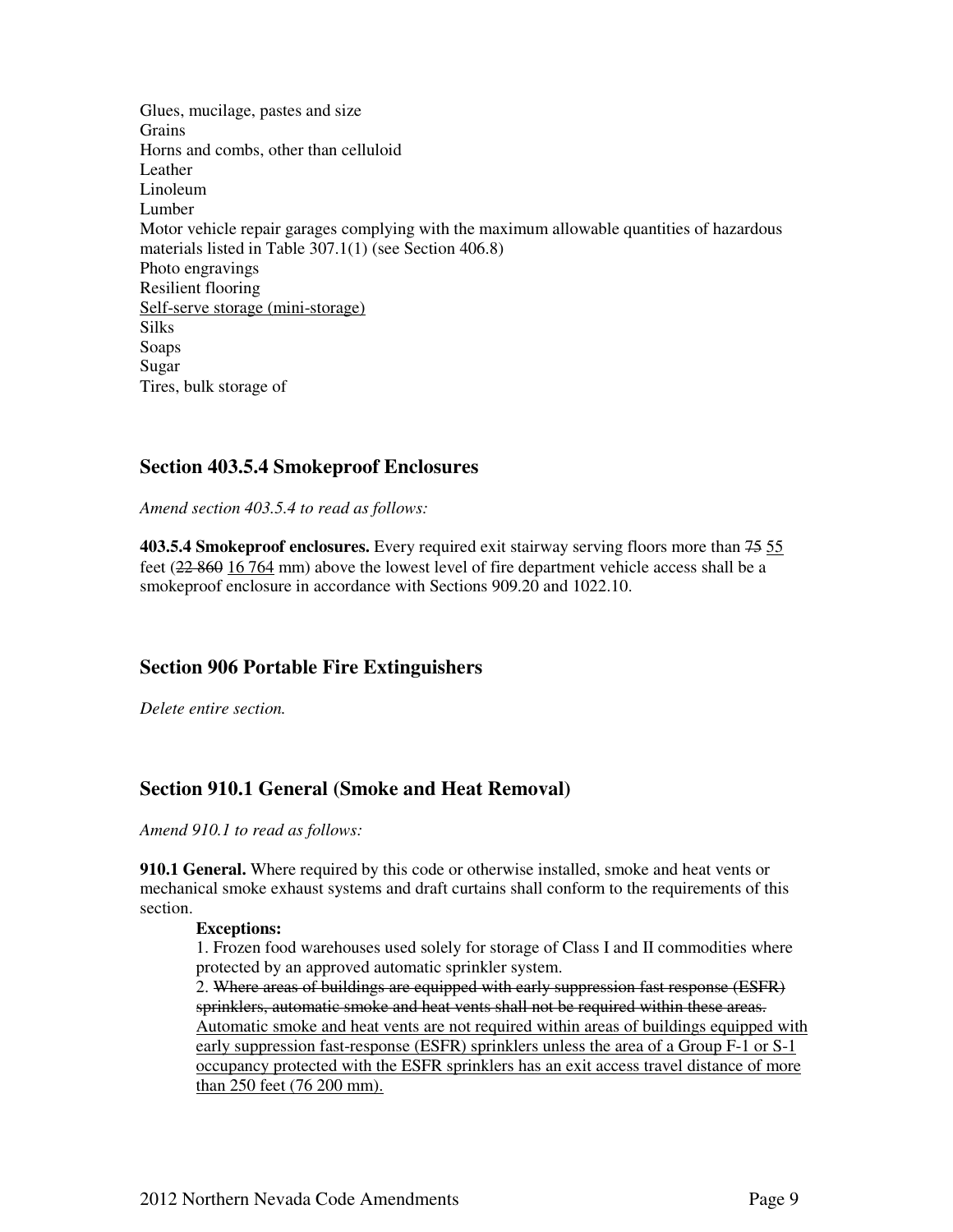Glues, mucilage, pastes and size
Grains
Horns and combs, other than celluloid
Leather
Linoleum
Lumber
Motor vehicle repair garages complying with the maximum allowable quantities of hazardous materials listed in Table 307.1(1) (see Section 406.8)
Photo engravings
Resilient flooring
<u>Self-serve storage (mini-storage)</u>
Silks
Soaps
Sugar
Tires, bulk storage of

## Section 403.5.4 Smokeproof Enclosures

*Amend section 403.5.4 to read as follows:*

**403.5.4 Smokeproof enclosures.** Every required exit stairway serving floors more than ~~75~~ <u>55</u> feet (~~22 860~~ <u>16 764</u> mm) above the lowest level of fire department vehicle access shall be a smokeproof enclosure in accordance with Sections 909.20 and 1022.10.

## Section 906 Portable Fire Extinguishers

*Delete entire section.*

## Section 910.1 General (Smoke and Heat Removal)

*Amend 910.1 to read as follows:*

**910.1 General.** Where required by this code or otherwise installed, smoke and heat vents or mechanical smoke exhaust systems and draft curtains shall conform to the requirements of this section.

**Exceptions:**

1. Frozen food warehouses used solely for storage of Class I and II commodities where protected by an approved automatic sprinkler system.
2. ~~Where areas of buildings are equipped with early suppression fast response (ESFR) sprinklers, automatic smoke and heat vents shall not be required within these areas.~~ <u>Automatic smoke and heat vents are not required within areas of buildings equipped with early suppression fast-response (ESFR) sprinklers unless the area of a Group F-1 or S-1 occupancy protected with the ESFR sprinklers has an exit access travel distance of more than 250 feet (76 200 mm).</u>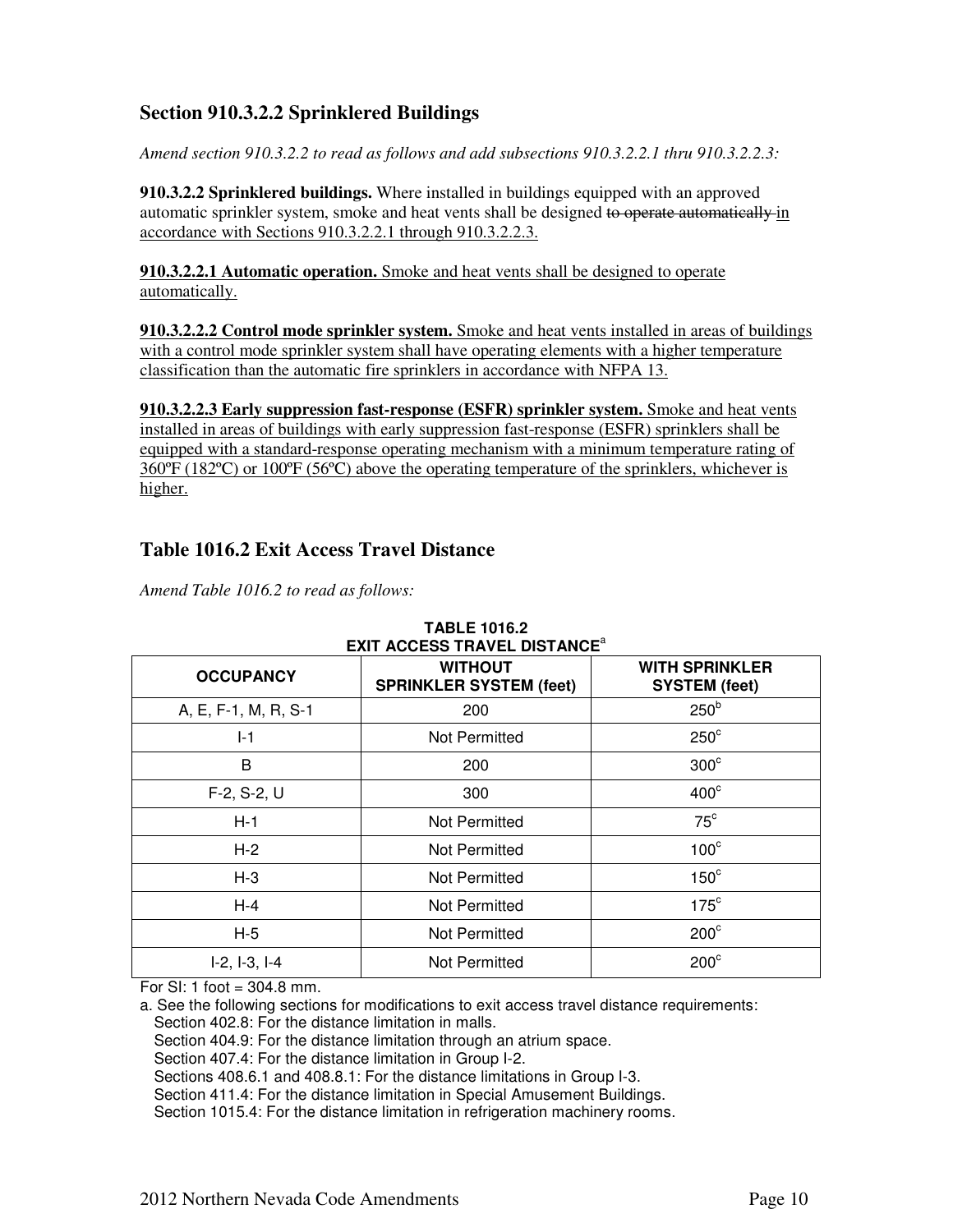## Section 910.3.2.2 Sprinklered Buildings

*Amend section 910.3.2.2 to read as follows and add subsections 910.3.2.2.1 thru 910.3.2.2.3:*

**910.3.2.2 Sprinklered buildings.** Where installed in buildings equipped with an approved automatic sprinkler system, smoke and heat vents shall be designed ~~to operate automatically~~ in accordance with Sections 910.3.2.2.1 through 910.3.2.2.3.

**910.3.2.2.1 Automatic operation.** Smoke and heat vents shall be designed to operate automatically.

**910.3.2.2.2 Control mode sprinkler system.** Smoke and heat vents installed in areas of buildings with a control mode sprinkler system shall have operating elements with a higher temperature classification than the automatic fire sprinklers in accordance with NFPA 13.

**910.3.2.2.3 Early suppression fast-response (ESFR) sprinkler system.** Smoke and heat vents installed in areas of buildings with early suppression fast-response (ESFR) sprinklers shall be equipped with a standard-response operating mechanism with a minimum temperature rating of 360ºF (182ºC) or 100ºF (56ºC) above the operating temperature of the sprinklers, whichever is higher.

## Table 1016.2 Exit Access Travel Distance

*Amend Table 1016.2 to read as follows:*

**TABLE 1016.2**
**EXIT ACCESS TRAVEL DISTANCE[a]**

| OCCUPANCY | WITHOUT SPRINKLER SYSTEM (feet) | WITH SPRINKLER SYSTEM (feet) |
|---|---|---|
| A, E, F-1, M, R, S-1 | 200 | 250[b] |
| I-1 | Not Permitted | 250[c] |
| B | 200 | 300[c] |
| F-2, S-2, U | 300 | 400[c] |
| H-1 | Not Permitted | 75[c] |
| H-2 | Not Permitted | 100[c] |
| H-3 | Not Permitted | 150[c] |
| H-4 | Not Permitted | 175[c] |
| H-5 | Not Permitted | 200[c] |
| I-2, I-3, I-4 | Not Permitted | 200[c] |

For SI: 1 foot = 304.8 mm.

a. See the following sections for modifications to exit access travel distance requirements:
Section 402.8: For the distance limitation in malls.
Section 404.9: For the distance limitation through an atrium space.
Section 407.4: For the distance limitation in Group I-2.
Sections 408.6.1 and 408.8.1: For the distance limitations in Group I-3.
Section 411.4: For the distance limitation in Special Amusement Buildings.
Section 1015.4: For the distance limitation in refrigeration machinery rooms.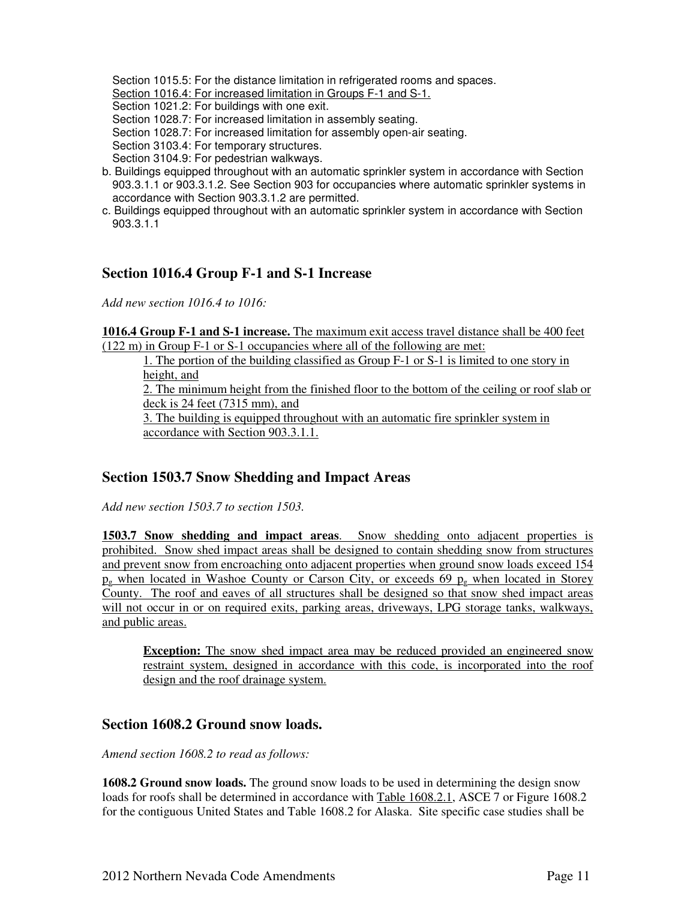Section 1015.5: For the distance limitation in refrigerated rooms and spaces.
Section 1016.4: For increased limitation in Groups F-1 and S-1.
Section 1021.2: For buildings with one exit.
Section 1028.7: For increased limitation in assembly seating.
Section 1028.7: For increased limitation for assembly open-air seating.
Section 3103.4: For temporary structures.
Section 3104.9: For pedestrian walkways.

b. Buildings equipped throughout with an automatic sprinkler system in accordance with Section 903.3.1.1 or 903.3.1.2. See Section 903 for occupancies where automatic sprinkler systems in accordance with Section 903.3.1.2 are permitted.

c. Buildings equipped throughout with an automatic sprinkler system in accordance with Section 903.3.1.1

## Section 1016.4 Group F-1 and S-1 Increase

*Add new section 1016.4 to 1016:*

**1016.4 Group F-1 and S-1 increase.** The maximum exit access travel distance shall be 400 feet (122 m) in Group F-1 or S-1 occupancies where all of the following are met:

1. The portion of the building classified as Group F-1 or S-1 is limited to one story in height, and
2. The minimum height from the finished floor to the bottom of the ceiling or roof slab or deck is 24 feet (7315 mm), and
3. The building is equipped throughout with an automatic fire sprinkler system in accordance with Section 903.3.1.1.

## Section 1503.7 Snow Shedding and Impact Areas

*Add new section 1503.7 to section 1503.*

**1503.7 Snow shedding and impact areas**. Snow shedding onto adjacent properties is prohibited. Snow shed impact areas shall be designed to contain shedding snow from structures and prevent snow from encroaching onto adjacent properties when ground snow loads exceed 154 $p_g$ when located in Washoe County or Carson City, or exceeds 69 $p_g$ when located in Storey County. The roof and eaves of all structures shall be designed so that snow shed impact areas will not occur in or on required exits, parking areas, driveways, LPG storage tanks, walkways, and public areas.

> **Exception:** The snow shed impact area may be reduced provided an engineered snow restraint system, designed in accordance with this code, is incorporated into the roof design and the roof drainage system.

## Section 1608.2 Ground snow loads.

*Amend section 1608.2 to read as follows:*

**1608.2 Ground snow loads.** The ground snow loads to be used in determining the design snow loads for roofs shall be determined in accordance with Table 1608.2.1, ASCE 7 or Figure 1608.2 for the contiguous United States and Table 1608.2 for Alaska. Site specific case studies shall be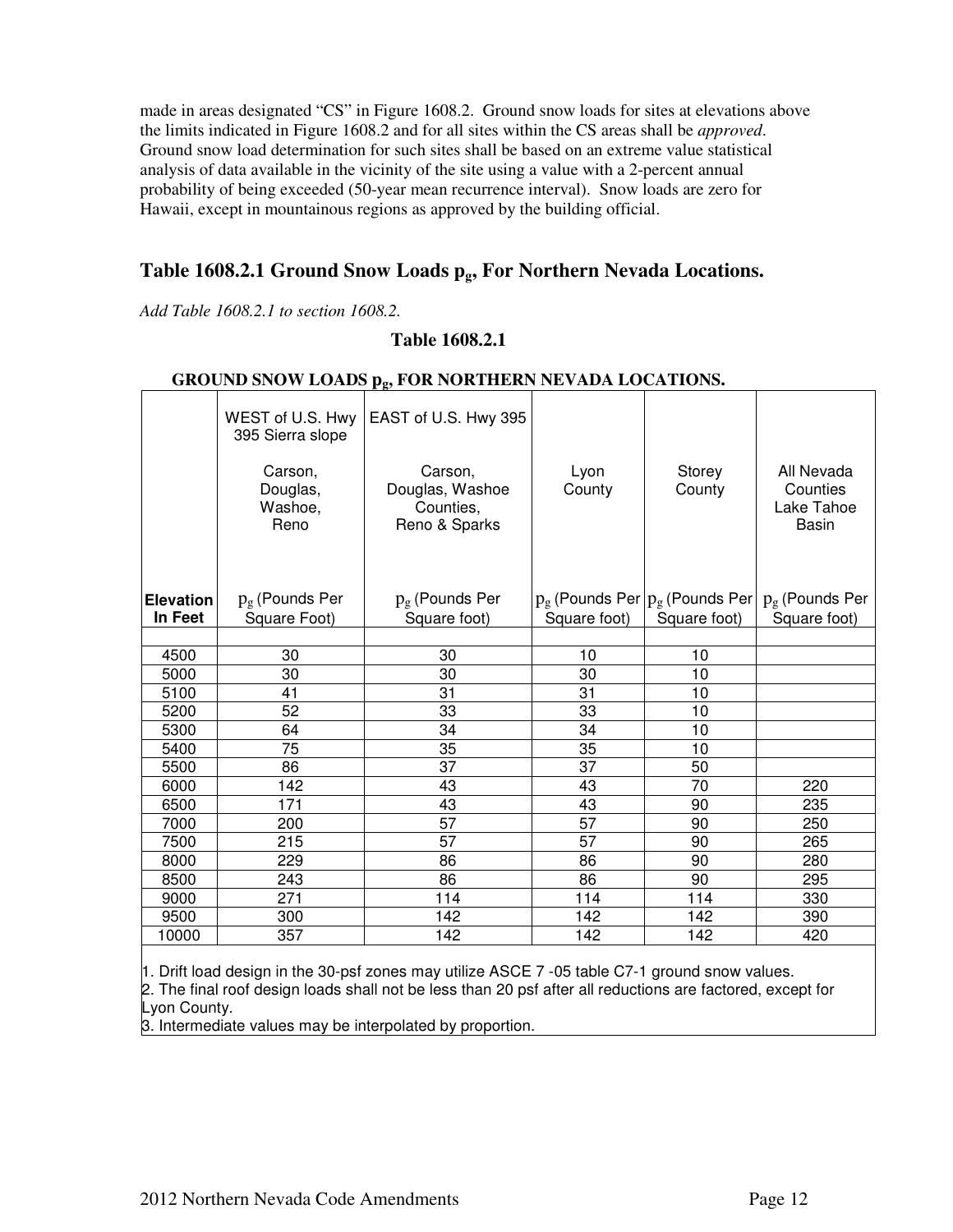made in areas designated “CS” in Figure 1608.2. Ground snow loads for sites at elevations above the limits indicated in Figure 1608.2 and for all sites within the CS areas shall be *approved*. Ground snow load determination for such sites shall be based on an extreme value statistical analysis of data available in the vicinity of the site using a value with a 2-percent annual probability of being exceeded (50-year mean recurrence interval). Snow loads are zero for Hawaii, except in mountainous regions as approved by the building official.

## Table 1608.2.1 Ground Snow Loads $p_g$, For Northern Nevada Locations.

*Add Table 1608.2.1 to section 1608.2.*

**Table 1608.2.1**

**GROUND SNOW LOADS $p_g$, FOR NORTHERN NEVADA LOCATIONS.**

| | WEST of U.S. Hwy 395 Sierra slope<br><br>Carson, Douglas, Washoe, Reno | EAST of U.S. Hwy 395<br><br>Carson, Douglas, Washoe Counties, Reno & Sparks | Lyon County | Storey County | All Nevada Counties Lake Tahoe Basin |
|---|---|---|---|---|---|
| **Elevation In Feet** | $p_g$ (Pounds Per Square Foot) | $p_g$ (Pounds Per Square foot) | $p_g$ (Pounds Per Square foot) | $p_g$ (Pounds Per Square foot) | $p_g$ (Pounds Per Square foot) |
| | | | | | |
| 4500 | 30 | 30 | 10 | 10 | |
| 5000 | 30 | 30 | 30 | 10 | |
| 5100 | 41 | 31 | 31 | 10 | |
| 5200 | 52 | 33 | 33 | 10 | |
| 5300 | 64 | 34 | 34 | 10 | |
| 5400 | 75 | 35 | 35 | 10 | |
| 5500 | 86 | 37 | 37 | 50 | |
| 6000 | 142 | 43 | 43 | 70 | 220 |
| 6500 | 171 | 43 | 43 | 90 | 235 |
| 7000 | 200 | 57 | 57 | 90 | 250 |
| 7500 | 215 | 57 | 57 | 90 | 265 |
| 8000 | 229 | 86 | 86 | 90 | 280 |
| 8500 | 243 | 86 | 86 | 90 | 295 |
| 9000 | 271 | 114 | 114 | 114 | 330 |
| 9500 | 300 | 142 | 142 | 142 | 390 |
| 10000 | 357 | 142 | 142 | 142 | 420 |

1. Drift load design in the 30-psf zones may utilize ASCE 7 -05 table C7-1 ground snow values.
2. The final roof design loads shall not be less than 20 psf after all reductions are factored, except for Lyon County.
3. Intermediate values may be interpolated by proportion.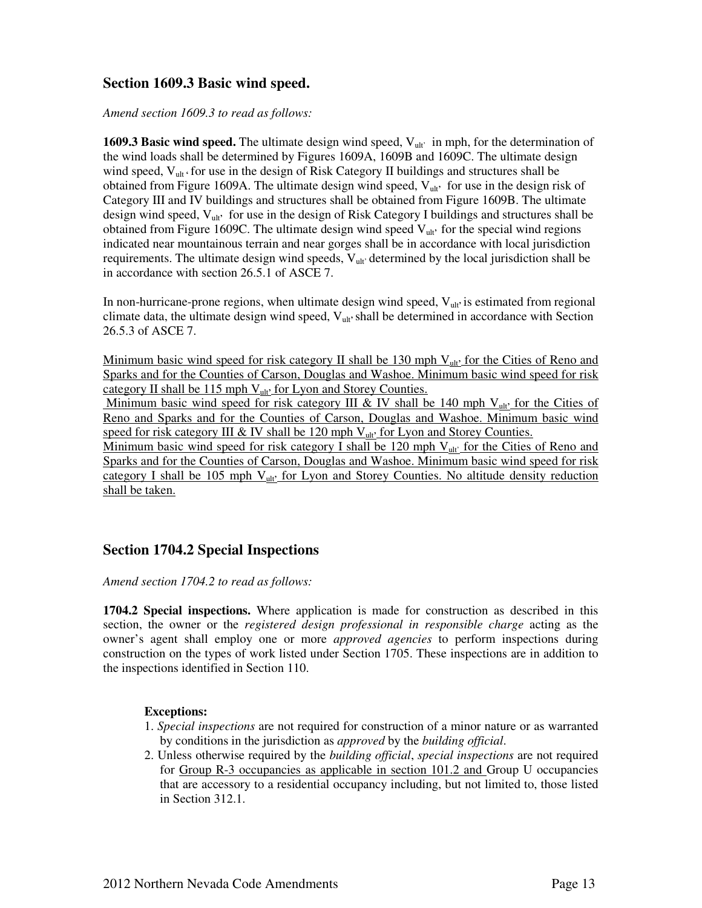## Section 1609.3 Basic wind speed.

*Amend section 1609.3 to read as follows:*

**1609.3 Basic wind speed.** The ultimate design wind speed, $V_{ult}$, in mph, for the determination of the wind loads shall be determined by Figures 1609A, 1609B and 1609C. The ultimate design wind speed, $V_{ult}$, for use in the design of Risk Category II buildings and structures shall be obtained from Figure 1609A. The ultimate design wind speed, $V_{ult}$, for use in the design risk of Category III and IV buildings and structures shall be obtained from Figure 1609B. The ultimate design wind speed, $V_{ult}$, for use in the design of Risk Category I buildings and structures shall be obtained from Figure 1609C. The ultimate design wind speed $V_{ult}$, for the special wind regions indicated near mountainous terrain and near gorges shall be in accordance with local jurisdiction requirements. The ultimate design wind speeds, $V_{ult}$, determined by the local jurisdiction shall be in accordance with section 26.5.1 of ASCE 7.

In non-hurricane-prone regions, when ultimate design wind speed, $V_{ult}$, is estimated from regional climate data, the ultimate design wind speed, $V_{ult}$, shall be determined in accordance with Section 26.5.3 of ASCE 7.

<u>Minimum basic wind speed for risk category II shall be 130 mph $V_{ult}$, for the Cities of Reno and Sparks and for the Counties of Carson, Douglas and Washoe. Minimum basic wind speed for risk category II shall be 115 mph $V_{ult}$, for Lyon and Storey Counties.</u>
<u>Minimum basic wind speed for risk category III & IV shall be 140 mph $V_{ult}$, for the Cities of Reno and Sparks and for the Counties of Carson, Douglas and Washoe. Minimum basic wind speed for risk category III & IV shall be 120 mph $V_{ult}$, for Lyon and Storey Counties.</u>
<u>Minimum basic wind speed for risk category I shall be 120 mph $V_{ult}$, for the Cities of Reno and Sparks and for the Counties of Carson, Douglas and Washoe. Minimum basic wind speed for risk category I shall be 105 mph $V_{ult}$, for Lyon and Storey Counties. No altitude density reduction shall be taken.</u>

## Section 1704.2 Special Inspections

*Amend section 1704.2 to read as follows:*

**1704.2 Special inspections.** Where application is made for construction as described in this section, the owner or the *registered design professional in responsible charge* acting as the owner's agent shall employ one or more *approved agencies* to perform inspections during construction on the types of work listed under Section 1705. These inspections are in addition to the inspections identified in Section 110.

**Exceptions:**

1. *Special inspections* are not required for construction of a minor nature or as warranted by conditions in the jurisdiction as *approved* by the *building official*.
2. Unless otherwise required by the *building official*, *special inspections* are not required for <u>Group R-3 occupancies as applicable in section 101.2 and</u> Group U occupancies that are accessory to a residential occupancy including, but not limited to, those listed in Section 312.1.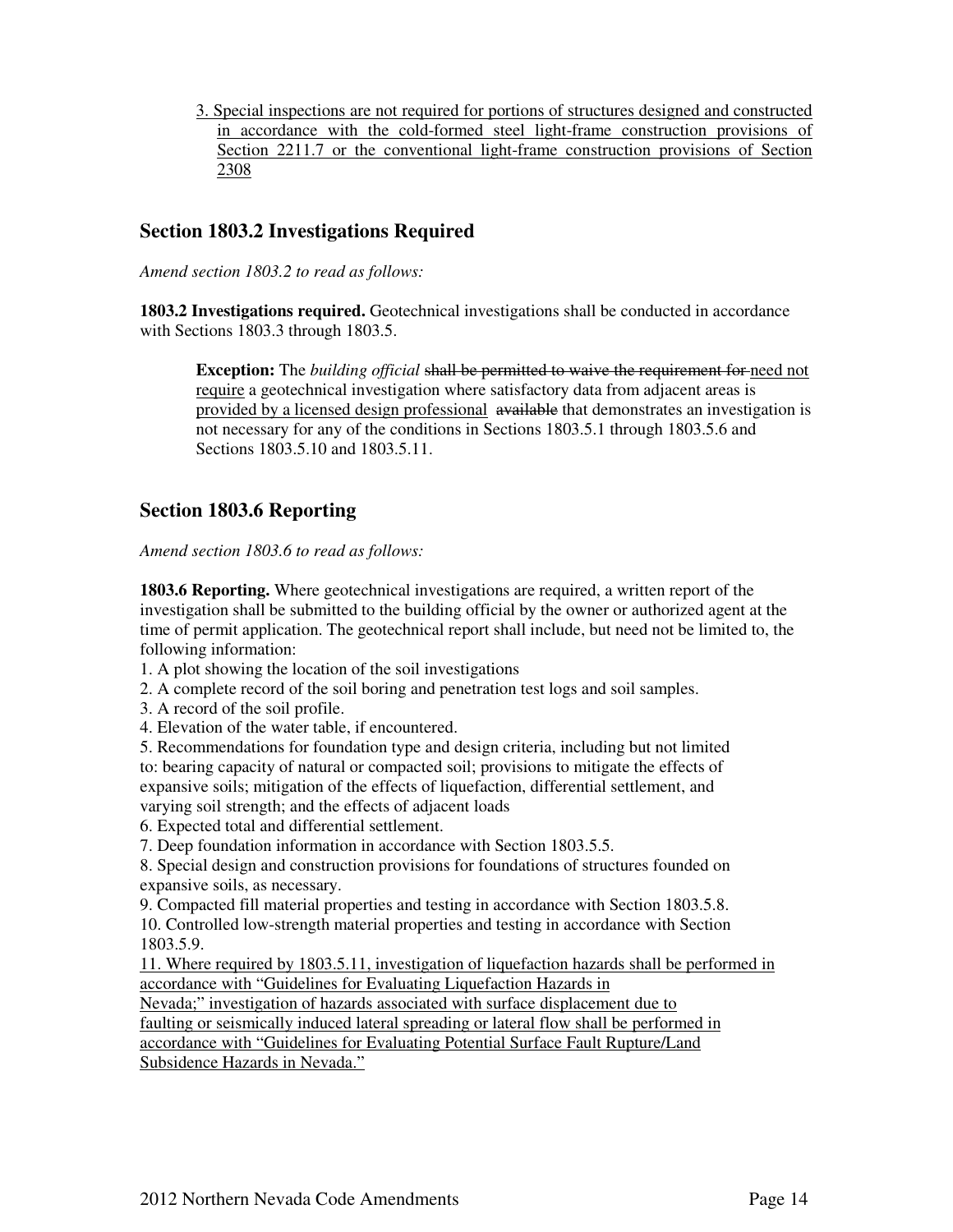3. Special inspections are not required for portions of structures designed and constructed in accordance with the cold-formed steel light-frame construction provisions of Section 2211.7 or the conventional light-frame construction provisions of Section 2308

## Section 1803.2 Investigations Required

*Amend section 1803.2 to read as follows:*

**1803.2 Investigations required.** Geotechnical investigations shall be conducted in accordance with Sections 1803.3 through 1803.5.

> **Exception:** The *building official* ~~shall be permitted to waive the requirement for~~ need not require a geotechnical investigation where satisfactory data from adjacent areas is provided by a licensed design professional ~~available~~ that demonstrates an investigation is not necessary for any of the conditions in Sections 1803.5.1 through 1803.5.6 and Sections 1803.5.10 and 1803.5.11.

## Section 1803.6 Reporting

*Amend section 1803.6 to read as follows:*

**1803.6 Reporting.** Where geotechnical investigations are required, a written report of the investigation shall be submitted to the building official by the owner or authorized agent at the time of permit application. The geotechnical report shall include, but need not be limited to, the following information:

1. A plot showing the location of the soil investigations
2. A complete record of the soil boring and penetration test logs and soil samples.
3. A record of the soil profile.
4. Elevation of the water table, if encountered.
5. Recommendations for foundation type and design criteria, including but not limited to: bearing capacity of natural or compacted soil; provisions to mitigate the effects of expansive soils; mitigation of the effects of liquefaction, differential settlement, and varying soil strength; and the effects of adjacent loads
6. Expected total and differential settlement.
7. Deep foundation information in accordance with Section 1803.5.5.
8. Special design and construction provisions for foundations of structures founded on expansive soils, as necessary.
9. Compacted fill material properties and testing in accordance with Section 1803.5.8.
10. Controlled low-strength material properties and testing in accordance with Section 1803.5.9.
11. Where required by 1803.5.11, investigation of liquefaction hazards shall be performed in accordance with "Guidelines for Evaluating Liquefaction Hazards in Nevada;" investigation of hazards associated with surface displacement due to faulting or seismically induced lateral spreading or lateral flow shall be performed in accordance with "Guidelines for Evaluating Potential Surface Fault Rupture/Land Subsidence Hazards in Nevada."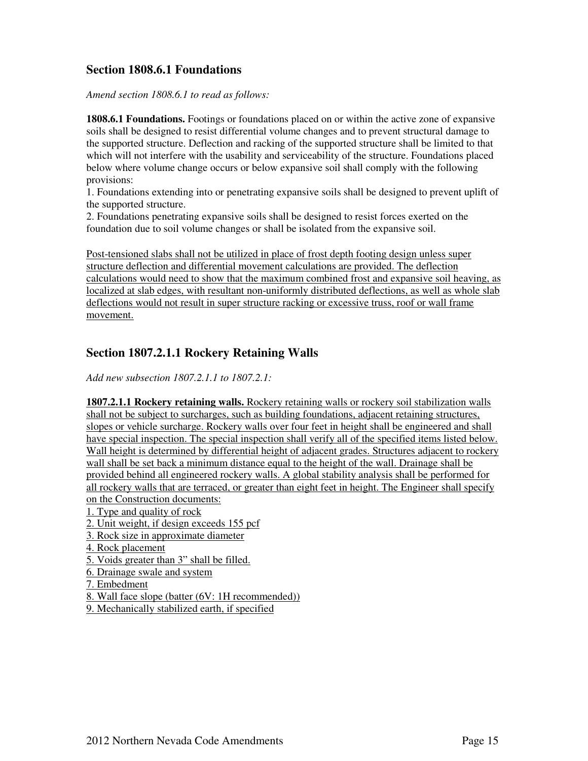## Section 1808.6.1 Foundations

*Amend section 1808.6.1 to read as follows:*

**1808.6.1 Foundations.** Footings or foundations placed on or within the active zone of expansive soils shall be designed to resist differential volume changes and to prevent structural damage to the supported structure. Deflection and racking of the supported structure shall be limited to that which will not interfere with the usability and serviceability of the structure. Foundations placed below where volume change occurs or below expansive soil shall comply with the following provisions:

1. Foundations extending into or penetrating expansive soils shall be designed to prevent uplift of the supported structure.
2. Foundations penetrating expansive soils shall be designed to resist forces exerted on the foundation due to soil volume changes or shall be isolated from the expansive soil.

<u>Post-tensioned slabs shall not be utilized in place of frost depth footing design unless super structure deflection and differential movement calculations are provided. The deflection calculations would need to show that the maximum combined frost and expansive soil heaving, as localized at slab edges, with resultant non-uniformly distributed deflections, as well as whole slab deflections would not result in super structure racking or excessive truss, roof or wall frame movement.</u>

## Section 1807.2.1.1 Rockery Retaining Walls

*Add new subsection 1807.2.1.1 to 1807.2.1:*

<u>**1807.2.1.1 Rockery retaining walls.** Rockery retaining walls or rockery soil stabilization walls shall not be subject to surcharges, such as building foundations, adjacent retaining structures, slopes or vehicle surcharge. Rockery walls over four feet in height shall be engineered and shall have special inspection. The special inspection shall verify all of the specified items listed below. Wall height is determined by differential height of adjacent grades. Structures adjacent to rockery wall shall be set back a minimum distance equal to the height of the wall. Drainage shall be provided behind all engineered rockery walls. A global stability analysis shall be performed for all rockery walls that are terraced, or greater than eight feet in height. The Engineer shall specify on the Construction documents:</u>

1. <u>Type and quality of rock</u>
2. <u>Unit weight, if design exceeds 155 pcf</u>
3. <u>Rock size in approximate diameter</u>
4. <u>Rock placement</u>
5. <u>Voids greater than 3" shall be filled.</u>
6. <u>Drainage swale and system</u>
7. <u>Embedment</u>
8. <u>Wall face slope (batter (6V: 1H recommended))</u>
9. <u>Mechanically stabilized earth, if specified</u>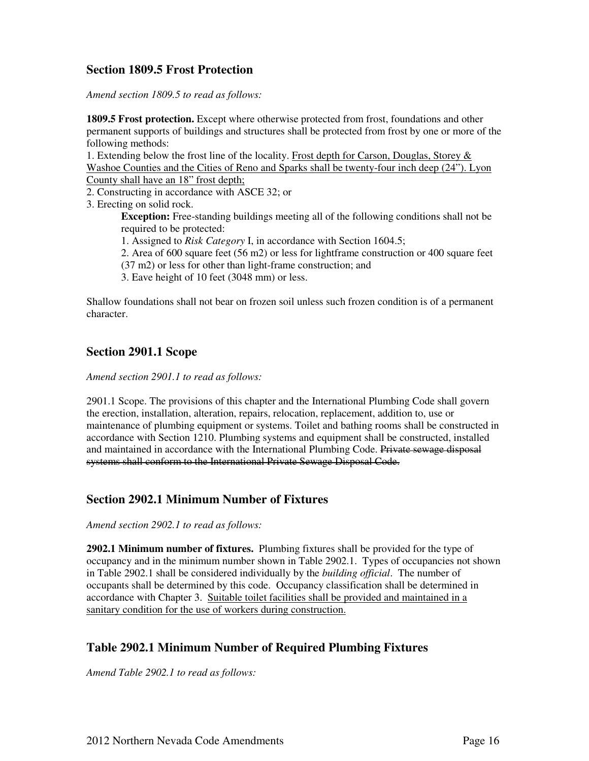## Section 1809.5 Frost Protection

*Amend section 1809.5 to read as follows:*

**1809.5 Frost protection.** Except where otherwise protected from frost, foundations and other permanent supports of buildings and structures shall be protected from frost by one or more of the following methods:

1. Extending below the frost line of the locality. <u>Frost depth for Carson, Douglas, Storey & Washoe Counties and the Cities of Reno and Sparks shall be twenty-four inch deep (24"). Lyon County shall have an 18" frost depth;</u>
2. Constructing in accordance with ASCE 32; or
3. Erecting on solid rock.

> **Exception:** Free-standing buildings meeting all of the following conditions shall not be required to be protected:
>
> 1. Assigned to *Risk Category* I, in accordance with Section 1604.5;
> 2. Area of 600 square feet (56 m2) or less for lightframe construction or 400 square feet (37 m2) or less for other than light-frame construction; and
> 3. Eave height of 10 feet (3048 mm) or less.

Shallow foundations shall not bear on frozen soil unless such frozen condition is of a permanent character.

## Section 2901.1 Scope

*Amend section 2901.1 to read as follows:*

2901.1 Scope. The provisions of this chapter and the International Plumbing Code shall govern the erection, installation, alteration, repairs, relocation, replacement, addition to, use or maintenance of plumbing equipment or systems. Toilet and bathing rooms shall be constructed in accordance with Section 1210. Plumbing systems and equipment shall be constructed, installed and maintained in accordance with the International Plumbing Code. ~~Private sewage disposal systems shall conform to the International Private Sewage Disposal Code.~~

## Section 2902.1 Minimum Number of Fixtures

*Amend section 2902.1 to read as follows:*

**2902.1 Minimum number of fixtures.** Plumbing fixtures shall be provided for the type of occupancy and in the minimum number shown in Table 2902.1. Types of occupancies not shown in Table 2902.1 shall be considered individually by the *building official*. The number of occupants shall be determined by this code. Occupancy classification shall be determined in accordance with Chapter 3. <u>Suitable toilet facilities shall be provided and maintained in a sanitary condition for the use of workers during construction.</u>

## Table 2902.1 Minimum Number of Required Plumbing Fixtures

*Amend Table 2902.1 to read as follows:*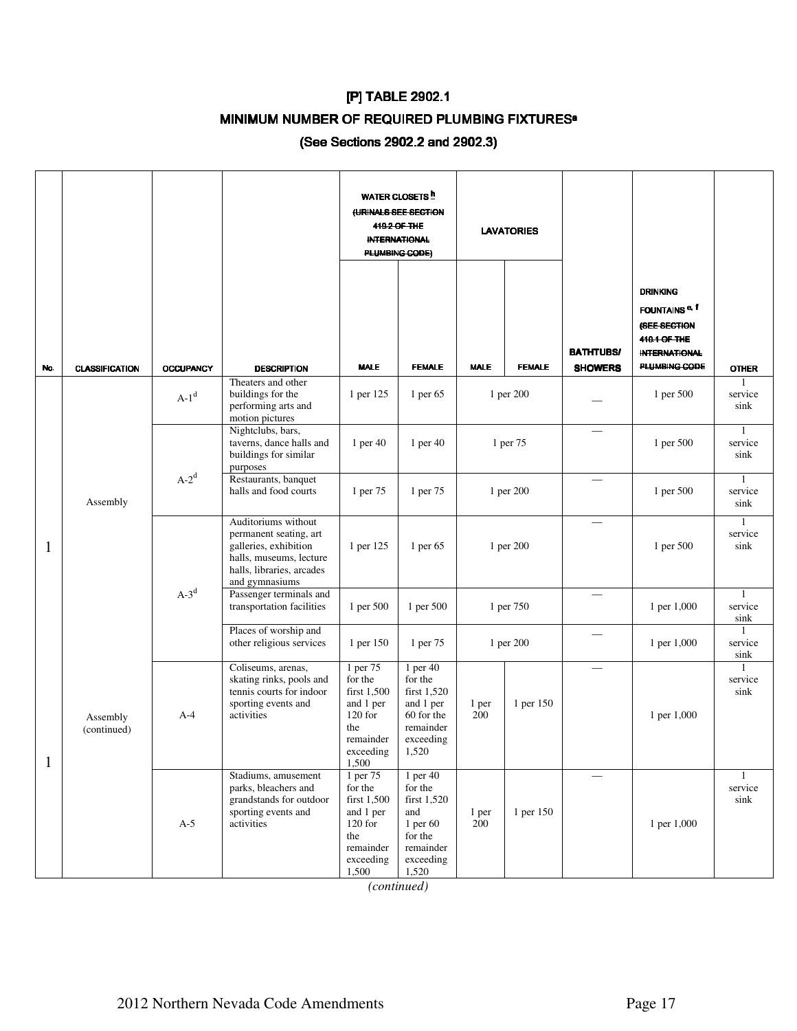# [P] TABLE 2902.1

## MINIMUM NUMBER OF REQUIRED PLUMBING FIXTURES[a]

### (See Sections 2902.2 and 2902.3)

| No. | CLASSIFICATION | OCCUPANCY | DESCRIPTION | WATER CLOSETS [h] (URINALS SEE SECTION 419.2 OF THE INTERNATIONAL PLUMBING CODE) | | LAVATORIES | | BATHTUBS/ SHOWERS | DRINKING FOUNTAINS [e, f] (SEE SECTION 410.1 OF THE INTERNATIONAL PLUMBING CODE | OTHER |
|---|---|---|---|---|---|---|---|---|---|---|
| | | | | MALE | FEMALE | MALE | FEMALE | | | |
| 1 | Assembly | A-1[d] | Theaters and other buildings for the performing arts and motion pictures | 1 per 125 | 1 per 65 | 1 per 200 | | — | 1 per 500 | 1 service sink |
| | | A-2[d] | Nightclubs, bars, taverns, dance halls and buildings for similar purposes | 1 per 40 | 1 per 40 | 1 per 75 | | — | 1 per 500 | 1 service sink |
| | | | Restaurants, banquet halls and food courts | 1 per 75 | 1 per 75 | 1 per 200 | | — | 1 per 500 | 1 service sink |
| | | A-3[d] | Auditoriums without permanent seating, art galleries, exhibition halls, museums, lecture halls, libraries, arcades and gymnasiums | 1 per 125 | 1 per 65 | 1 per 200 | | — | 1 per 500 | 1 service sink |
| | | | Passenger terminals and transportation facilities | 1 per 500 | 1 per 500 | 1 per 750 | | — | 1 per 1,000 | 1 service sink |
| | | | Places of worship and other religious services | 1 per 150 | 1 per 75 | 1 per 200 | | — | 1 per 1,000 | 1 service sink |
| 1 | Assembly (continued) | A-4 | Coliseums, arenas, skating rinks, pools and tennis courts for indoor sporting events and activities | 1 per 75 for the first 1,500 and 1 per 120 for the remainder exceeding 1,500 | 1 per 40 for the first 1,520 and 1 per 60 for the remainder exceeding 1,520 | 1 per 200 | 1 per 150 | — | 1 per 1,000 | 1 service sink |
| | | A-5 | Stadiums, amusement parks, bleachers and grandstands for outdoor sporting events and activities | 1 per 75 for the first 1,500 and 1 per 120 for the remainder exceeding 1,500 | 1 per 40 for the first 1,520 and 1 per 60 for the remainder exceeding 1,520 | 1 per 200 | 1 per 150 | — | 1 per 1,000 | 1 service sink |

*(continued)*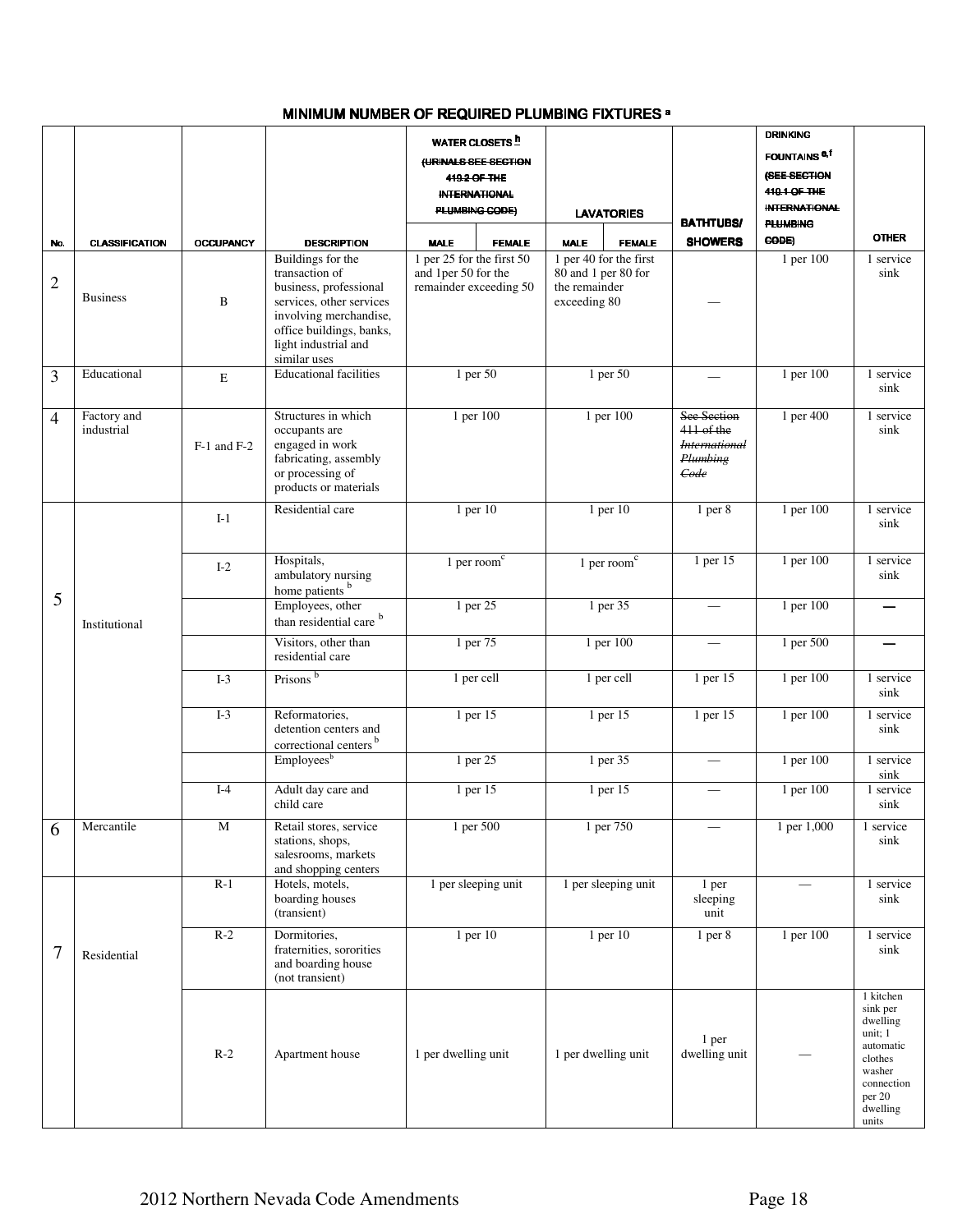## MINIMUM NUMBER OF REQUIRED PLUMBING FIXTURES [a]

| No. | CLASSIFICATION | OCCUPANCY | DESCRIPTION | WATER CLOSETS [h] ~~(URINALS SEE SECTION 419.2 OF THE INTERNATIONAL PLUMBING CODE)~~ | | LAVATORIES | | BATHTUBS/ SHOWERS | DRINKING FOUNTAINS [e,f] ~~(SEE SECTION 410.1 OF THE INTERNATIONAL PLUMBING CODE)~~ | OTHER |
|---|---|---|---|---|---|---|---|---|---|---|
| | | | | MALE | FEMALE | MALE | FEMALE | | | |
| 2 | Business | B | Buildings for the transaction of business, professional services, other services involving merchandise, office buildings, banks, light industrial and similar uses | 1 per 25 for the first 50 and 1per 50 for the remainder exceeding 50 | | 1 per 40 for the first 80 and 1 per 80 for the remainder exceeding 80 | | — | 1 per 100 | 1 service sink |
| 3 | Educational | E | Educational facilities | 1 per 50 | | 1 per 50 | | — | 1 per 100 | 1 service sink |
| 4 | Factory and industrial | F-1 and F-2 | Structures in which occupants are engaged in work fabricating, assembly or processing of products or materials | 1 per 100 | | 1 per 100 | | ~~See Section 411 of the *International Plumbing Code*~~ | 1 per 400 | 1 service sink |
| 5 | Institutional | I-1 | Residential care | 1 per 10 | | 1 per 10 | | 1 per 8 | 1 per 100 | 1 service sink |
| | | I-2 | Hospitals, ambulatory nursing home patients [b] | 1 per room[c] | | 1 per room[c] | | 1 per 15 | 1 per 100 | 1 service sink |
| | | | Employees, other than residential care [b] | 1 per 25 | | 1 per 35 | | — | 1 per 100 | — |
| | | | Visitors, other than residential care | 1 per 75 | | 1 per 100 | | — | 1 per 500 | — |
| | | I-3 | Prisons [b] | 1 per cell | | 1 per cell | | 1 per 15 | 1 per 100 | 1 service sink |
| | | I-3 | Reformatories, detention centers and correctional centers [b] | 1 per 15 | | 1 per 15 | | 1 per 15 | 1 per 100 | 1 service sink |
| | | | Employees[b] | 1 per 25 | | 1 per 35 | | — | 1 per 100 | 1 service sink |
| | | I-4 | Adult day care and child care | 1 per 15 | | 1 per 15 | | — | 1 per 100 | 1 service sink |
| 6 | Mercantile | M | Retail stores, service stations, shops, salesrooms, markets and shopping centers | 1 per 500 | | 1 per 750 | | — | 1 per 1,000 | 1 service sink |
| 7 | Residential | R-1 | Hotels, motels, boarding houses (transient) | 1 per sleeping unit | | 1 per sleeping unit | | 1 per sleeping unit | — | 1 service sink |
| | | R-2 | Dormitories, fraternities, sororities and boarding house (not transient) | 1 per 10 | | 1 per 10 | | 1 per 8 | 1 per 100 | 1 service sink |
| | | R-2 | Apartment house | 1 per dwelling unit | | 1 per dwelling unit | | 1 per dwelling unit | — | 1 kitchen sink per dwelling unit; 1 automatic clothes washer connection per 20 dwelling units |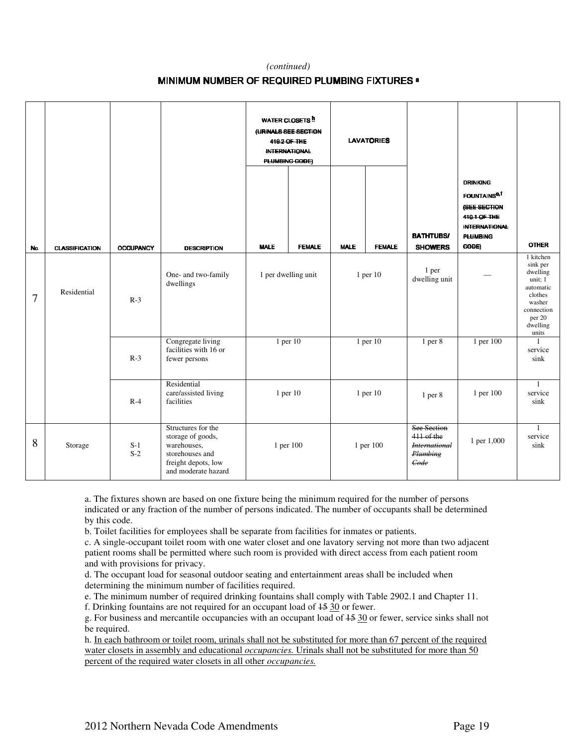*(continued)*

**MINIMUM NUMBER OF REQUIRED PLUMBING FIXTURES [a]**

| No. | CLASSIFICATION | OCCUPANCY | DESCRIPTION | WATER CLOSETS [h] ~~(URINALS SEE SECTION 419.2 OF THE INTERNATIONAL PLUMBING CODE)~~ | | LAVATORIES | | BATHTUBS/ SHOWERS | DRINKING FOUNTAINS[e,f] ~~(SEE SECTION 410.1 OF THE INTERNATIONAL PLUMBING CODE)~~ | OTHER |
|---|---|---|---|---|---|---|---|---|---|---|
| | | | | MALE | FEMALE | MALE | FEMALE | | | |
| 7 | Residential | R-3 | One- and two-family dwellings | 1 per dwelling unit | | 1 per 10 | | 1 per dwelling unit | — | 1 kitchen sink per dwelling unit; 1 automatic clothes washer connection per 20 dwelling units |
| | | R-3 | Congregate living facilities with 16 or fewer persons | 1 per 10 | | 1 per 10 | | 1 per 8 | 1 per 100 | 1 service sink |
| | | R-4 | Residential care/assisted living facilities | 1 per 10 | | 1 per 10 | | 1 per 8 | 1 per 100 | 1 service sink |
| 8 | Storage | S-1 S-2 | Structures for the storage of goods, warehouses, storehouses and freight depots, low and moderate hazard | 1 per 100 | | 1 per 100 | | ~~See Section 411 of the *International Plumbing Code*~~ | 1 per 1,000 | 1 service sink |

a. The fixtures shown are based on one fixture being the minimum required for the number of persons indicated or any fraction of the number of persons indicated. The number of occupants shall be determined by this code.

b. Toilet facilities for employees shall be separate from facilities for inmates or patients.

c. A single-occupant toilet room with one water closet and one lavatory serving not more than two adjacent patient rooms shall be permitted where such room is provided with direct access from each patient room and with provisions for privacy.

d. The occupant load for seasonal outdoor seating and entertainment areas shall be included when determining the minimum number of facilities required.

e. The minimum number of required drinking fountains shall comply with Table 2902.1 and Chapter 11.

f. Drinking fountains are not required for an occupant load of ~~15~~ 30 or fewer.

g. For business and mercantile occupancies with an occupant load of ~~15~~ 30 or fewer, service sinks shall not be required.

h. In each bathroom or toilet room, urinals shall not be substituted for more than 67 percent of the required water closets in assembly and educational *occupancies.* Urinals shall not be substituted for more than 50 percent of the required water closets in all other *occupancies.*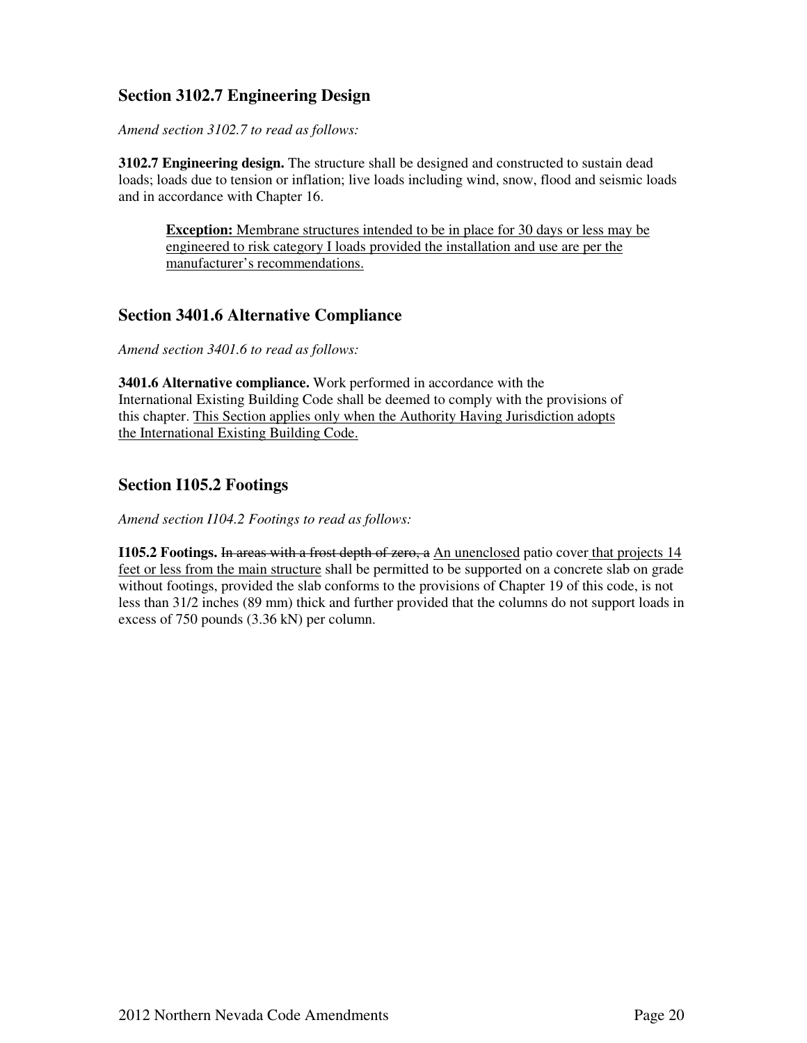## Section 3102.7 Engineering Design

*Amend section 3102.7 to read as follows:*

**3102.7 Engineering design.** The structure shall be designed and constructed to sustain dead loads; loads due to tension or inflation; live loads including wind, snow, flood and seismic loads and in accordance with Chapter 16.

> <u>**Exception:** Membrane structures intended to be in place for 30 days or less may be engineered to risk category I loads provided the installation and use are per the manufacturer's recommendations.</u>

## Section 3401.6 Alternative Compliance

*Amend section 3401.6 to read as follows:*

**3401.6 Alternative compliance.** Work performed in accordance with the International Existing Building Code shall be deemed to comply with the provisions of this chapter. <u>This Section applies only when the Authority Having Jurisdiction adopts the International Existing Building Code.</u>

## Section I105.2 Footings

*Amend section I104.2 Footings to read as follows:*

**I105.2 Footings.** ~~In areas with a frost depth of zero, a~~ <u>An unenclosed</u> patio cover <u>that projects 14 feet or less from the main structure</u> shall be permitted to be supported on a concrete slab on grade without footings, provided the slab conforms to the provisions of Chapter 19 of this code, is not less than 31/2 inches (89 mm) thick and further provided that the columns do not support loads in excess of 750 pounds (3.36 kN) per column.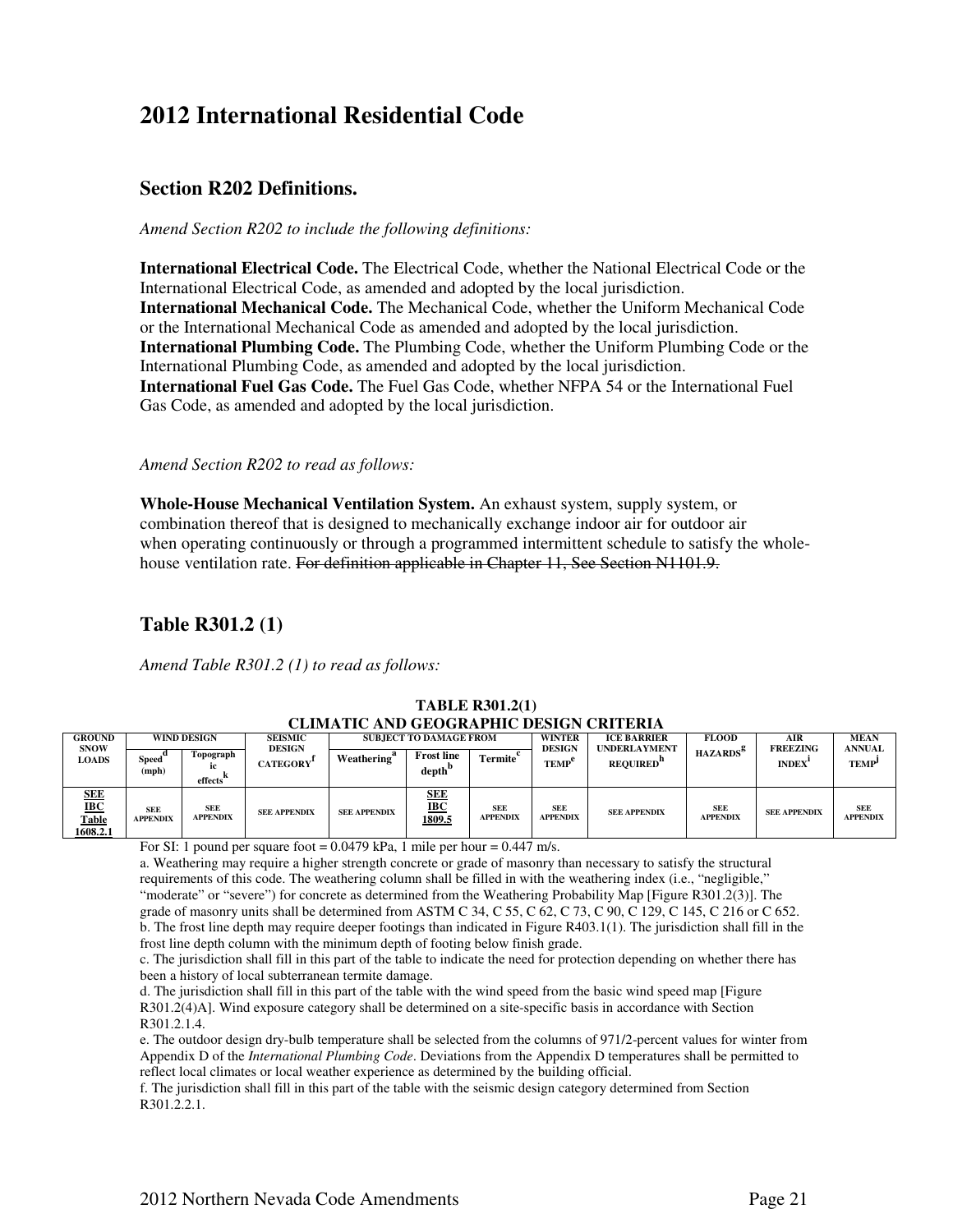# 2012 International Residential Code

## Section R202 Definitions.

*Amend Section R202 to include the following definitions:*

**International Electrical Code.** The Electrical Code, whether the National Electrical Code or the International Electrical Code, as amended and adopted by the local jurisdiction.
**International Mechanical Code.** The Mechanical Code, whether the Uniform Mechanical Code or the International Mechanical Code as amended and adopted by the local jurisdiction.
**International Plumbing Code.** The Plumbing Code, whether the Uniform Plumbing Code or the International Plumbing Code, as amended and adopted by the local jurisdiction.
**International Fuel Gas Code.** The Fuel Gas Code, whether NFPA 54 or the International Fuel Gas Code, as amended and adopted by the local jurisdiction.

*Amend Section R202 to read as follows:*

**Whole-House Mechanical Ventilation System.** An exhaust system, supply system, or combination thereof that is designed to mechanically exchange indoor air for outdoor air when operating continuously or through a programmed intermittent schedule to satisfy the whole-house ventilation rate. ~~For definition applicable in Chapter 11, See Section N1101.9.~~

## Table R301.2 (1)

*Amend Table R301.2 (1) to read as follows:*

**TABLE R301.2(1)**
**CLIMATIC AND GEOGRAPHIC DESIGN CRITERIA**

| GROUND SNOW LOADS | WIND DESIGN | | SEISMIC DESIGN CATEGORY[f] | SUBJECT TO DAMAGE FROM | | | WINTER DESIGN TEMP[e] | ICE BARRIER UNDERLAYMENT REQUIRED[h] | FLOOD HAZARDS[g] | AIR FREEZING INDEX[i] | MEAN ANNUAL TEMP[j] |
|---|---|---|---|---|---|---|---|---|---|---|---|
| | Speed[d] (mph) | Topographic effects[k] | | Weathering[a] | Frost line depth[b] | Termite[c] | | | | | |
| <u>SEE IBC Table 1608.2.1</u> | SEE APPENDIX | SEE APPENDIX | SEE APPENDIX | SEE APPENDIX | <u>SEE IBC 1809.5</u> | SEE APPENDIX | SEE APPENDIX | SEE APPENDIX | SEE APPENDIX | SEE APPENDIX | SEE APPENDIX |

For SI: 1 pound per square foot = 0.0479 kPa, 1 mile per hour = 0.447 m/s.

a. Weathering may require a higher strength concrete or grade of masonry than necessary to satisfy the structural requirements of this code. The weathering column shall be filled in with the weathering index (i.e., "negligible," "moderate" or "severe") for concrete as determined from the Weathering Probability Map [Figure R301.2(3)]. The grade of masonry units shall be determined from ASTM C 34, C 55, C 62, C 73, C 90, C 129, C 145, C 216 or C 652.

b. The frost line depth may require deeper footings than indicated in Figure R403.1(1). The jurisdiction shall fill in the frost line depth column with the minimum depth of footing below finish grade.

c. The jurisdiction shall fill in this part of the table to indicate the need for protection depending on whether there has been a history of local subterranean termite damage.

d. The jurisdiction shall fill in this part of the table with the wind speed from the basic wind speed map [Figure R301.2(4)A]. Wind exposure category shall be determined on a site-specific basis in accordance with Section R301.2.1.4.

e. The outdoor design dry-bulb temperature shall be selected from the columns of 971/2-percent values for winter from Appendix D of the *International Plumbing Code*. Deviations from the Appendix D temperatures shall be permitted to reflect local climates or local weather experience as determined by the building official.

f. The jurisdiction shall fill in this part of the table with the seismic design category determined from Section R301.2.2.1.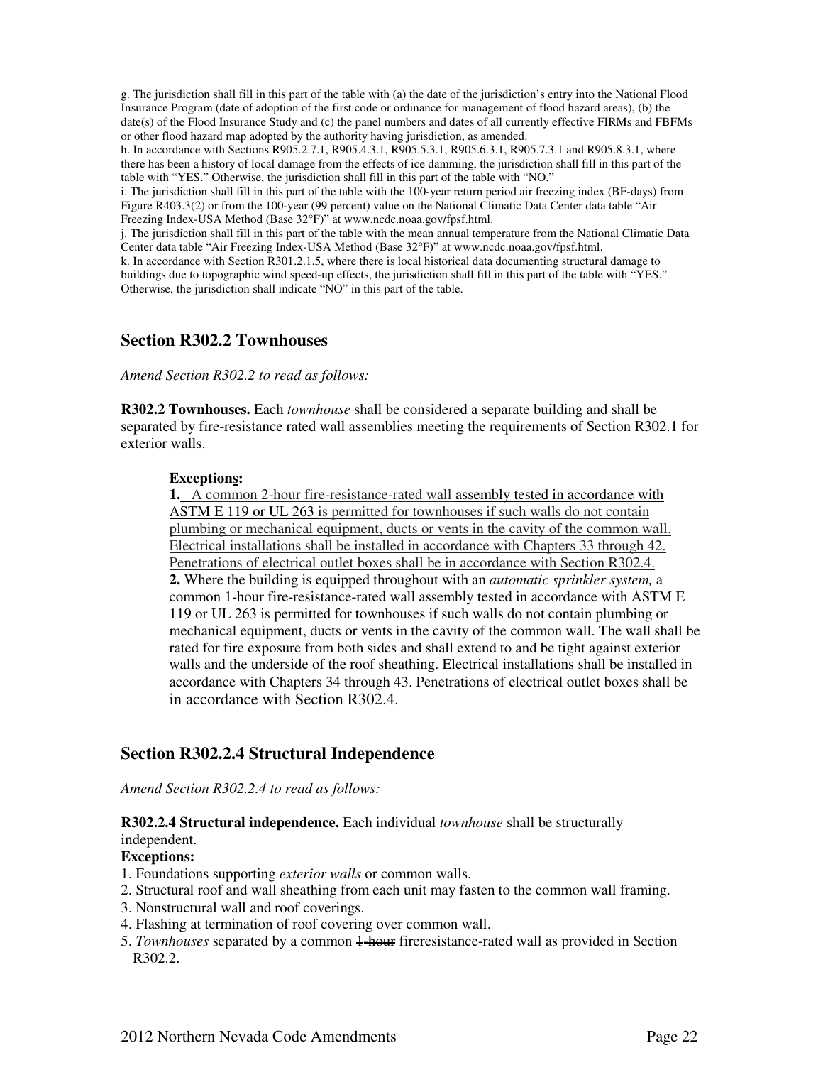g. The jurisdiction shall fill in this part of the table with (a) the date of the jurisdiction's entry into the National Flood Insurance Program (date of adoption of the first code or ordinance for management of flood hazard areas), (b) the date(s) of the Flood Insurance Study and (c) the panel numbers and dates of all currently effective FIRMs and FBFMs or other flood hazard map adopted by the authority having jurisdiction, as amended.

h. In accordance with Sections R905.2.7.1, R905.4.3.1, R905.5.3.1, R905.6.3.1, R905.7.3.1 and R905.8.3.1, where there has been a history of local damage from the effects of ice damming, the jurisdiction shall fill in this part of the table with "YES." Otherwise, the jurisdiction shall fill in this part of the table with "NO."

i. The jurisdiction shall fill in this part of the table with the 100-year return period air freezing index (BF-days) from Figure R403.3(2) or from the 100-year (99 percent) value on the National Climatic Data Center data table "Air Freezing Index-USA Method (Base 32°F)" at www.ncdc.noaa.gov/fpsf.html.

j. The jurisdiction shall fill in this part of the table with the mean annual temperature from the National Climatic Data Center data table "Air Freezing Index-USA Method (Base 32°F)" at www.ncdc.noaa.gov/fpsf.html.

k. In accordance with Section R301.2.1.5, where there is local historical data documenting structural damage to buildings due to topographic wind speed-up effects, the jurisdiction shall fill in this part of the table with "YES." Otherwise, the jurisdiction shall indicate "NO" in this part of the table.

## Section R302.2 Townhouses

*Amend Section R302.2 to read as follows:*

**R302.2 Townhouses.** Each *townhouse* shall be considered a separate building and shall be separated by fire-resistance rated wall assemblies meeting the requirements of Section R302.1 for exterior walls.

> **Exceptions:**
> **1.** A common 2-hour fire-resistance-rated wall assembly tested in accordance with ASTM E 119 or UL 263 is permitted for townhouses if such walls do not contain plumbing or mechanical equipment, ducts or vents in the cavity of the common wall. Electrical installations shall be installed in accordance with Chapters 33 through 42. Penetrations of electrical outlet boxes shall be in accordance with Section R302.4.
> **2.** Where the building is equipped throughout with an *automatic sprinkler system,* a common 1-hour fire-resistance-rated wall assembly tested in accordance with ASTM E 119 or UL 263 is permitted for townhouses if such walls do not contain plumbing or mechanical equipment, ducts or vents in the cavity of the common wall. The wall shall be rated for fire exposure from both sides and shall extend to and be tight against exterior walls and the underside of the roof sheathing. Electrical installations shall be installed in accordance with Chapters 34 through 43. Penetrations of electrical outlet boxes shall be in accordance with Section R302.4.

## Section R302.2.4 Structural Independence

*Amend Section R302.2.4 to read as follows:*

**R302.2.4 Structural independence.** Each individual *townhouse* shall be structurally independent.

**Exceptions:**

1. Foundations supporting *exterior walls* or common walls.
2. Structural roof and wall sheathing from each unit may fasten to the common wall framing.
3. Nonstructural wall and roof coverings.
4. Flashing at termination of roof covering over common wall.
5. *Townhouses* separated by a common ~~1-hour~~ fireresistance-rated wall as provided in Section R302.2.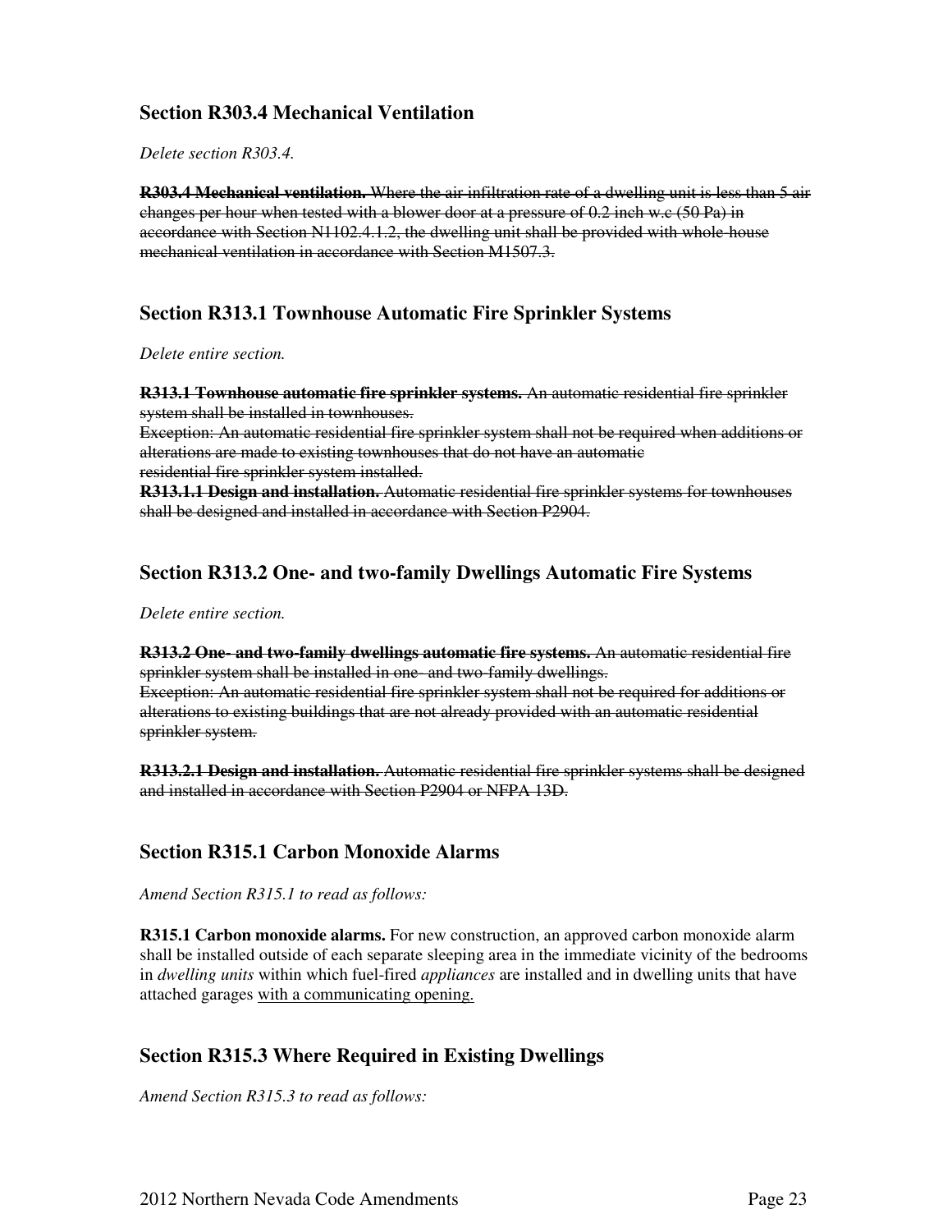## Section R303.4 Mechanical Ventilation

*Delete section R303.4.*

~~**R303.4 Mechanical ventilation.** Where the air infiltration rate of a dwelling unit is less than 5 air changes per hour when tested with a blower door at a pressure of 0.2 inch w.c (50 Pa) in accordance with Section N1102.4.1.2, the dwelling unit shall be provided with whole-house mechanical ventilation in accordance with Section M1507.3.~~

## Section R313.1 Townhouse Automatic Fire Sprinkler Systems

*Delete entire section.*

~~**R313.1 Townhouse automatic fire sprinkler systems.** An automatic residential fire sprinkler system shall be installed in townhouses.~~
~~Exception: An automatic residential fire sprinkler system shall not be required when additions or alterations are made to existing townhouses that do not have an automatic residential fire sprinkler system installed.~~
~~**R313.1.1 Design and installation.** Automatic residential fire sprinkler systems for townhouses shall be designed and installed in accordance with Section P2904.~~

## Section R313.2 One- and two-family Dwellings Automatic Fire Systems

*Delete entire section.*

~~**R313.2 One- and two-family dwellings automatic fire systems.** An automatic residential fire sprinkler system shall be installed in one- and two-family dwellings.~~
~~Exception: An automatic residential fire sprinkler system shall not be required for additions or alterations to existing buildings that are not already provided with an automatic residential sprinkler system.~~

~~**R313.2.1 Design and installation.** Automatic residential fire sprinkler systems shall be designed and installed in accordance with Section P2904 or NFPA 13D.~~

## Section R315.1 Carbon Monoxide Alarms

*Amend Section R315.1 to read as follows:*

**R315.1 Carbon monoxide alarms.** For new construction, an approved carbon monoxide alarm shall be installed outside of each separate sleeping area in the immediate vicinity of the bedrooms in *dwelling units* within which fuel-fired *appliances* are installed and in dwelling units that have attached garages <u>with a communicating opening.</u>

## Section R315.3 Where Required in Existing Dwellings

*Amend Section R315.3 to read as follows:*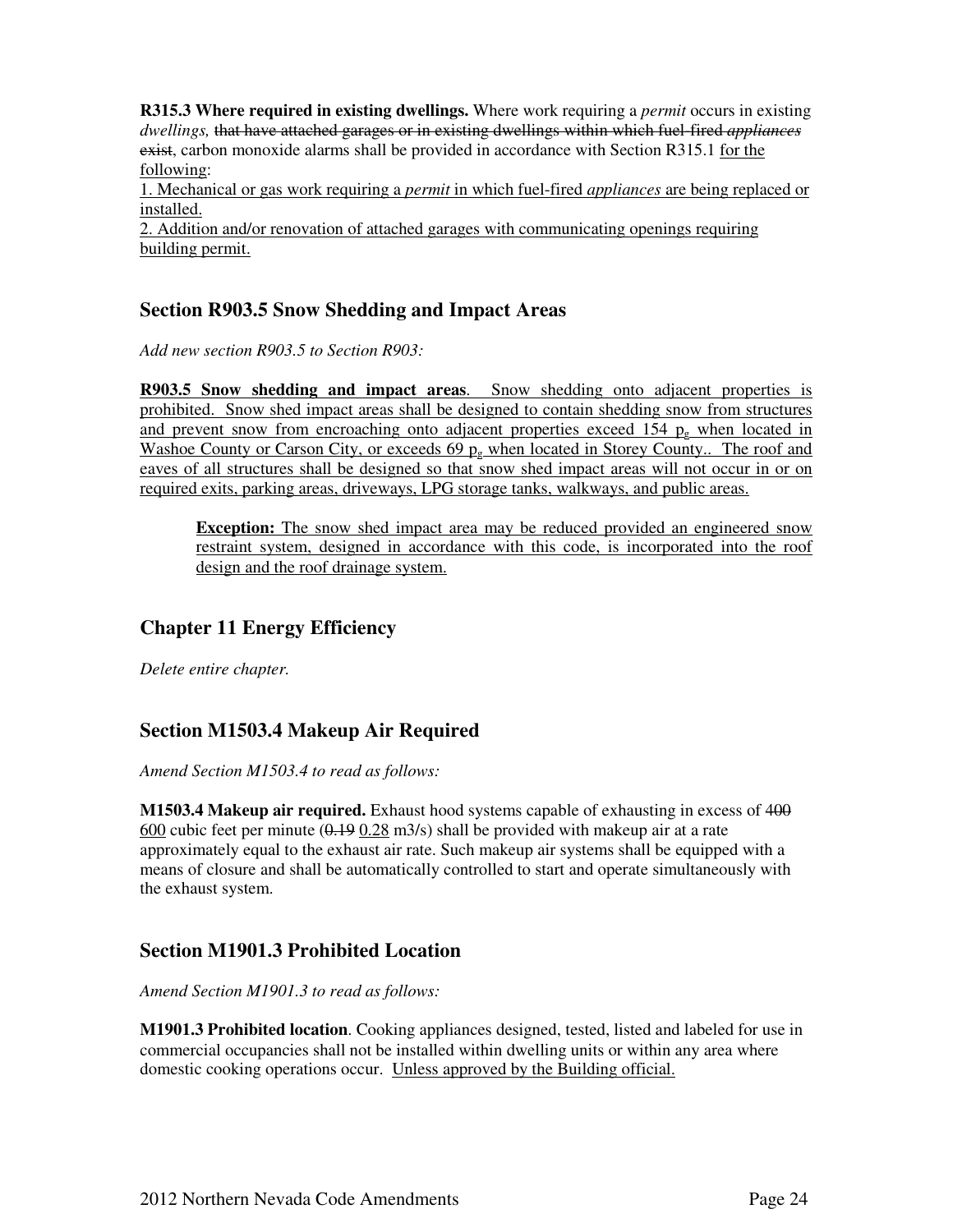**R315.3 Where required in existing dwellings.** Where work requiring a *permit* occurs in existing *dwellings,* ~~that have attached garages or in existing dwellings within which fuel-fired *appliances* exist~~, carbon monoxide alarms shall be provided in accordance with Section R315.1 <u>for the following</u>:

<u>1. Mechanical or gas work requiring a *permit* in which fuel-fired *appliances* are being replaced or installed.</u>

<u>2. Addition and/or renovation of attached garages with communicating openings requiring building permit.</u>

## Section R903.5 Snow Shedding and Impact Areas

*Add new section R903.5 to Section R903:*

<u>**R903.5 Snow shedding and impact areas**. Snow shedding onto adjacent properties is prohibited. Snow shed impact areas shall be designed to contain shedding snow from structures and prevent snow from encroaching onto adjacent properties exceed 154 $p_g$ when located in Washoe County or Carson City, or exceeds 69 $p_g$ when located in Storey County.. The roof and eaves of all structures shall be designed so that snow shed impact areas will not occur in or on required exits, parking areas, driveways, LPG storage tanks, walkways, and public areas.</u>

> <u>**Exception:** The snow shed impact area may be reduced provided an engineered snow restraint system, designed in accordance with this code, is incorporated into the roof design and the roof drainage system.</u>

## Chapter 11 Energy Efficiency

*Delete entire chapter.*

## Section M1503.4 Makeup Air Required

*Amend Section M1503.4 to read as follows:*

**M1503.4 Makeup air required.** Exhaust hood systems capable of exhausting in excess of ~~400~~ <u>600</u> cubic feet per minute (~~0.19~~ <u>0.28</u> m3/s) shall be provided with makeup air at a rate approximately equal to the exhaust air rate. Such makeup air systems shall be equipped with a means of closure and shall be automatically controlled to start and operate simultaneously with the exhaust system.

## Section M1901.3 Prohibited Location

*Amend Section M1901.3 to read as follows:*

**M1901.3 Prohibited location**. Cooking appliances designed, tested, listed and labeled for use in commercial occupancies shall not be installed within dwelling units or within any area where domestic cooking operations occur. <u>Unless approved by the Building official.</u>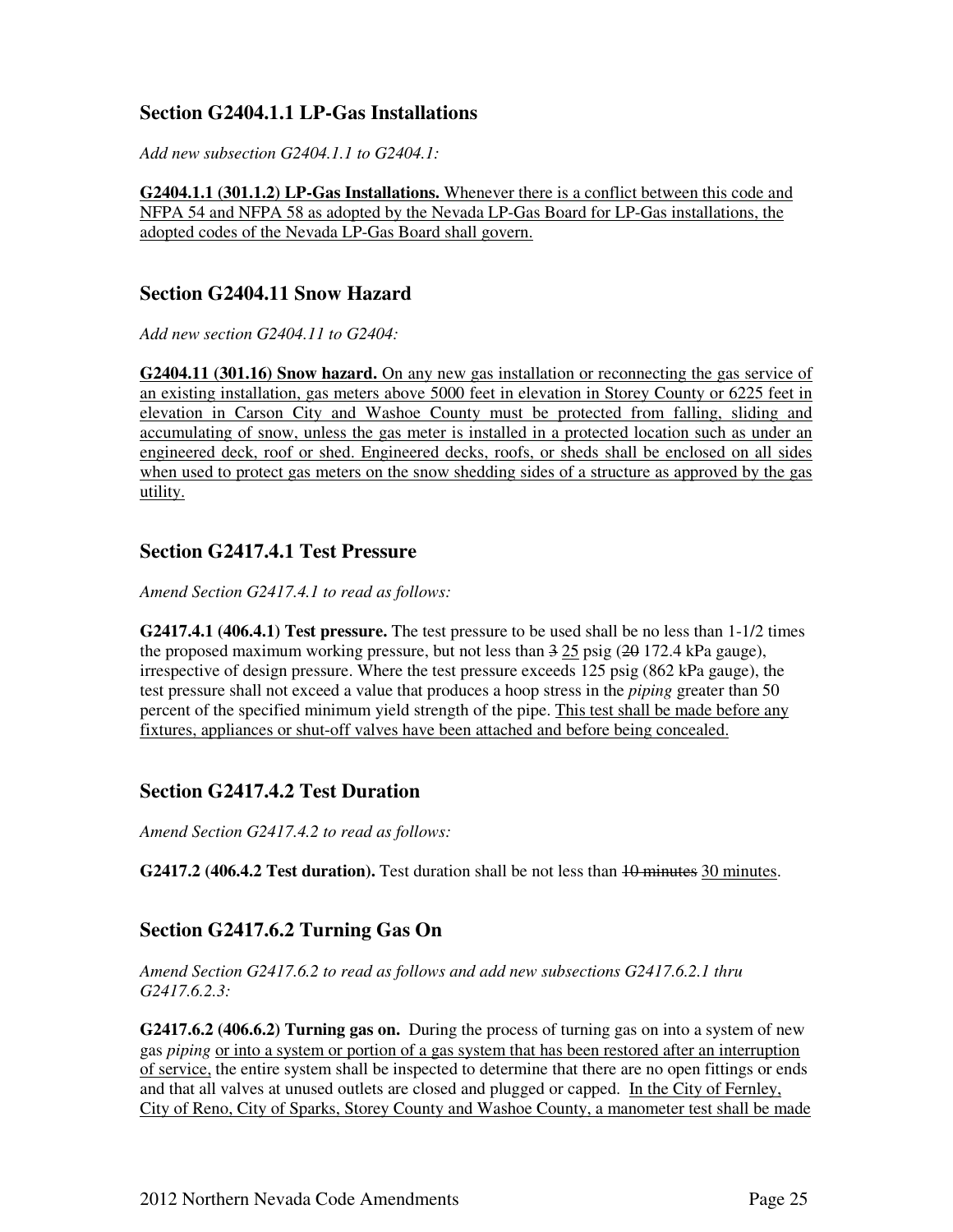## Section G2404.1.1 LP-Gas Installations

*Add new subsection G2404.1.1 to G2404.1:*

**G2404.1.1 (301.1.2) LP-Gas Installations.** Whenever there is a conflict between this code and NFPA 54 and NFPA 58 as adopted by the Nevada LP-Gas Board for LP-Gas installations, the adopted codes of the Nevada LP-Gas Board shall govern.

## Section G2404.11 Snow Hazard

*Add new section G2404.11 to G2404:*

**G2404.11 (301.16) Snow hazard.** On any new gas installation or reconnecting the gas service of an existing installation, gas meters above 5000 feet in elevation in Storey County or 6225 feet in elevation in Carson City and Washoe County must be protected from falling, sliding and accumulating of snow, unless the gas meter is installed in a protected location such as under an engineered deck, roof or shed. Engineered decks, roofs, or sheds shall be enclosed on all sides when used to protect gas meters on the snow shedding sides of a structure as approved by the gas utility.

## Section G2417.4.1 Test Pressure

*Amend Section G2417.4.1 to read as follows:*

**G2417.4.1 (406.4.1) Test pressure.** The test pressure to be used shall be no less than 1-1/2 times the proposed maximum working pressure, but not less than ~~3~~ 25 psig (~~20~~ 172.4 kPa gauge), irrespective of design pressure. Where the test pressure exceeds 125 psig (862 kPa gauge), the test pressure shall not exceed a value that produces a hoop stress in the *piping* greater than 50 percent of the specified minimum yield strength of the pipe. This test shall be made before any fixtures, appliances or shut-off valves have been attached and before being concealed.

## Section G2417.4.2 Test Duration

*Amend Section G2417.4.2 to read as follows:*

**G2417.2 (406.4.2 Test duration).** Test duration shall be not less than ~~10 minutes~~ 30 minutes.

## Section G2417.6.2 Turning Gas On

*Amend Section G2417.6.2 to read as follows and add new subsections G2417.6.2.1 thru G2417.6.2.3:*

**G2417.6.2 (406.6.2) Turning gas on.** During the process of turning gas on into a system of new gas *piping* or into a system or portion of a gas system that has been restored after an interruption of service, the entire system shall be inspected to determine that there are no open fittings or ends and that all valves at unused outlets are closed and plugged or capped. In the City of Fernley, City of Reno, City of Sparks, Storey County and Washoe County, a manometer test shall be made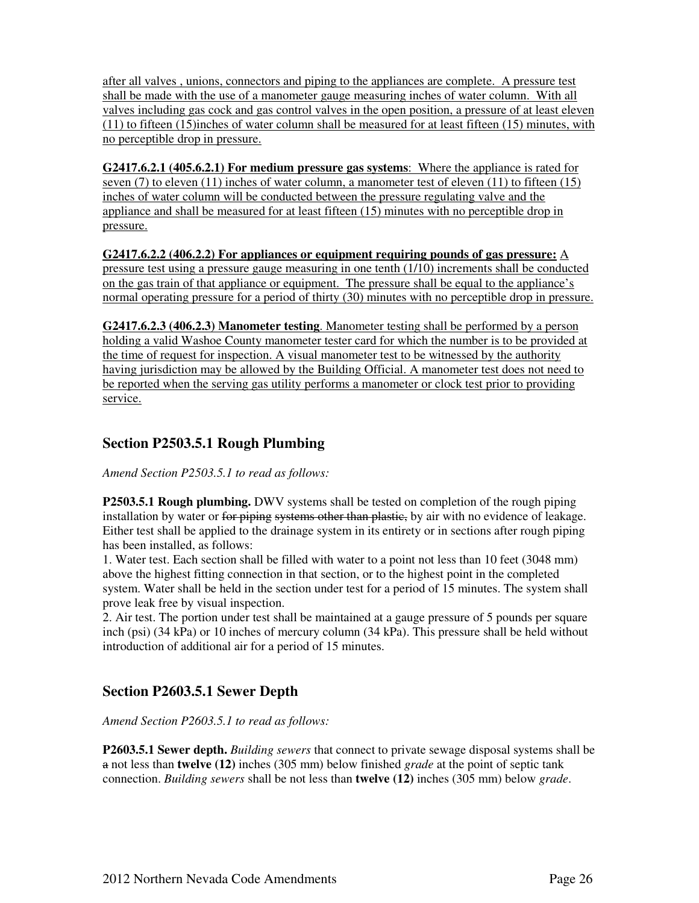after all valves , unions, connectors and piping to the appliances are complete. A pressure test shall be made with the use of a manometer gauge measuring inches of water column. With all valves including gas cock and gas control valves in the open position, a pressure of at least eleven (11) to fifteen (15)inches of water column shall be measured for at least fifteen (15) minutes, with no perceptible drop in pressure.

**G2417.6.2.1 (405.6.2.1) For medium pressure gas systems**: Where the appliance is rated for seven (7) to eleven (11) inches of water column, a manometer test of eleven (11) to fifteen (15) inches of water column will be conducted between the pressure regulating valve and the appliance and shall be measured for at least fifteen (15) minutes with no perceptible drop in pressure.

**G2417.6.2.2 (406.2.2) For appliances or equipment requiring pounds of gas pressure:** A pressure test using a pressure gauge measuring in one tenth (1/10) increments shall be conducted on the gas train of that appliance or equipment. The pressure shall be equal to the appliance's normal operating pressure for a period of thirty (30) minutes with no perceptible drop in pressure.

**G2417.6.2.3 (406.2.3) Manometer testing**. Manometer testing shall be performed by a person holding a valid Washoe County manometer tester card for which the number is to be provided at the time of request for inspection. A visual manometer test to be witnessed by the authority having jurisdiction may be allowed by the Building Official. A manometer test does not need to be reported when the serving gas utility performs a manometer or clock test prior to providing service.

## Section P2503.5.1 Rough Plumbing

*Amend Section P2503.5.1 to read as follows:*

**P2503.5.1 Rough plumbing.** DWV systems shall be tested on completion of the rough piping installation by water or ~~for piping systems other than plastic,~~ by air with no evidence of leakage. Either test shall be applied to the drainage system in its entirety or in sections after rough piping has been installed, as follows:

1. Water test. Each section shall be filled with water to a point not less than 10 feet (3048 mm) above the highest fitting connection in that section, or to the highest point in the completed system. Water shall be held in the section under test for a period of 15 minutes. The system shall prove leak free by visual inspection.
2. Air test. The portion under test shall be maintained at a gauge pressure of 5 pounds per square inch (psi) (34 kPa) or 10 inches of mercury column (34 kPa). This pressure shall be held without introduction of additional air for a period of 15 minutes.

## Section P2603.5.1 Sewer Depth

*Amend Section P2603.5.1 to read as follows:*

**P2603.5.1 Sewer depth.** *Building sewers* that connect to private sewage disposal systems shall be ~~a~~ not less than **twelve (12)** inches (305 mm) below finished *grade* at the point of septic tank connection. *Building sewers* shall be not less than **twelve (12)** inches (305 mm) below *grade*.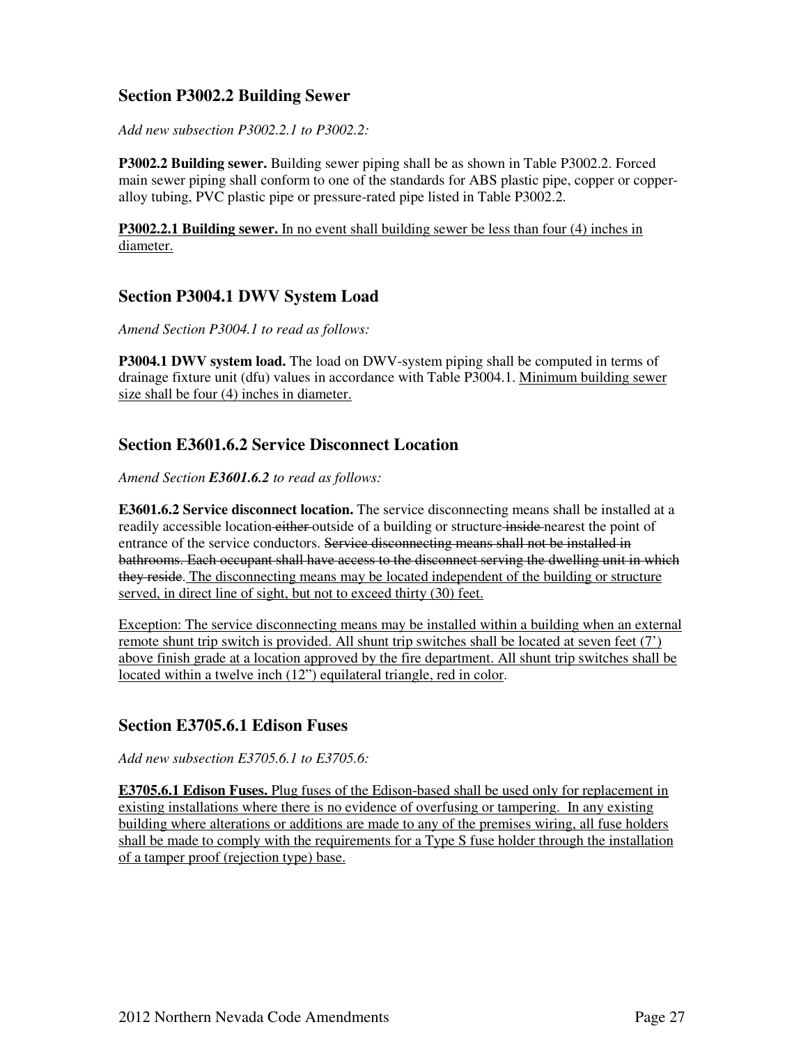## Section P3002.2 Building Sewer

*Add new subsection P3002.2.1 to P3002.2:*

**P3002.2 Building sewer.** Building sewer piping shall be as shown in Table P3002.2. Forced main sewer piping shall conform to one of the standards for ABS plastic pipe, copper or copper-alloy tubing, PVC plastic pipe or pressure-rated pipe listed in Table P3002.2.

<u>**P3002.2.1 Building sewer.** In no event shall building sewer be less than four (4) inches in diameter.</u>

## Section P3004.1 DWV System Load

*Amend Section P3004.1 to read as follows:*

**P3004.1 DWV system load.** The load on DWV-system piping shall be computed in terms of drainage fixture unit (dfu) values in accordance with Table P3004.1. <u>Minimum building sewer size shall be four (4) inches in diameter.</u>

## Section E3601.6.2 Service Disconnect Location

*Amend Section **E3601.6.2** to read as follows:*

**E3601.6.2 Service disconnect location.** The service disconnecting means shall be installed at a readily accessible location ~~either~~ outside of a building or structure ~~inside~~ nearest the point of entrance of the service conductors. ~~Service disconnecting means shall not be installed in bathrooms. Each occupant shall have access to the disconnect serving the dwelling unit in which they reside~~. <u>The disconnecting means may be located independent of the building or structure served, in direct line of sight, but not to exceed thirty (30) feet.</u>

<u>Exception: The service disconnecting means may be installed within a building when an external remote shunt trip switch is provided. All shunt trip switches shall be located at seven feet (7') above finish grade at a location approved by the fire department. All shunt trip switches shall be located within a twelve inch (12") equilateral triangle, red in color</u>.

## Section E3705.6.1 Edison Fuses

*Add new subsection E3705.6.1 to E3705.6:*

<u>**E3705.6.1 Edison Fuses.** Plug fuses of the Edison-based shall be used only for replacement in existing installations where there is no evidence of overfusing or tampering. In any existing building where alterations or additions are made to any of the premises wiring, all fuse holders shall be made to comply with the requirements for a Type S fuse holder through the installation of a tamper proof (rejection type) base.</u>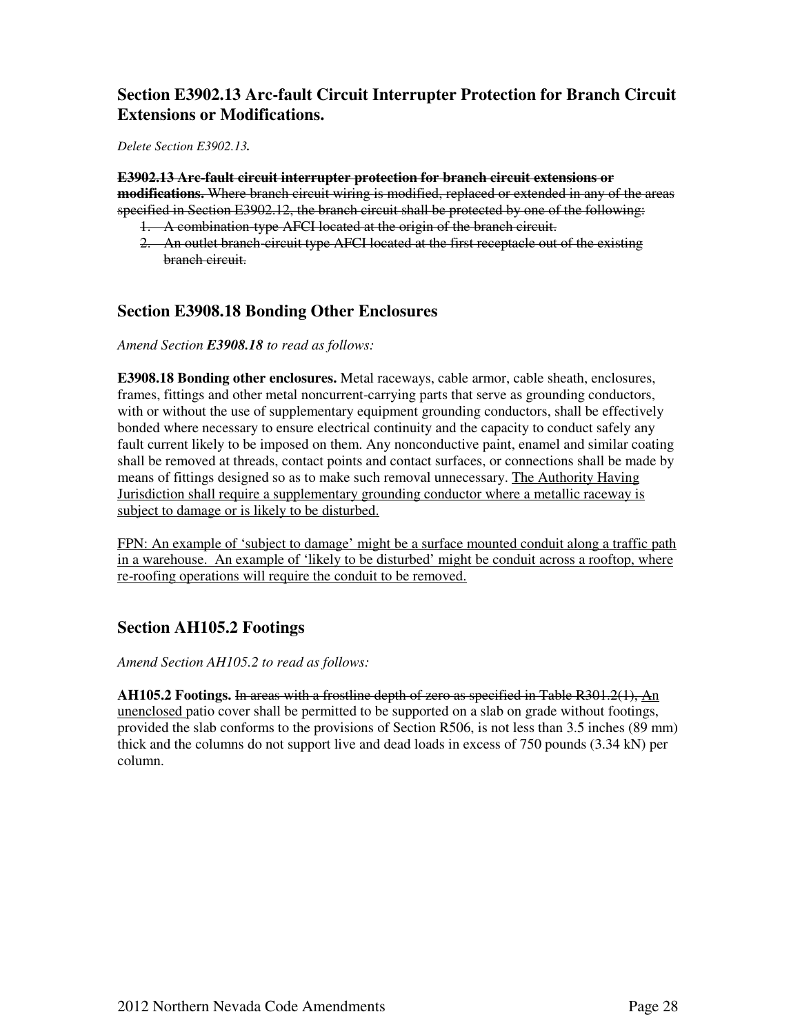## Section E3902.13 Arc-fault Circuit Interrupter Protection for Branch Circuit Extensions or Modifications.

*Delete Section E3902.13.*

~~**E3902.13 Arc-fault circuit interrupter protection for branch circuit extensions or modifications.** Where branch circuit wiring is modified, replaced or extended in any of the areas specified in Section E3902.12, the branch circuit shall be protected by one of the following:~~

1. ~~A combination-type AFCI located at the origin of the branch circuit.~~
2. ~~An outlet branch-circuit type AFCI located at the first receptacle out of the existing branch circuit.~~

## Section E3908.18 Bonding Other Enclosures

*Amend Section **E3908.18** to read as follows:*

**E3908.18 Bonding other enclosures.** Metal raceways, cable armor, cable sheath, enclosures, frames, fittings and other metal noncurrent-carrying parts that serve as grounding conductors, with or without the use of supplementary equipment grounding conductors, shall be effectively bonded where necessary to ensure electrical continuity and the capacity to conduct safely any fault current likely to be imposed on them. Any nonconductive paint, enamel and similar coating shall be removed at threads, contact points and contact surfaces, or connections shall be made by means of fittings designed so as to make such removal unnecessary. <u>The Authority Having Jurisdiction shall require a supplementary grounding conductor where a metallic raceway is subject to damage or is likely to be disturbed.</u>

<u>FPN: An example of 'subject to damage' might be a surface mounted conduit along a traffic path in a warehouse. An example of 'likely to be disturbed' might be conduit across a rooftop, where re-roofing operations will require the conduit to be removed.</u>

## Section AH105.2 Footings

*Amend Section AH105.2 to read as follows:*

**AH105.2 Footings.** ~~In areas with a frostline depth of zero as specified in Table R301.2(1),~~ <u>An unenclosed</u> patio cover shall be permitted to be supported on a slab on grade without footings, provided the slab conforms to the provisions of Section R506, is not less than 3.5 inches (89 mm) thick and the columns do not support live and dead loads in excess of 750 pounds (3.34 kN) per column.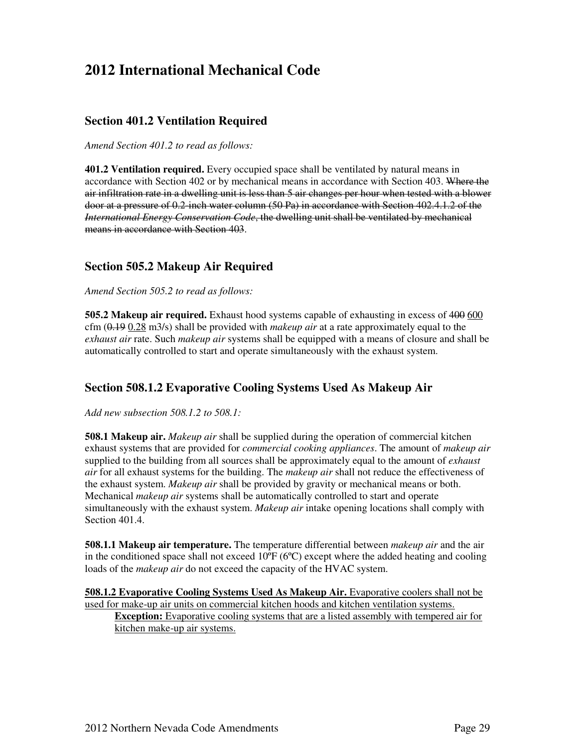# 2012 International Mechanical Code

## Section 401.2 Ventilation Required

*Amend Section 401.2 to read as follows:*

**401.2 Ventilation required.** Every occupied space shall be ventilated by natural means in accordance with Section 402 or by mechanical means in accordance with Section 403. ~~Where the air infiltration rate in a dwelling unit is less than 5 air changes per hour when tested with a blower door at a pressure of 0.2-inch water column (50 Pa) in accordance with Section 402.4.1.2 of the *International Energy Conservation Code*, the dwelling unit shall be ventilated by mechanical means in accordance with Section 403~~.

## Section 505.2 Makeup Air Required

*Amend Section 505.2 to read as follows:*

**505.2 Makeup air required.** Exhaust hood systems capable of exhausting in excess of ~~400~~ <u>600</u> cfm (~~0.19~~ <u>0.28</u> m3/s) shall be provided with *makeup air* at a rate approximately equal to the *exhaust air* rate. Such *makeup air* systems shall be equipped with a means of closure and shall be automatically controlled to start and operate simultaneously with the exhaust system.

## Section 508.1.2 Evaporative Cooling Systems Used As Makeup Air

*Add new subsection 508.1.2 to 508.1:*

**508.1 Makeup air.** *Makeup air* shall be supplied during the operation of commercial kitchen exhaust systems that are provided for *commercial cooking appliances*. The amount of *makeup air* supplied to the building from all sources shall be approximately equal to the amount of *exhaust air* for all exhaust systems for the building. The *makeup air* shall not reduce the effectiveness of the exhaust system. *Makeup air* shall be provided by gravity or mechanical means or both. Mechanical *makeup air* systems shall be automatically controlled to start and operate simultaneously with the exhaust system. *Makeup air* intake opening locations shall comply with Section 401.4.

**508.1.1 Makeup air temperature.** The temperature differential between *makeup air* and the air in the conditioned space shall not exceed 10ºF (6ºC) except where the added heating and cooling loads of the *makeup air* do not exceed the capacity of the HVAC system.

<u>**508.1.2 Evaporative Cooling Systems Used As Makeup Air.** Evaporative coolers shall not be used for make-up air units on commercial kitchen hoods and kitchen ventilation systems.</u>

> <u>**Exception:** Evaporative cooling systems that are a listed assembly with tempered air for kitchen make-up air systems.</u>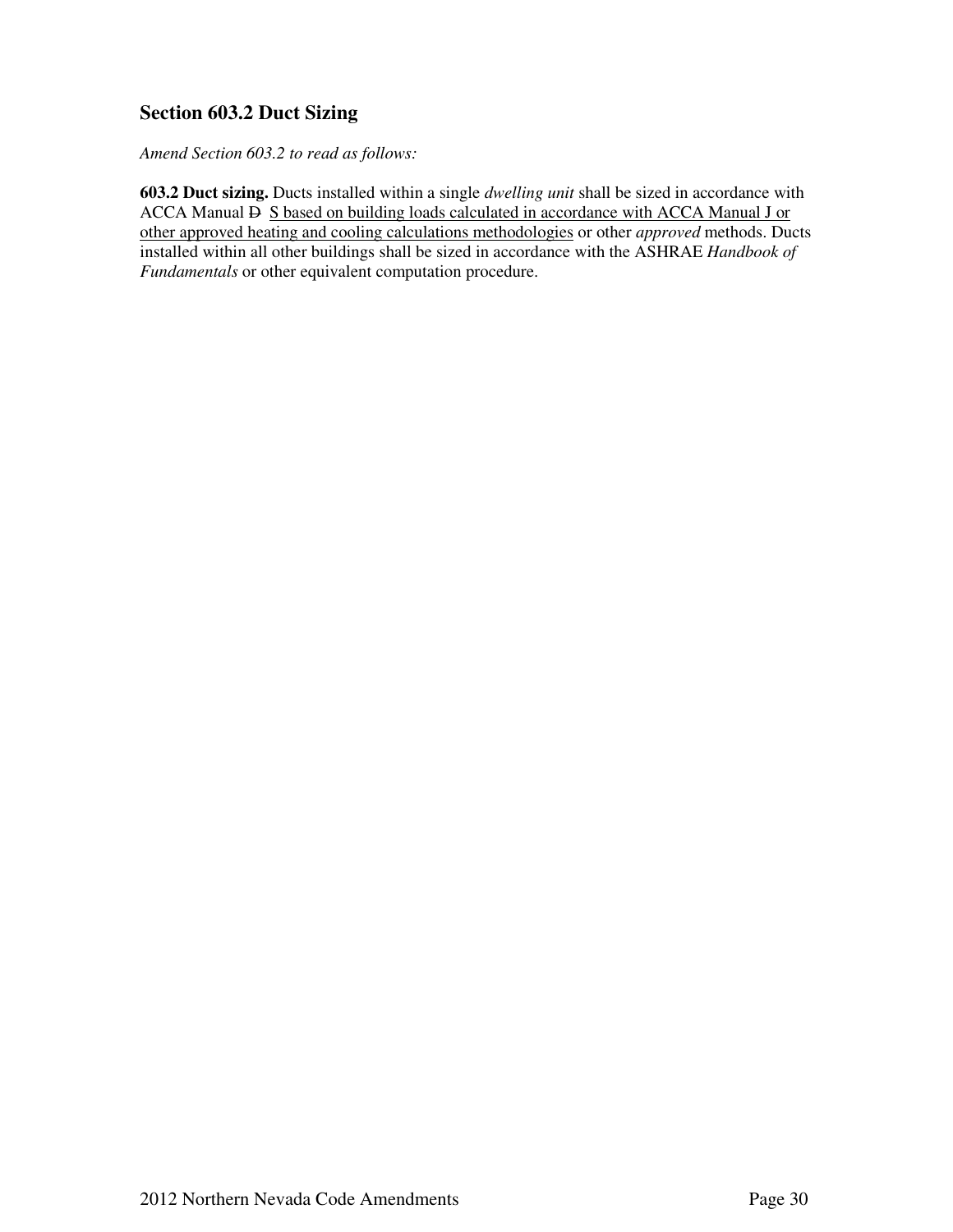## Section 603.2 Duct Sizing

*Amend Section 603.2 to read as follows:*

**603.2 Duct sizing.** Ducts installed within a single *dwelling unit* shall be sized in accordance with ACCA Manual ~~D~~ <u>S based on building loads calculated in accordance with ACCA Manual J or other approved heating and cooling calculations methodologies</u> or other *approved* methods. Ducts installed within all other buildings shall be sized in accordance with the ASHRAE *Handbook of Fundamentals* or other equivalent computation procedure.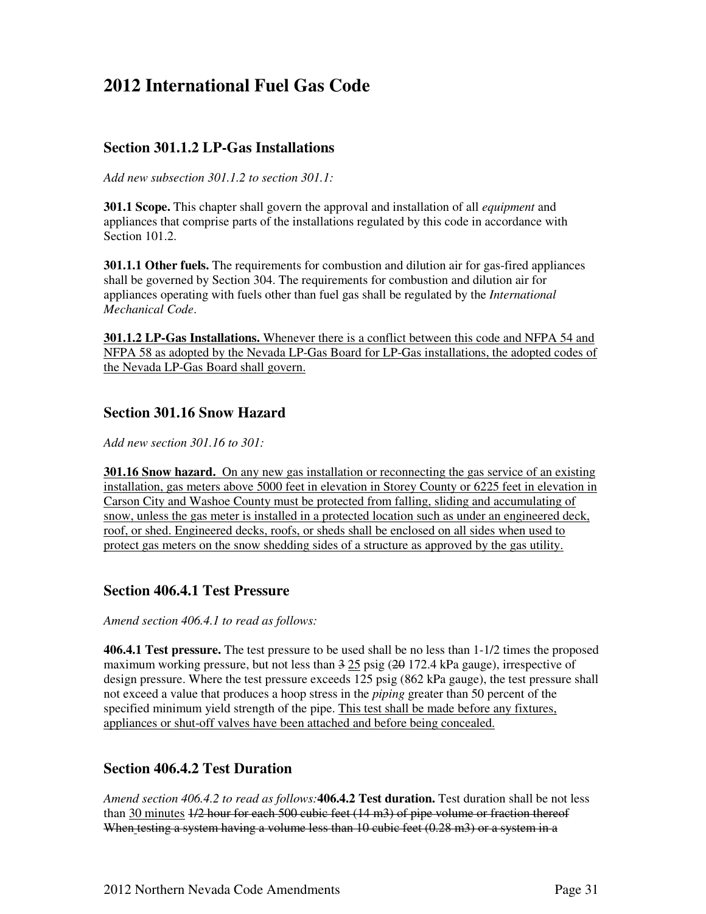# 2012 International Fuel Gas Code

## Section 301.1.2 LP-Gas Installations

*Add new subsection 301.1.2 to section 301.1:*

**301.1 Scope.** This chapter shall govern the approval and installation of all *equipment* and appliances that comprise parts of the installations regulated by this code in accordance with Section 101.2.

**301.1.1 Other fuels.** The requirements for combustion and dilution air for gas-fired appliances shall be governed by Section 304. The requirements for combustion and dilution air for appliances operating with fuels other than fuel gas shall be regulated by the *International Mechanical Code*.

<u>**301.1.2 LP-Gas Installations.** Whenever there is a conflict between this code and NFPA 54 and NFPA 58 as adopted by the Nevada LP-Gas Board for LP-Gas installations, the adopted codes of the Nevada LP-Gas Board shall govern.</u>

## Section 301.16 Snow Hazard

*Add new section 301.16 to 301:*

<u>**301.16 Snow hazard.** On any new gas installation or reconnecting the gas service of an existing installation, gas meters above 5000 feet in elevation in Storey County or 6225 feet in elevation in Carson City and Washoe County must be protected from falling, sliding and accumulating of snow, unless the gas meter is installed in a protected location such as under an engineered deck, roof, or shed. Engineered decks, roofs, or sheds shall be enclosed on all sides when used to protect gas meters on the snow shedding sides of a structure as approved by the gas utility.</u>

## Section 406.4.1 Test Pressure

*Amend section 406.4.1 to read as follows:*

**406.4.1 Test pressure.** The test pressure to be used shall be no less than 1-1/2 times the proposed maximum working pressure, but not less than ~~3~~ <u>25</u> psig (~~20~~ 172.4 kPa gauge), irrespective of design pressure. Where the test pressure exceeds 125 psig (862 kPa gauge), the test pressure shall not exceed a value that produces a hoop stress in the *piping* greater than 50 percent of the specified minimum yield strength of the pipe. <u>This test shall be made before any fixtures, appliances or shut-off valves have been attached and before being concealed.</u>

## Section 406.4.2 Test Duration

*Amend section 406.4.2 to read as follows:* **406.4.2 Test duration.** Test duration shall be not less than <u>30 minutes</u> ~~1/2 hour for each 500 cubic feet (14 m3) of pipe volume or fraction thereof When testing a system having a volume less than 10 cubic feet (0.28 m3) or a system in a~~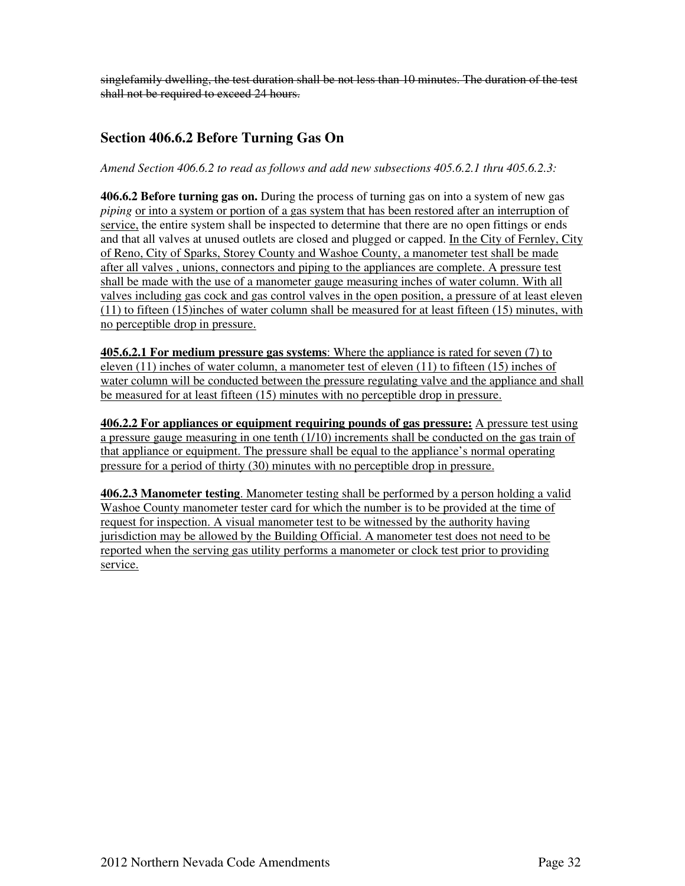~~singlefamily dwelling, the test duration shall be not less than 10 minutes. The duration of the test shall not be required to exceed 24 hours.~~

## Section 406.6.2 Before Turning Gas On

*Amend Section 406.6.2 to read as follows and add new subsections 405.6.2.1 thru 405.6.2.3:*

**406.6.2 Before turning gas on.** During the process of turning gas on into a system of new gas *piping* <u>or into a system or portion of a gas system that has been restored after an interruption of service,</u> the entire system shall be inspected to determine that there are no open fittings or ends and that all valves at unused outlets are closed and plugged or capped. <u>In the City of Fernley, City of Reno, City of Sparks, Storey County and Washoe County, a manometer test shall be made after all valves , unions, connectors and piping to the appliances are complete. A pressure test shall be made with the use of a manometer gauge measuring inches of water column. With all valves including gas cock and gas control valves in the open position, a pressure of at least eleven (11) to fifteen (15)inches of water column shall be measured for at least fifteen (15) minutes, with no perceptible drop in pressure.</u>

<u>**405.6.2.1 For medium pressure gas systems**: Where the appliance is rated for seven (7) to eleven (11) inches of water column, a manometer test of eleven (11) to fifteen (15) inches of water column will be conducted between the pressure regulating valve and the appliance and shall be measured for at least fifteen (15) minutes with no perceptible drop in pressure.</u>

<u>**406.2.2 For appliances or equipment requiring pounds of gas pressure:** A pressure test using a pressure gauge measuring in one tenth (1/10) increments shall be conducted on the gas train of that appliance or equipment. The pressure shall be equal to the appliance's normal operating pressure for a period of thirty (30) minutes with no perceptible drop in pressure.</u>

<u>**406.2.3 Manometer testing**. Manometer testing shall be performed by a person holding a valid Washoe County manometer tester card for which the number is to be provided at the time of request for inspection. A visual manometer test to be witnessed by the authority having jurisdiction may be allowed by the Building Official. A manometer test does not need to be reported when the serving gas utility performs a manometer or clock test prior to providing service.</u>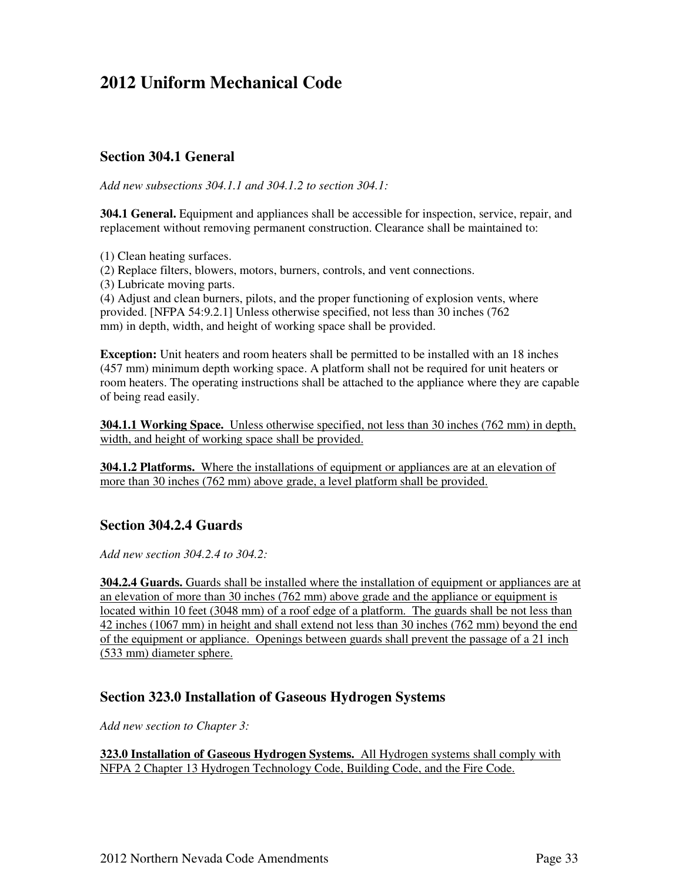# 2012 Uniform Mechanical Code

## Section 304.1 General

*Add new subsections 304.1.1 and 304.1.2 to section 304.1:*

**304.1 General.** Equipment and appliances shall be accessible for inspection, service, repair, and replacement without removing permanent construction. Clearance shall be maintained to:

(1) Clean heating surfaces.
(2) Replace filters, blowers, motors, burners, controls, and vent connections.
(3) Lubricate moving parts.
(4) Adjust and clean burners, pilots, and the proper functioning of explosion vents, where provided. [NFPA 54:9.2.1] Unless otherwise specified, not less than 30 inches (762 mm) in depth, width, and height of working space shall be provided.

**Exception:** Unit heaters and room heaters shall be permitted to be installed with an 18 inches (457 mm) minimum depth working space. A platform shall not be required for unit heaters or room heaters. The operating instructions shall be attached to the appliance where they are capable of being read easily.

<u>**304.1.1 Working Space.** Unless otherwise specified, not less than 30 inches (762 mm) in depth, width, and height of working space shall be provided.</u>

<u>**304.1.2 Platforms.** Where the installations of equipment or appliances are at an elevation of more than 30 inches (762 mm) above grade, a level platform shall be provided.</u>

## Section 304.2.4 Guards

*Add new section 304.2.4 to 304.2:*

<u>**304.2.4 Guards.** Guards shall be installed where the installation of equipment or appliances are at an elevation of more than 30 inches (762 mm) above grade and the appliance or equipment is located within 10 feet (3048 mm) of a roof edge of a platform. The guards shall be not less than 42 inches (1067 mm) in height and shall extend not less than 30 inches (762 mm) beyond the end of the equipment or appliance. Openings between guards shall prevent the passage of a 21 inch (533 mm) diameter sphere.</u>

## Section 323.0 Installation of Gaseous Hydrogen Systems

*Add new section to Chapter 3:*

<u>**323.0 Installation of Gaseous Hydrogen Systems.** All Hydrogen systems shall comply with NFPA 2 Chapter 13 Hydrogen Technology Code, Building Code, and the Fire Code.</u>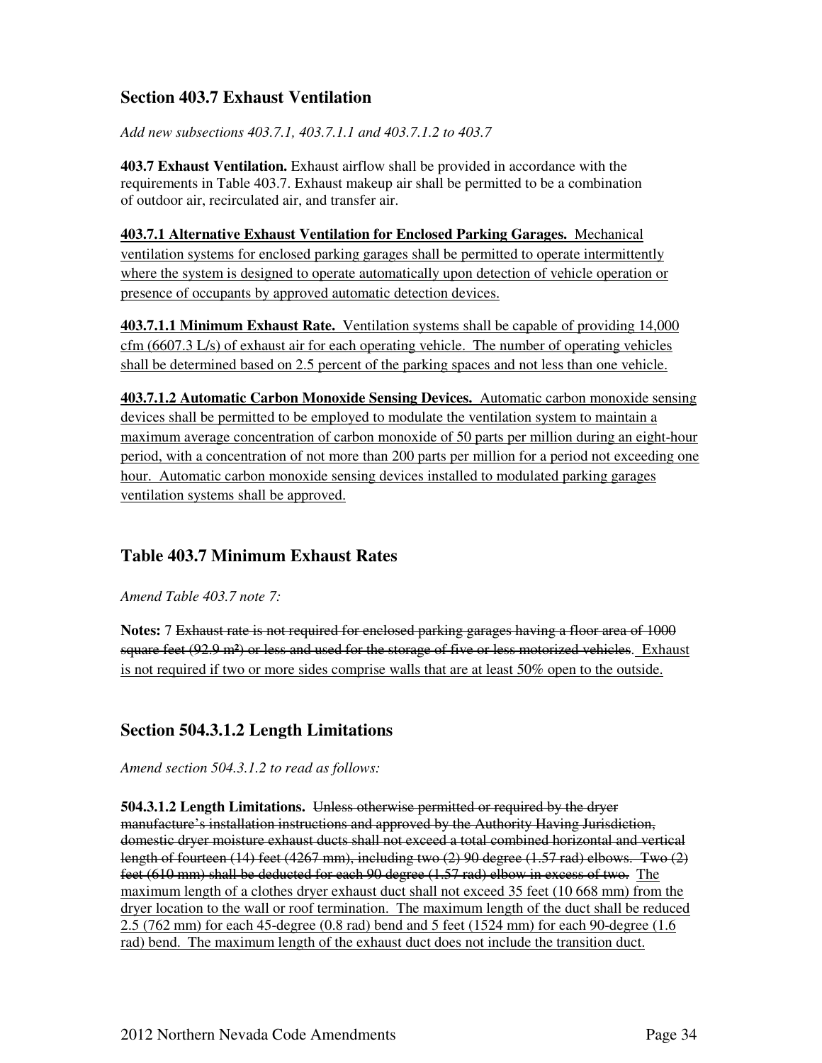## Section 403.7 Exhaust Ventilation

*Add new subsections 403.7.1, 403.7.1.1 and 403.7.1.2 to 403.7*

**403.7 Exhaust Ventilation.** Exhaust airflow shall be provided in accordance with the requirements in Table 403.7. Exhaust makeup air shall be permitted to be a combination of outdoor air, recirculated air, and transfer air.

<u>**403.7.1 Alternative Exhaust Ventilation for Enclosed Parking Garages.** Mechanical ventilation systems for enclosed parking garages shall be permitted to operate intermittently where the system is designed to operate automatically upon detection of vehicle operation or presence of occupants by approved automatic detection devices.</u>

<u>**403.7.1.1 Minimum Exhaust Rate.** Ventilation systems shall be capable of providing 14,000 cfm (6607.3 L/s) of exhaust air for each operating vehicle. The number of operating vehicles shall be determined based on 2.5 percent of the parking spaces and not less than one vehicle.</u>

<u>**403.7.1.2 Automatic Carbon Monoxide Sensing Devices.** Automatic carbon monoxide sensing devices shall be permitted to be employed to modulate the ventilation system to maintain a maximum average concentration of carbon monoxide of 50 parts per million during an eight-hour period, with a concentration of not more than 200 parts per million for a period not exceeding one hour. Automatic carbon monoxide sensing devices installed to modulated parking garages ventilation systems shall be approved.</u>

## Table 403.7 Minimum Exhaust Rates

*Amend Table 403.7 note 7:*

**Notes:** 7 ~~Exhaust rate is not required for enclosed parking garages having a floor area of 1000 square feet (92.9 m²) or less and used for the storage of five or less motorized vehicles~~. <u>Exhaust is not required if two or more sides comprise walls that are at least 50% open to the outside.</u>

## Section 504.3.1.2 Length Limitations

*Amend section 504.3.1.2 to read as follows:*

**504.3.1.2 Length Limitations.** ~~Unless otherwise permitted or required by the dryer manufacture's installation instructions and approved by the Authority Having Jurisdiction, domestic dryer moisture exhaust ducts shall not exceed a total combined horizontal and vertical length of fourteen (14) feet (4267 mm), including two (2) 90 degree (1.57 rad) elbows. Two (2) feet (610 mm) shall be deducted for each 90 degree (1.57 rad) elbow in excess of two.~~ <u>The maximum length of a clothes dryer exhaust duct shall not exceed 35 feet (10 668 mm) from the dryer location to the wall or roof termination. The maximum length of the duct shall be reduced 2.5 (762 mm) for each 45-degree (0.8 rad) bend and 5 feet (1524 mm) for each 90-degree (1.6 rad) bend. The maximum length of the exhaust duct does not include the transition duct.</u>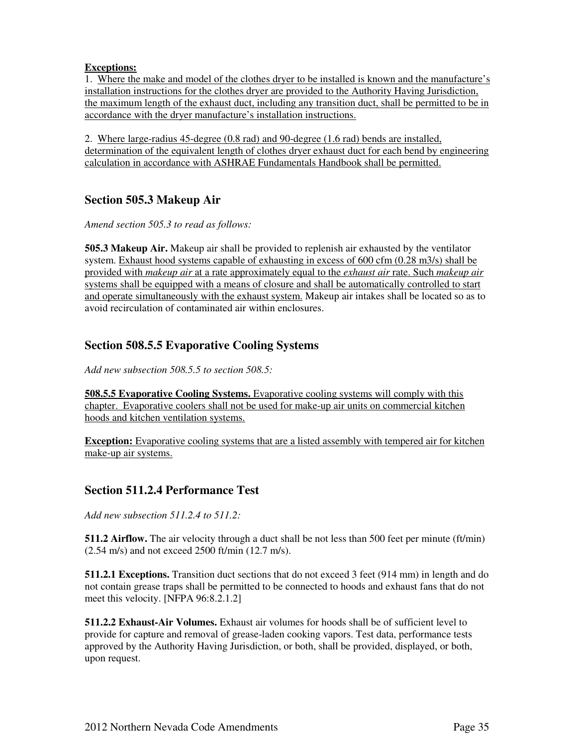**Exceptions:**
1. Where the make and model of the clothes dryer to be installed is known and the manufacture's installation instructions for the clothes dryer are provided to the Authority Having Jurisdiction, the maximum length of the exhaust duct, including any transition duct, shall be permitted to be in accordance with the dryer manufacture's installation instructions.

2. Where large-radius 45-degree (0.8 rad) and 90-degree (1.6 rad) bends are installed, determination of the equivalent length of clothes dryer exhaust duct for each bend by engineering calculation in accordance with ASHRAE Fundamentals Handbook shall be permitted.

## Section 505.3 Makeup Air

*Amend section 505.3 to read as follows:*

**505.3 Makeup Air.** Makeup air shall be provided to replenish air exhausted by the ventilator system. Exhaust hood systems capable of exhausting in excess of 600 cfm (0.28 m3/s) shall be provided with *makeup air* at a rate approximately equal to the *exhaust air* rate. Such *makeup air* systems shall be equipped with a means of closure and shall be automatically controlled to start and operate simultaneously with the exhaust system. Makeup air intakes shall be located so as to avoid recirculation of contaminated air within enclosures.

## Section 508.5.5 Evaporative Cooling Systems

*Add new subsection 508.5.5 to section 508.5:*

**508.5.5 Evaporative Cooling Systems.** Evaporative cooling systems will comply with this chapter. Evaporative coolers shall not be used for make-up air units on commercial kitchen hoods and kitchen ventilation systems.

**Exception:** Evaporative cooling systems that are a listed assembly with tempered air for kitchen make-up air systems.

## Section 511.2.4 Performance Test

*Add new subsection 511.2.4 to 511.2:*

**511.2 Airflow.** The air velocity through a duct shall be not less than 500 feet per minute (ft/min) (2.54 m/s) and not exceed 2500 ft/min (12.7 m/s).

**511.2.1 Exceptions.** Transition duct sections that do not exceed 3 feet (914 mm) in length and do not contain grease traps shall be permitted to be connected to hoods and exhaust fans that do not meet this velocity. [NFPA 96:8.2.1.2]

**511.2.2 Exhaust-Air Volumes.** Exhaust air volumes for hoods shall be of sufficient level to provide for capture and removal of grease-laden cooking vapors. Test data, performance tests approved by the Authority Having Jurisdiction, or both, shall be provided, displayed, or both, upon request.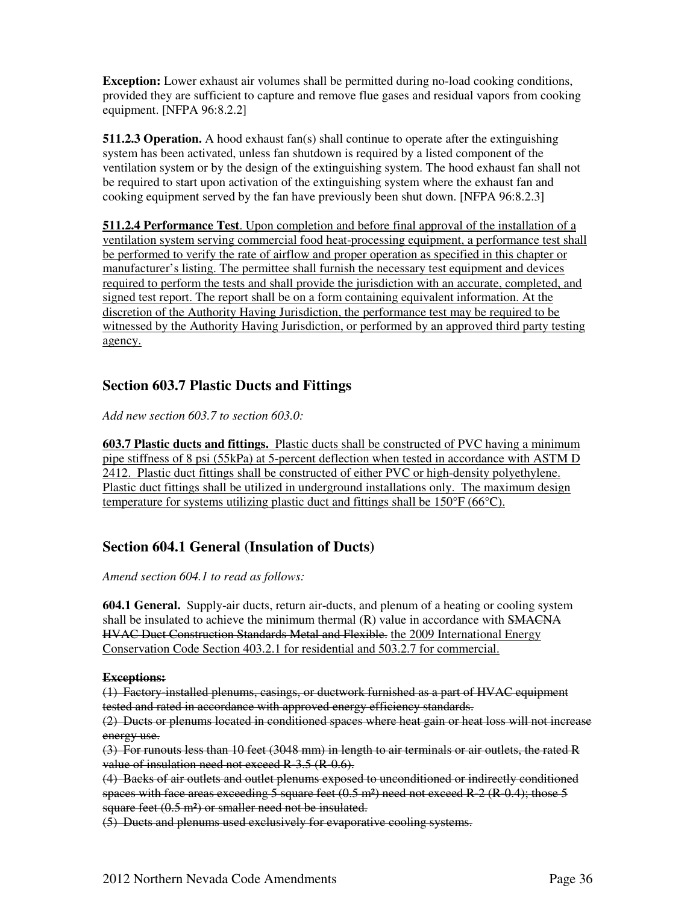**Exception:** Lower exhaust air volumes shall be permitted during no-load cooking conditions, provided they are sufficient to capture and remove flue gases and residual vapors from cooking equipment. [NFPA 96:8.2.2]

**511.2.3 Operation.** A hood exhaust fan(s) shall continue to operate after the extinguishing system has been activated, unless fan shutdown is required by a listed component of the ventilation system or by the design of the extinguishing system. The hood exhaust fan shall not be required to start upon activation of the extinguishing system where the exhaust fan and cooking equipment served by the fan have previously been shut down. [NFPA 96:8.2.3]

<u>**511.2.4 Performance Test**. Upon completion and before final approval of the installation of a ventilation system serving commercial food heat-processing equipment, a performance test shall be performed to verify the rate of airflow and proper operation as specified in this chapter or manufacturer's listing. The permittee shall furnish the necessary test equipment and devices required to perform the tests and shall provide the jurisdiction with an accurate, completed, and signed test report. The report shall be on a form containing equivalent information. At the discretion of the Authority Having Jurisdiction, the performance test may be required to be witnessed by the Authority Having Jurisdiction, or performed by an approved third party testing agency.</u>

## Section 603.7 Plastic Ducts and Fittings

*Add new section 603.7 to section 603.0:*

<u>**603.7 Plastic ducts and fittings.** Plastic ducts shall be constructed of PVC having a minimum pipe stiffness of 8 psi (55kPa) at 5-percent deflection when tested in accordance with ASTM D 2412. Plastic duct fittings shall be constructed of either PVC or high-density polyethylene. Plastic duct fittings shall be utilized in underground installations only. The maximum design temperature for systems utilizing plastic duct and fittings shall be 150°F (66°C).</u>

## Section 604.1 General (Insulation of Ducts)

*Amend section 604.1 to read as follows:*

**604.1 General.** Supply-air ducts, return air-ducts, and plenum of a heating or cooling system shall be insulated to achieve the minimum thermal (R) value in accordance with ~~SMACNA HVAC Duct Construction Standards Metal and Flexible.~~ <u>the 2009 International Energy Conservation Code Section 403.2.1 for residential and 503.2.7 for commercial.</u>

~~**Exceptions:**~~

~~(1) Factory-installed plenums, casings, or ductwork furnished as a part of HVAC equipment tested and rated in accordance with approved energy efficiency standards.~~

~~(2) Ducts or plenums located in conditioned spaces where heat gain or heat loss will not increase energy use.~~

~~(3) For runouts less than 10 feet (3048 mm) in length to air terminals or air outlets, the rated R value of insulation need not exceed R-3.5 (R-0.6).~~

~~(4) Backs of air outlets and outlet plenums exposed to unconditioned or indirectly conditioned spaces with face areas exceeding 5 square feet (0.5 m²) need not exceed R-2 (R-0.4); those 5 square feet (0.5 m²) or smaller need not be insulated.~~

~~(5) Ducts and plenums used exclusively for evaporative cooling systems.~~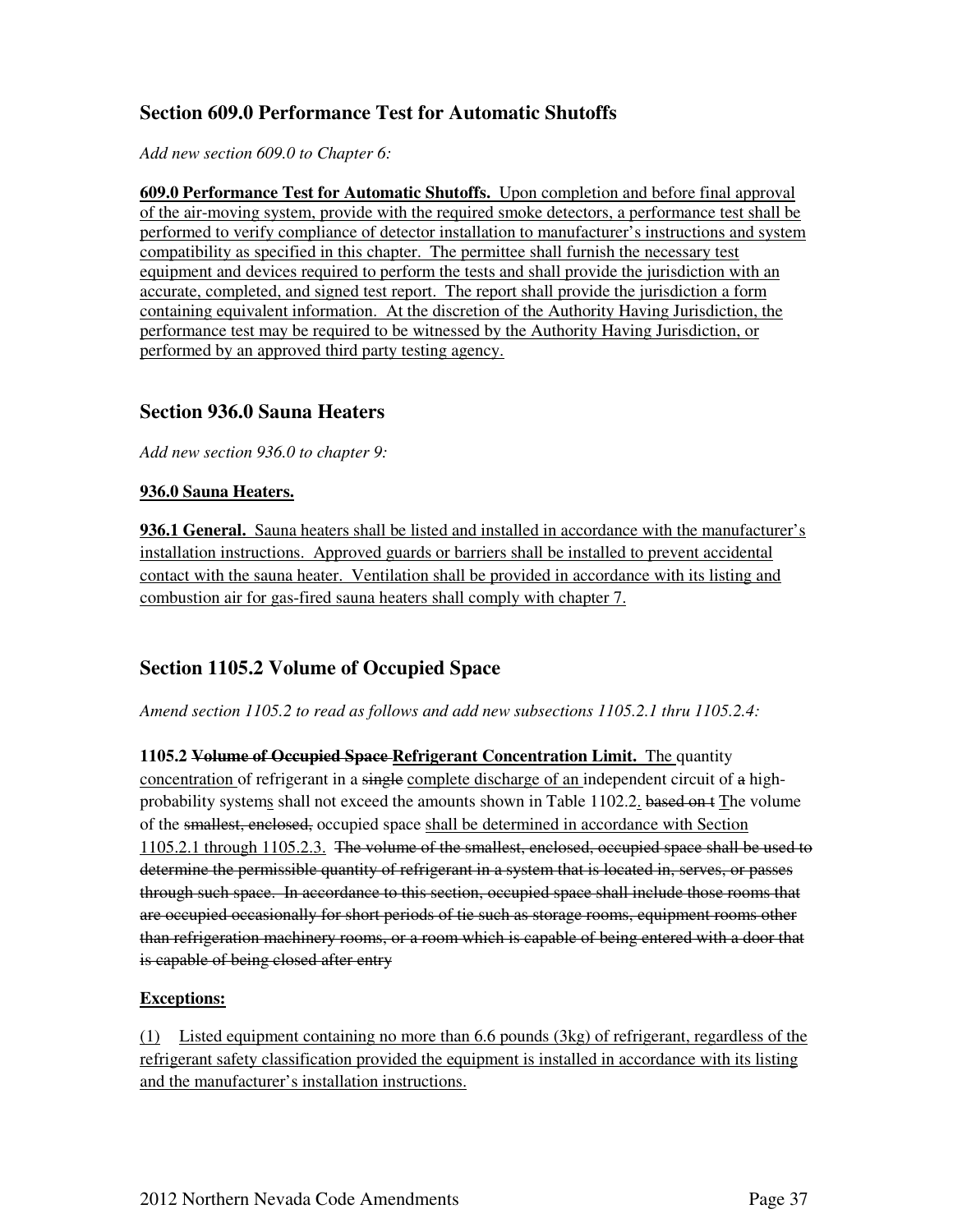## Section 609.0 Performance Test for Automatic Shutoffs

*Add new section 609.0 to Chapter 6:*

<u>**609.0 Performance Test for Automatic Shutoffs.** Upon completion and before final approval of the air-moving system, provide with the required smoke detectors, a performance test shall be performed to verify compliance of detector installation to manufacturer's instructions and system compatibility as specified in this chapter. The permittee shall furnish the necessary test equipment and devices required to perform the tests and shall provide the jurisdiction with an accurate, completed, and signed test report. The report shall provide the jurisdiction a form containing equivalent information. At the discretion of the Authority Having Jurisdiction, the performance test may be required to be witnessed by the Authority Having Jurisdiction, or performed by an approved third party testing agency.</u>

## Section 936.0 Sauna Heaters

*Add new section 936.0 to chapter 9:*

<u>**936.0 Sauna Heaters.**</u>

<u>**936.1 General.** Sauna heaters shall be listed and installed in accordance with the manufacturer's installation instructions. Approved guards or barriers shall be installed to prevent accidental contact with the sauna heater. Ventilation shall be provided in accordance with its listing and combustion air for gas-fired sauna heaters shall comply with chapter 7.</u>

## Section 1105.2 Volume of Occupied Space

*Amend section 1105.2 to read as follows and add new subsections 1105.2.1 thru 1105.2.4:*

**1105.2** ~~**Volume of Occupied Space**~~ <u>**Refrigerant Concentration Limit.** The</u> quantity <u>concentration</u> of refrigerant in a ~~single~~ <u>complete discharge of an</u> independent circuit of ~~a~~ high-probability system<u>s</u> shall not exceed the amounts shown in Table 1102.2<u>.</u> ~~based on t~~ <u>T</u>he volume of the ~~smallest, enclosed,~~ occupied space <u>shall be determined in accordance with Section 1105.2.1 through 1105.2.3.</u> ~~The volume of the smallest, enclosed, occupied space shall be used to determine the permissible quantity of refrigerant in a system that is located in, serves, or passes through such space. In accordance to this section, occupied space shall include those rooms that are occupied occasionally for short periods of tie such as storage rooms, equipment rooms other than refrigeration machinery rooms, or a room which is capable of being entered with a door that is capable of being closed after entry~~

<u>**Exceptions:**</u>

<u>(1) Listed equipment containing no more than 6.6 pounds (3kg) of refrigerant, regardless of the refrigerant safety classification provided the equipment is installed in accordance with its listing and the manufacturer's installation instructions.</u>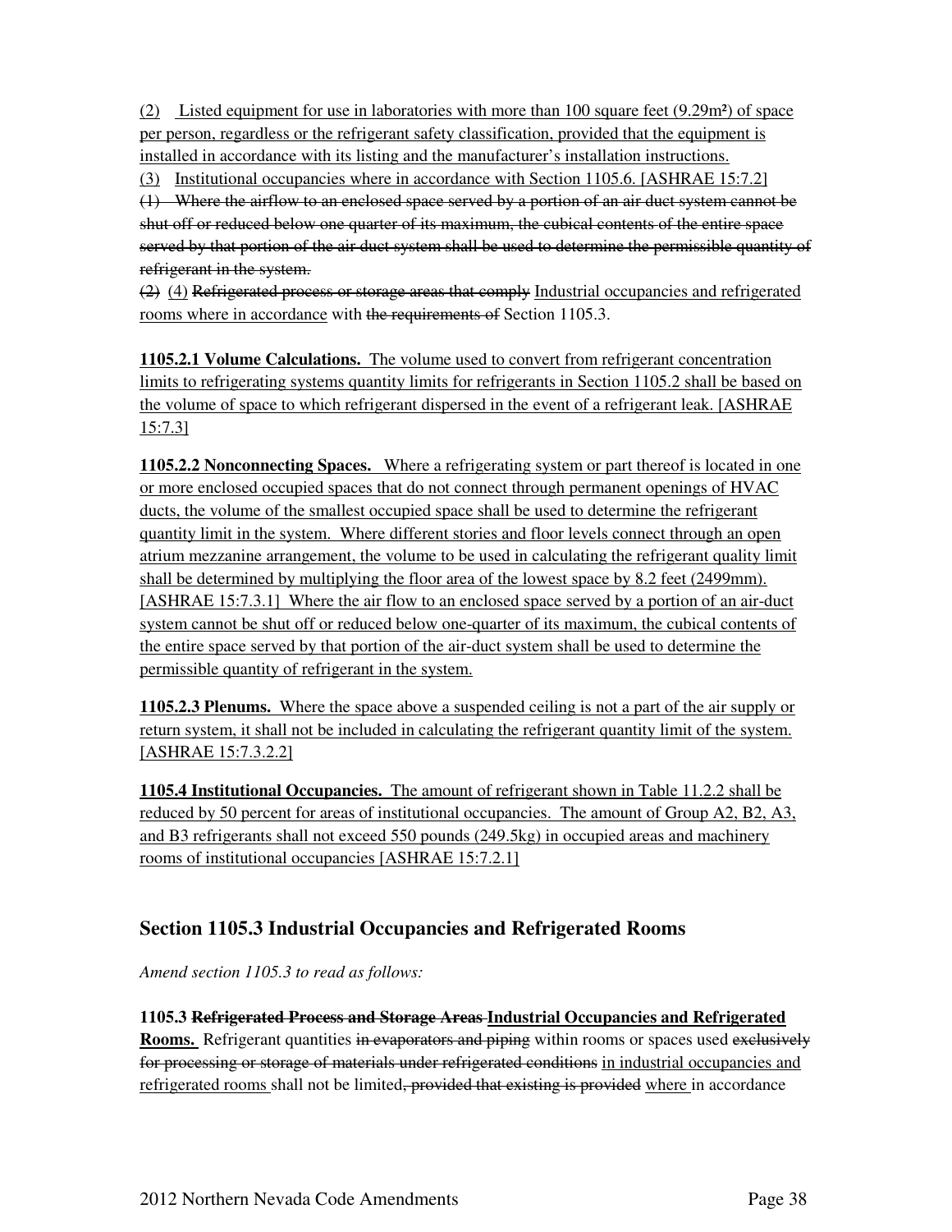(2) Listed equipment for use in laboratories with more than 100 square feet (9.29m²) of space per person, regardless or the refrigerant safety classification, provided that the equipment is installed in accordance with its listing and the manufacturer's installation instructions.

(3) Institutional occupancies where in accordance with Section 1105.6. [ASHRAE 15:7.2]

~~(1) Where the airflow to an enclosed space served by a portion of an air duct system cannot be shut off or reduced below one quarter of its maximum, the cubical contents of the entire space served by that portion of the air duct system shall be used to determine the permissible quantity of refrigerant in the system.~~

~~(2)~~ (4) ~~Refrigerated process or storage areas that comply~~ Industrial occupancies and refrigerated rooms where in accordance with ~~the requirements of~~ Section 1105.3.

**1105.2.1 Volume Calculations.** The volume used to convert from refrigerant concentration limits to refrigerating systems quantity limits for refrigerants in Section 1105.2 shall be based on the volume of space to which refrigerant dispersed in the event of a refrigerant leak. [ASHRAE 15:7.3]

**1105.2.2 Nonconnecting Spaces.** Where a refrigerating system or part thereof is located in one or more enclosed occupied spaces that do not connect through permanent openings of HVAC ducts, the volume of the smallest occupied space shall be used to determine the refrigerant quantity limit in the system. Where different stories and floor levels connect through an open atrium mezzanine arrangement, the volume to be used in calculating the refrigerant quality limit shall be determined by multiplying the floor area of the lowest space by 8.2 feet (2499mm). [ASHRAE 15:7.3.1] Where the air flow to an enclosed space served by a portion of an air-duct system cannot be shut off or reduced below one-quarter of its maximum, the cubical contents of the entire space served by that portion of the air-duct system shall be used to determine the permissible quantity of refrigerant in the system.

**1105.2.3 Plenums.** Where the space above a suspended ceiling is not a part of the air supply or return system, it shall not be included in calculating the refrigerant quantity limit of the system. [ASHRAE 15:7.3.2.2]

**1105.4 Institutional Occupancies.** The amount of refrigerant shown in Table 11.2.2 shall be reduced by 50 percent for areas of institutional occupancies. The amount of Group A2, B2, A3, and B3 refrigerants shall not exceed 550 pounds (249.5kg) in occupied areas and machinery rooms of institutional occupancies [ASHRAE 15:7.2.1]

## Section 1105.3 Industrial Occupancies and Refrigerated Rooms

*Amend section 1105.3 to read as follows:*

**1105.3 ~~Refrigerated Process and Storage Areas~~ Industrial Occupancies and Refrigerated Rooms.** Refrigerant quantities ~~in evaporators and piping~~ within rooms or spaces used ~~exclusively for processing or storage of materials under refrigerated conditions~~ in industrial occupancies and refrigerated rooms shall not be limited~~, provided that existing is provided~~ where in accordance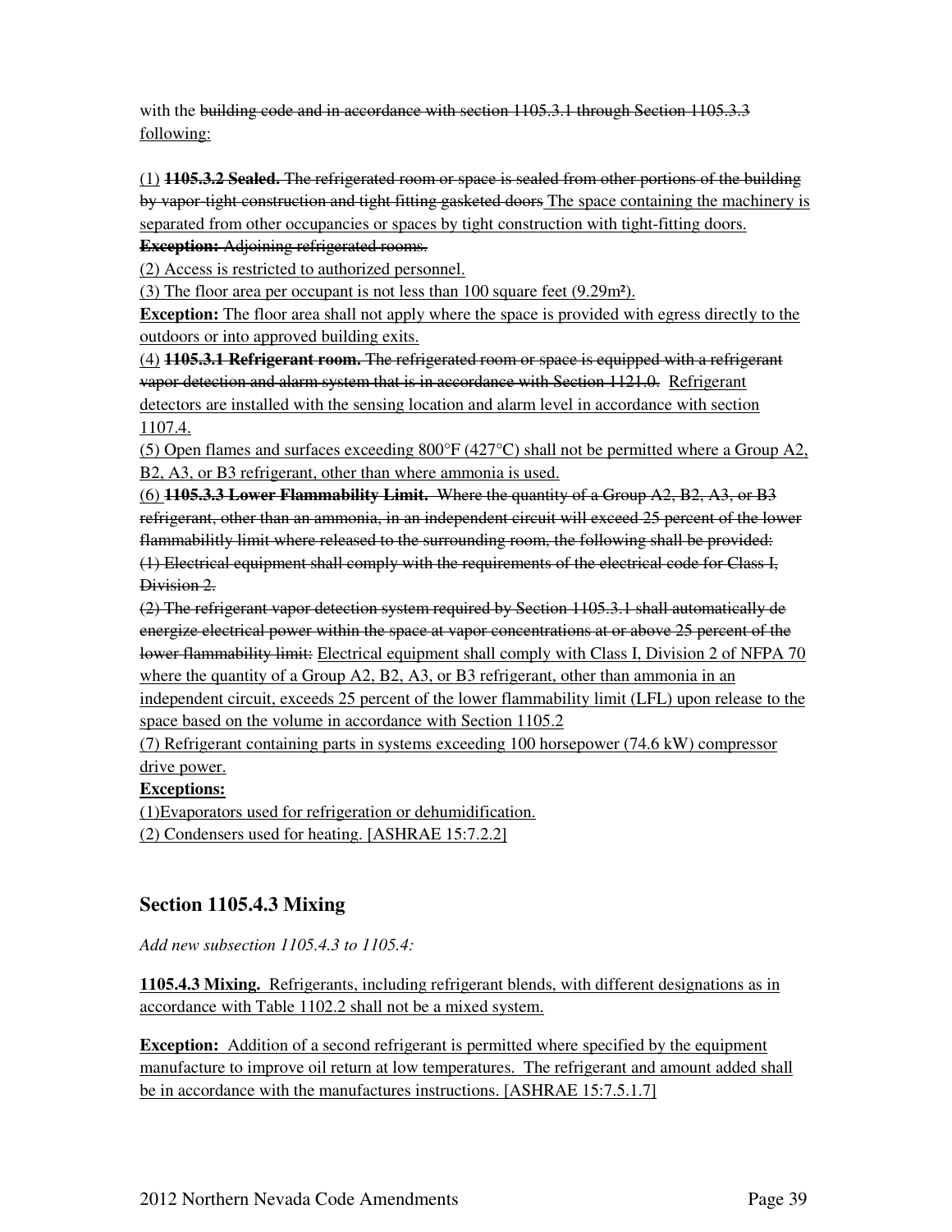with the ~~building code and in accordance with section 1105.3.1 through Section 1105.3.3~~ <u>following:</u>

<u>(1)</u> ~~**1105.3.2 Sealed.** The refrigerated room or space is sealed from other portions of the building by vapor-tight construction and tight fitting gasketed doors~~ <u>The space containing the machinery is separated from other occupancies or spaces by tight construction with tight-fitting doors.</u>
~~**Exception:** Adjoining refrigerated rooms.~~
<u>(2) Access is restricted to authorized personnel.</u>
<u>(3) The floor area per occupant is not less than 100 square feet (9.29m²).</u>
**Exception:** <u>The floor area shall not apply where the space is provided with egress directly to the outdoors or into approved building exits.</u>
<u>(4)</u> ~~**1105.3.1 Refrigerant room.** The refrigerated room or space is equipped with a refrigerant vapor detection and alarm system that is in accordance with Section 1121.0.~~ <u>Refrigerant detectors are installed with the sensing location and alarm level in accordance with section 1107.4.</u>
<u>(5) Open flames and surfaces exceeding 800°F (427°C) shall not be permitted where a Group A2, B2, A3, or B3 refrigerant, other than where ammonia is used.</u>
<u>(6)</u> ~~**1105.3.3 Lower Flammability Limit.** Where the quantity of a Group A2, B2, A3, or B3 refrigerant, other than an ammonia, in an independent circuit will exceed 25 percent of the lower flammabilitly limit where released to the surrounding room, the following shall be provided:~~
~~(1) Electrical equipment shall comply with the requirements of the electrical code for Class I, Division 2.~~
~~(2) The refrigerant vapor detection system required by Section 1105.3.1 shall automatically de energize electrical power within the space at vapor concentrations at or above 25 percent of the lower flammability limit:~~ <u>Electrical equipment shall comply with Class I, Division 2 of NFPA 70 where the quantity of a Group A2, B2, A3, or B3 refrigerant, other than ammonia in an independent circuit, exceeds 25 percent of the lower flammability limit (LFL) upon release to the space based on the volume in accordance with Section 1105.2</u>
<u>(7) Refrigerant containing parts in systems exceeding 100 horsepower (74.6 kW) compressor drive power.</u>
<u>**Exceptions:**</u>
<u>(1)Evaporators used for refrigeration or dehumidification.</u>
<u>(2) Condensers used for heating. [ASHRAE 15:7.2.2]</u>

## Section 1105.4.3 Mixing

*Add new subsection 1105.4.3 to 1105.4:*

<u>**1105.4.3 Mixing.** Refrigerants, including refrigerant blends, with different designations as in accordance with Table 1102.2 shall not be a mixed system.</u>

**Exception:** <u>Addition of a second refrigerant is permitted where specified by the equipment manufacture to improve oil return at low temperatures. The refrigerant and amount added shall be in accordance with the manufactures instructions. [ASHRAE 15:7.5.1.7]</u>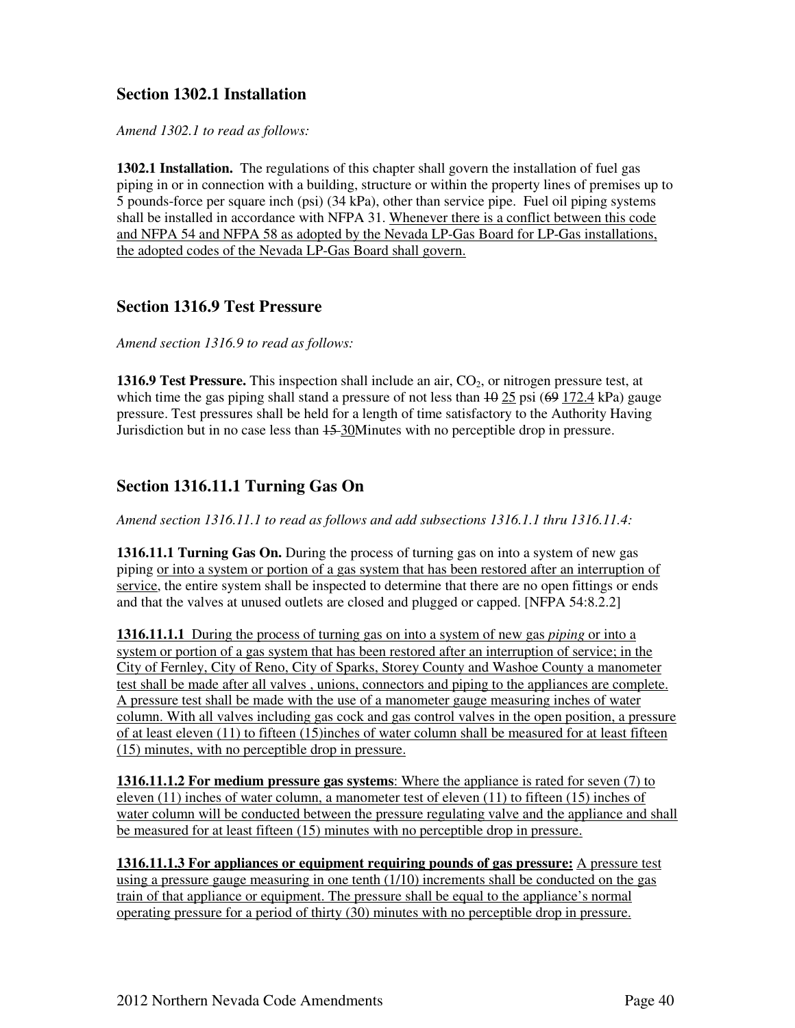## Section 1302.1 Installation

*Amend 1302.1 to read as follows:*

**1302.1 Installation.** The regulations of this chapter shall govern the installation of fuel gas piping in or in connection with a building, structure or within the property lines of premises up to 5 pounds-force per square inch (psi) (34 kPa), other than service pipe. Fuel oil piping systems shall be installed in accordance with NFPA 31. <u>Whenever there is a conflict between this code and NFPA 54 and NFPA 58 as adopted by the Nevada LP-Gas Board for LP-Gas installations, the adopted codes of the Nevada LP-Gas Board shall govern.</u>

## Section 1316.9 Test Pressure

*Amend section 1316.9 to read as follows:*

**1316.9 Test Pressure.** This inspection shall include an air, $CO_2$, or nitrogen pressure test, at which time the gas piping shall stand a pressure of not less than ~~10~~ <u>25</u> psi (~~69~~ <u>172.4</u> kPa) gauge pressure. Test pressures shall be held for a length of time satisfactory to the Authority Having Jurisdiction but in no case less than ~~15~~ <u>30</u>Minutes with no perceptible drop in pressure.

## Section 1316.11.1 Turning Gas On

*Amend section 1316.11.1 to read as follows and add subsections 1316.1.1 thru 1316.11.4:*

**1316.11.1 Turning Gas On.** During the process of turning gas on into a system of new gas piping <u>or into a system or portion of a gas system that has been restored after an interruption of service</u>, the entire system shall be inspected to determine that there are no open fittings or ends and that the valves at unused outlets are closed and plugged or capped. [NFPA 54:8.2.2]

<u>**1316.11.1.1** During the process of turning gas on into a system of new gas *piping* or into a system or portion of a gas system that has been restored after an interruption of service; in the City of Fernley, City of Reno, City of Sparks, Storey County and Washoe County a manometer test shall be made after all valves , unions, connectors and piping to the appliances are complete. A pressure test shall be made with the use of a manometer gauge measuring inches of water column. With all valves including gas cock and gas control valves in the open position, a pressure of at least eleven (11) to fifteen (15)inches of water column shall be measured for at least fifteen (15) minutes, with no perceptible drop in pressure.</u>

<u>**1316.11.1.2 For medium pressure gas systems**: Where the appliance is rated for seven (7) to eleven (11) inches of water column, a manometer test of eleven (11) to fifteen (15) inches of water column will be conducted between the pressure regulating valve and the appliance and shall be measured for at least fifteen (15) minutes with no perceptible drop in pressure.</u>

<u>**1316.11.1.3 For appliances or equipment requiring pounds of gas pressure:** A pressure test using a pressure gauge measuring in one tenth (1/10) increments shall be conducted on the gas train of that appliance or equipment. The pressure shall be equal to the appliance's normal operating pressure for a period of thirty (30) minutes with no perceptible drop in pressure.</u>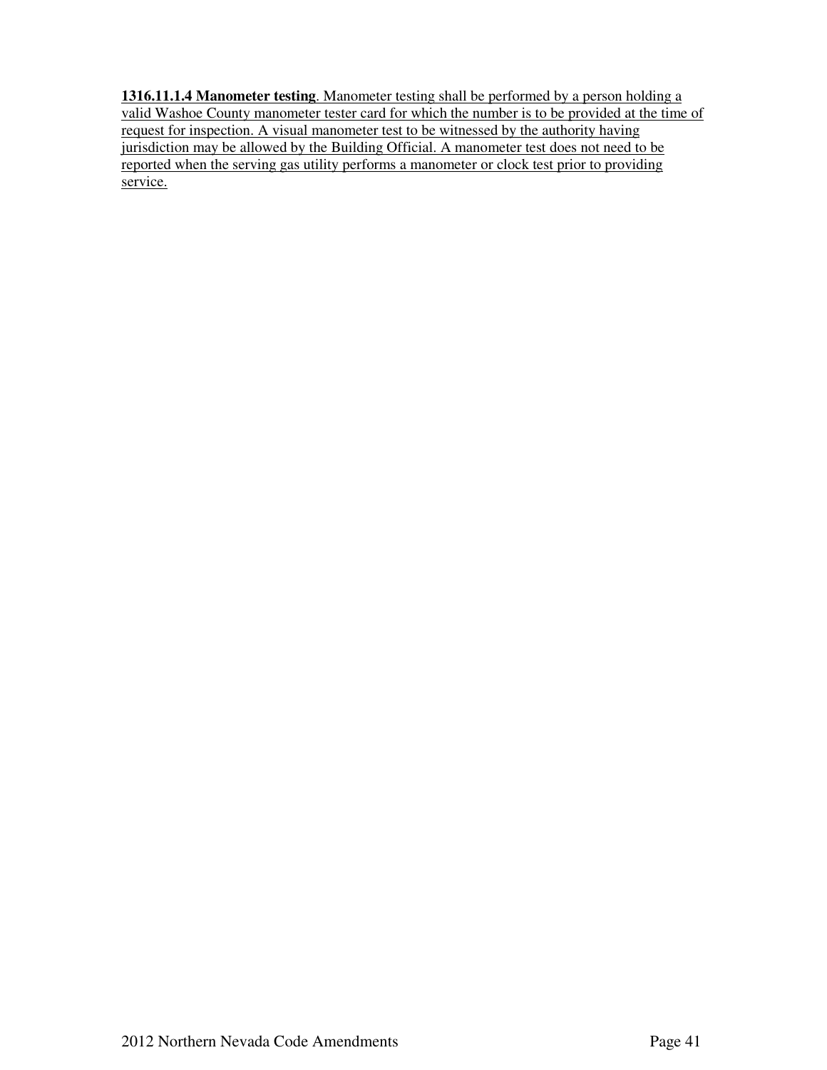**1316.11.1.4 Manometer testing**. Manometer testing shall be performed by a person holding a valid Washoe County manometer tester card for which the number is to be provided at the time of request for inspection. A visual manometer test to be witnessed by the authority having jurisdiction may be allowed by the Building Official. A manometer test does not need to be reported when the serving gas utility performs a manometer or clock test prior to providing service.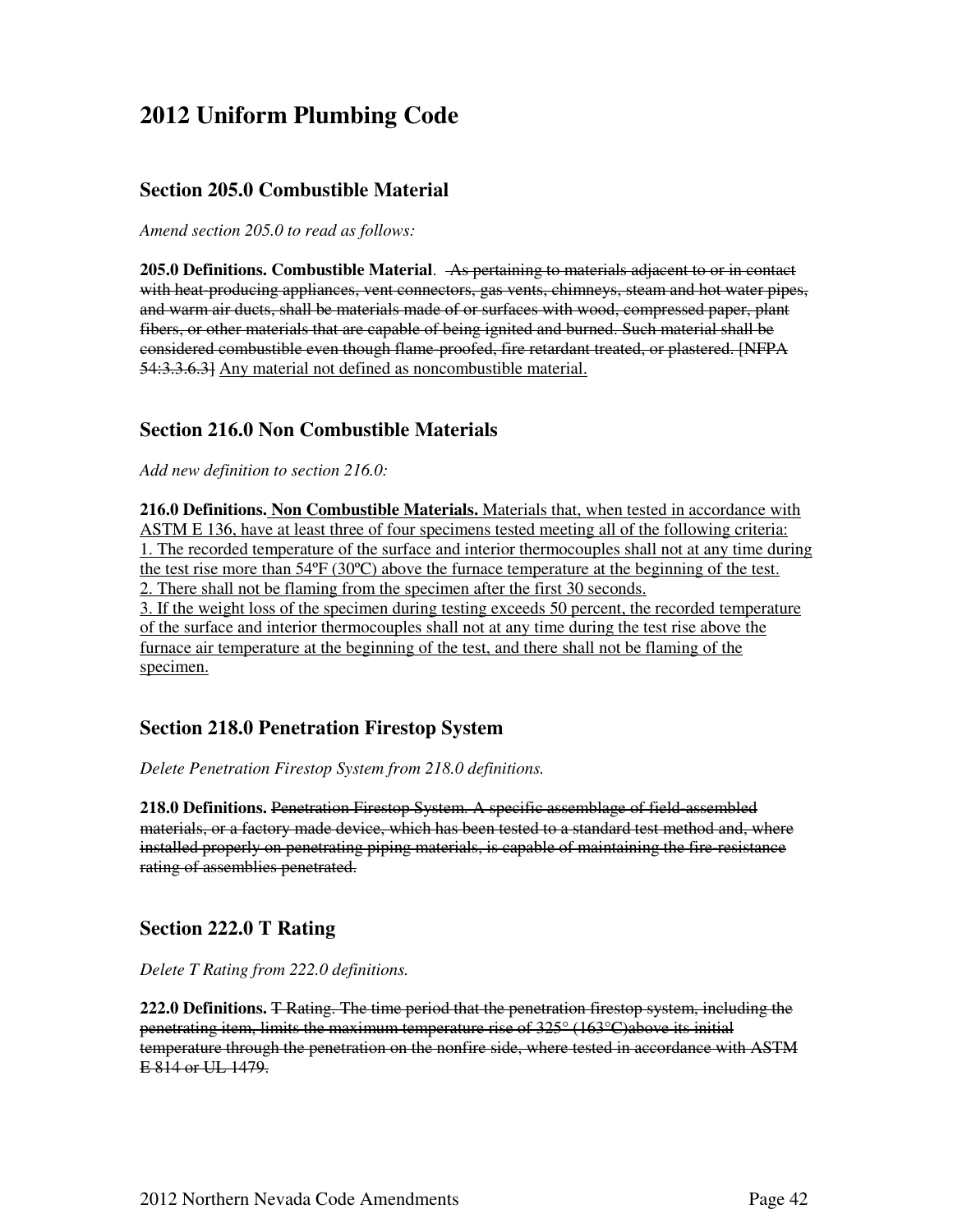# 2012 Uniform Plumbing Code

## Section 205.0 Combustible Material

*Amend section 205.0 to read as follows:*

**205.0 Definitions. Combustible Material**. ~~As pertaining to materials adjacent to or in contact with heat-producing appliances, vent connectors, gas vents, chimneys, steam and hot water pipes, and warm air ducts, shall be materials made of or surfaces with wood, compressed paper, plant fibers, or other materials that are capable of being ignited and burned. Such material shall be considered combustible even though flame-proofed, fire retardant treated, or plastered. [NFPA 54:3.3.6.3]~~ <u>Any material not defined as noncombustible material.</u>

## Section 216.0 Non Combustible Materials

*Add new definition to section 216.0:*

**216.0 Definitions. <u>Non Combustible Materials.</u>** <u>Materials that, when tested in accordance with ASTM E 136, have at least three of four specimens tested meeting all of the following criteria:</u>
<u>1. The recorded temperature of the surface and interior thermocouples shall not at any time during the test rise more than 54ºF (30ºC) above the furnace temperature at the beginning of the test.</u>
<u>2. There shall not be flaming from the specimen after the first 30 seconds.</u>
<u>3. If the weight loss of the specimen during testing exceeds 50 percent, the recorded temperature of the surface and interior thermocouples shall not at any time during the test rise above the furnace air temperature at the beginning of the test, and there shall not be flaming of the specimen.</u>

## Section 218.0 Penetration Firestop System

*Delete Penetration Firestop System from 218.0 definitions.*

**218.0 Definitions.** ~~Penetration Firestop System. A specific assemblage of field-assembled materials, or a factory made device, which has been tested to a standard test method and, where installed properly on penetrating piping materials, is capable of maintaining the fire-resistance rating of assemblies penetrated.~~

## Section 222.0 T Rating

*Delete T Rating from 222.0 definitions.*

**222.0 Definitions.** ~~T Rating. The time period that the penetration firestop system, including the penetrating item, limits the maximum temperature rise of 325° (163°C)above its initial temperature through the penetration on the nonfire side, where tested in accordance with ASTM E 814 or UL 1479.~~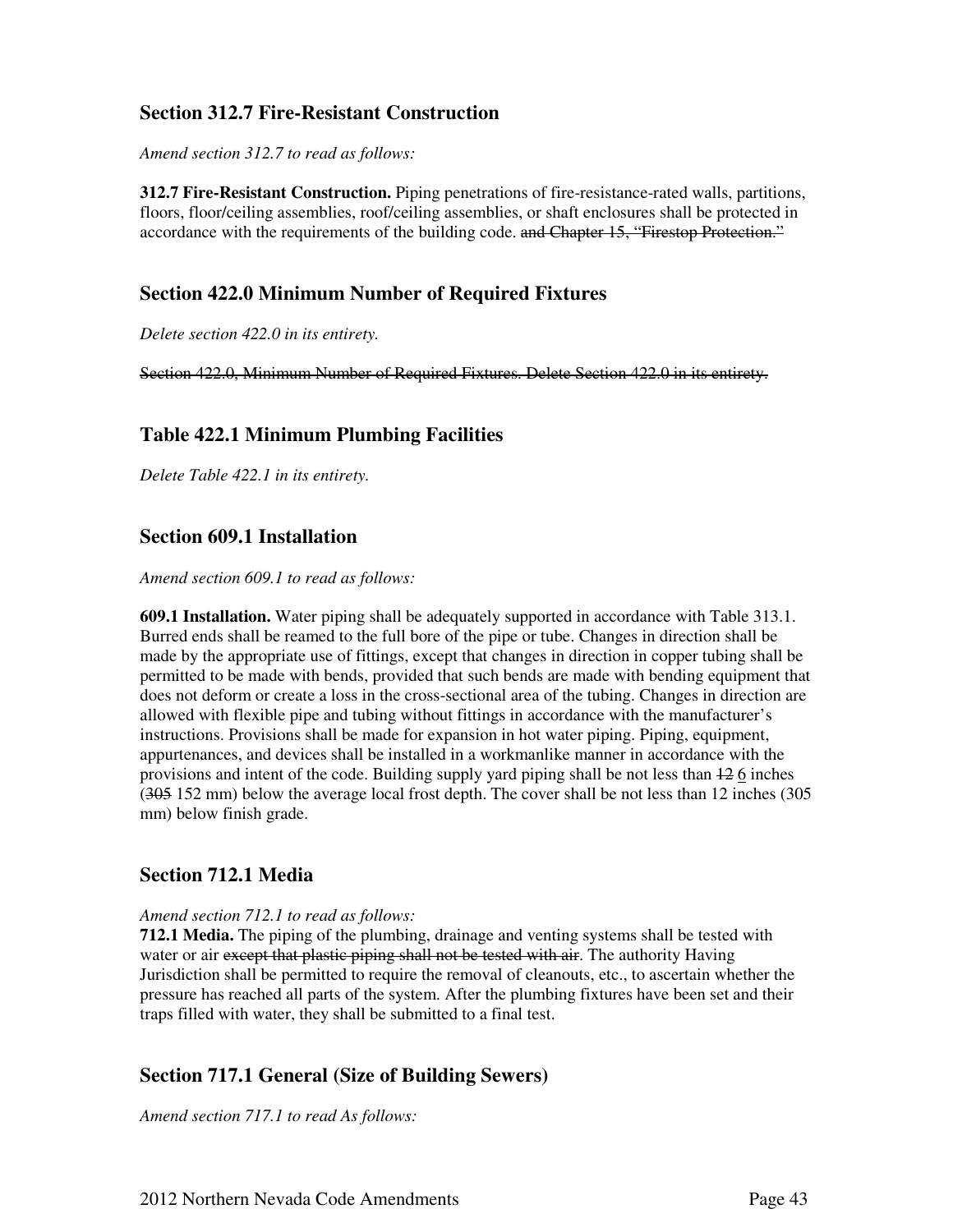## Section 312.7 Fire-Resistant Construction

*Amend section 312.7 to read as follows:*

**312.7 Fire-Resistant Construction.** Piping penetrations of fire-resistance-rated walls, partitions, floors, floor/ceiling assemblies, roof/ceiling assemblies, or shaft enclosures shall be protected in accordance with the requirements of the building code. ~~and Chapter 15, "Firestop Protection."~~

## Section 422.0 Minimum Number of Required Fixtures

*Delete section 422.0 in its entirety.*

~~Section 422.0, Minimum Number of Required Fixtures. Delete Section 422.0 in its entirety.~~

## Table 422.1 Minimum Plumbing Facilities

*Delete Table 422.1 in its entirety.*

## Section 609.1 Installation

*Amend section 609.1 to read as follows:*

**609.1 Installation.** Water piping shall be adequately supported in accordance with Table 313.1. Burred ends shall be reamed to the full bore of the pipe or tube. Changes in direction shall be made by the appropriate use of fittings, except that changes in direction in copper tubing shall be permitted to be made with bends, provided that such bends are made with bending equipment that does not deform or create a loss in the cross-sectional area of the tubing. Changes in direction are allowed with flexible pipe and tubing without fittings in accordance with the manufacturer's instructions. Provisions shall be made for expansion in hot water piping. Piping, equipment, appurtenances, and devices shall be installed in a workmanlike manner in accordance with the provisions and intent of the code. Building supply yard piping shall be not less than ~~12~~ 6 inches (~~305~~ 152 mm) below the average local frost depth. The cover shall be not less than 12 inches (305 mm) below finish grade.

## Section 712.1 Media

*Amend section 712.1 to read as follows:*

**712.1 Media.** The piping of the plumbing, drainage and venting systems shall be tested with water or air ~~except that plastic piping shall not be tested with air~~. The authority Having Jurisdiction shall be permitted to require the removal of cleanouts, etc., to ascertain whether the pressure has reached all parts of the system. After the plumbing fixtures have been set and their traps filled with water, they shall be submitted to a final test.

## Section 717.1 General (Size of Building Sewers)

*Amend section 717.1 to read As follows:*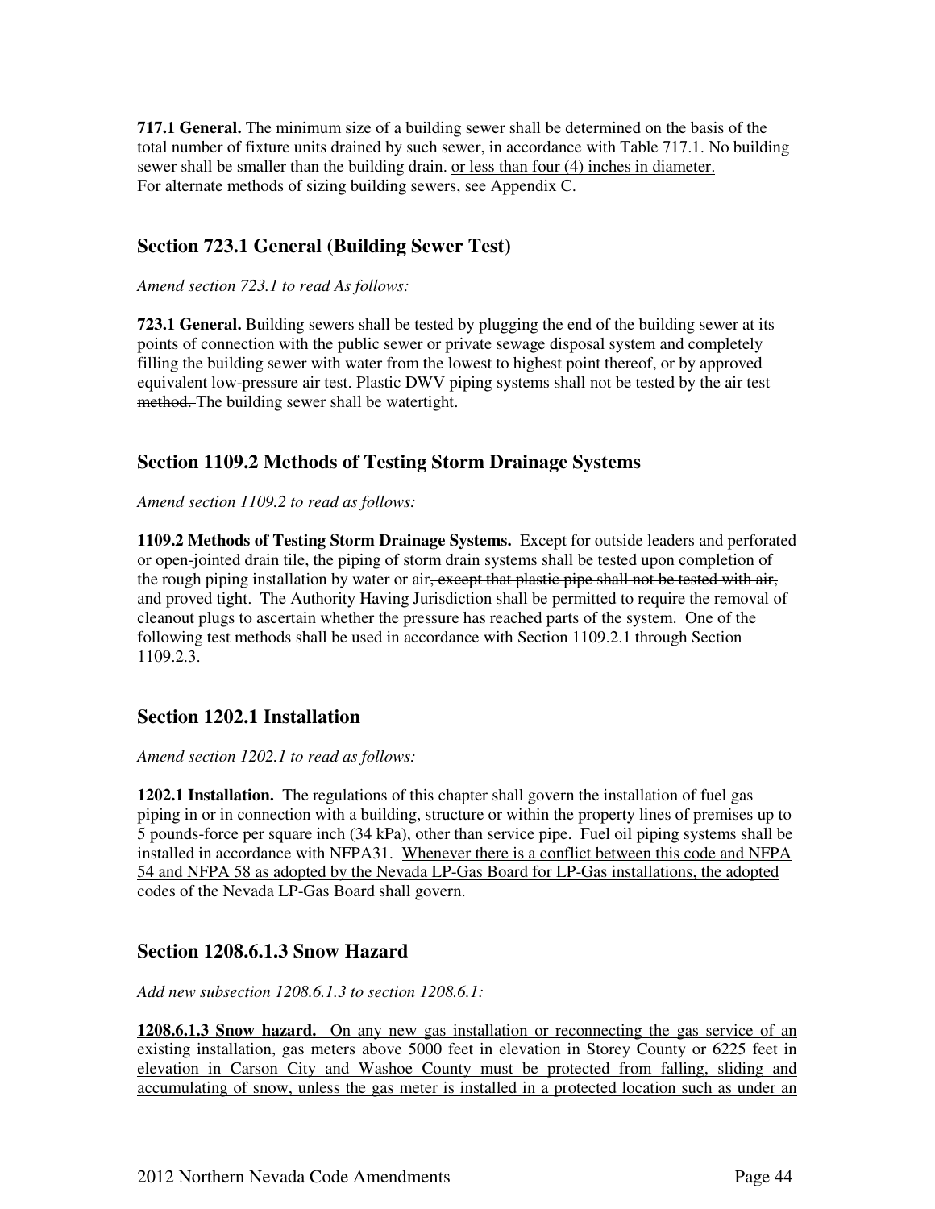**717.1 General.** The minimum size of a building sewer shall be determined on the basis of the total number of fixture units drained by such sewer, in accordance with Table 717.1. No building sewer shall be smaller than the building drain~~.~~ <u>or less than four (4) inches in diameter.</u>
For alternate methods of sizing building sewers, see Appendix C.

## Section 723.1 General (Building Sewer Test)

*Amend section 723.1 to read As follows:*

**723.1 General.** Building sewers shall be tested by plugging the end of the building sewer at its points of connection with the public sewer or private sewage disposal system and completely filling the building sewer with water from the lowest to highest point thereof, or by approved equivalent low-pressure air test. ~~Plastic DWV piping systems shall not be tested by the air test method.~~ The building sewer shall be watertight.

## Section 1109.2 Methods of Testing Storm Drainage Systems

*Amend section 1109.2 to read as follows:*

**1109.2 Methods of Testing Storm Drainage Systems.** Except for outside leaders and perforated or open-jointed drain tile, the piping of storm drain systems shall be tested upon completion of the rough piping installation by water or air~~, except that plastic pipe shall not be tested with air,~~ and proved tight. The Authority Having Jurisdiction shall be permitted to require the removal of cleanout plugs to ascertain whether the pressure has reached parts of the system. One of the following test methods shall be used in accordance with Section 1109.2.1 through Section 1109.2.3.

## Section 1202.1 Installation

*Amend section 1202.1 to read as follows:*

**1202.1 Installation.** The regulations of this chapter shall govern the installation of fuel gas piping in or in connection with a building, structure or within the property lines of premises up to 5 pounds-force per square inch (34 kPa), other than service pipe. Fuel oil piping systems shall be installed in accordance with NFPA31. <u>Whenever there is a conflict between this code and NFPA 54 and NFPA 58 as adopted by the Nevada LP-Gas Board for LP-Gas installations, the adopted codes of the Nevada LP-Gas Board shall govern.</u>

## Section 1208.6.1.3 Snow Hazard

*Add new subsection 1208.6.1.3 to section 1208.6.1:*

<u>**1208.6.1.3 Snow hazard.** On any new gas installation or reconnecting the gas service of an existing installation, gas meters above 5000 feet in elevation in Storey County or 6225 feet in elevation in Carson City and Washoe County must be protected from falling, sliding and accumulating of snow, unless the gas meter is installed in a protected location such as under an</u>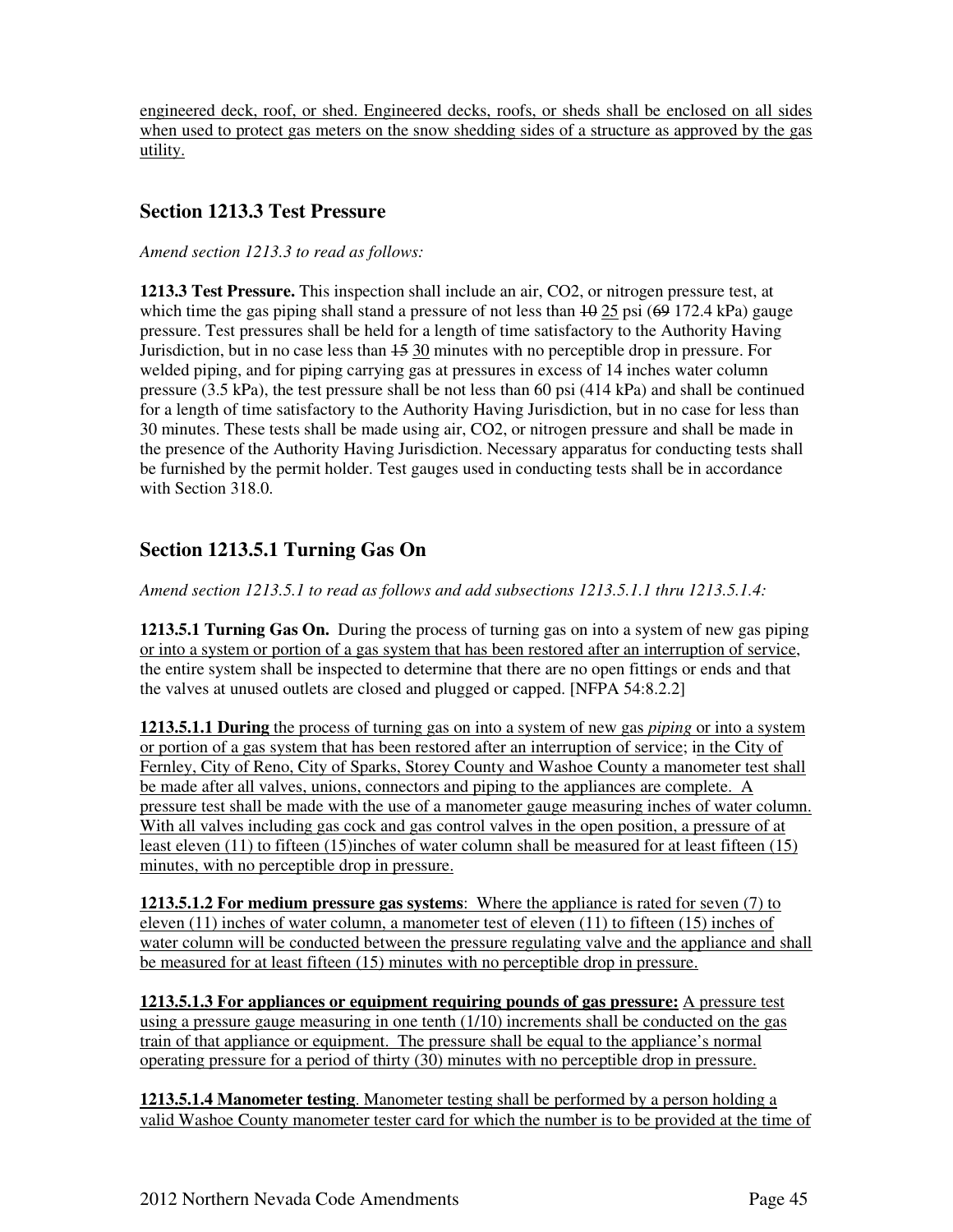engineered deck, roof, or shed. Engineered decks, roofs, or sheds shall be enclosed on all sides when used to protect gas meters on the snow shedding sides of a structure as approved by the gas utility.

## Section 1213.3 Test Pressure

*Amend section 1213.3 to read as follows:*

**1213.3 Test Pressure.** This inspection shall include an air, CO2, or nitrogen pressure test, at which time the gas piping shall stand a pressure of not less than ~~10~~ 25 psi (~~69~~ 172.4 kPa) gauge pressure. Test pressures shall be held for a length of time satisfactory to the Authority Having Jurisdiction, but in no case less than ~~15~~ 30 minutes with no perceptible drop in pressure. For welded piping, and for piping carrying gas at pressures in excess of 14 inches water column pressure (3.5 kPa), the test pressure shall be not less than 60 psi (414 kPa) and shall be continued for a length of time satisfactory to the Authority Having Jurisdiction, but in no case for less than 30 minutes. These tests shall be made using air, CO2, or nitrogen pressure and shall be made in the presence of the Authority Having Jurisdiction. Necessary apparatus for conducting tests shall be furnished by the permit holder. Test gauges used in conducting tests shall be in accordance with Section 318.0.

## Section 1213.5.1 Turning Gas On

*Amend section 1213.5.1 to read as follows and add subsections 1213.5.1.1 thru 1213.5.1.4:*

**1213.5.1 Turning Gas On.** During the process of turning gas on into a system of new gas piping or into a system or portion of a gas system that has been restored after an interruption of service, the entire system shall be inspected to determine that there are no open fittings or ends and that the valves at unused outlets are closed and plugged or capped. [NFPA 54:8.2.2]

**1213.5.1.1 During** the process of turning gas on into a system of new gas *piping* or into a system or portion of a gas system that has been restored after an interruption of service; in the City of Fernley, City of Reno, City of Sparks, Storey County and Washoe County a manometer test shall be made after all valves, unions, connectors and piping to the appliances are complete. A pressure test shall be made with the use of a manometer gauge measuring inches of water column. With all valves including gas cock and gas control valves in the open position, a pressure of at least eleven (11) to fifteen (15)inches of water column shall be measured for at least fifteen (15) minutes, with no perceptible drop in pressure.

**1213.5.1.2 For medium pressure gas systems**: Where the appliance is rated for seven (7) to eleven (11) inches of water column, a manometer test of eleven (11) to fifteen (15) inches of water column will be conducted between the pressure regulating valve and the appliance and shall be measured for at least fifteen (15) minutes with no perceptible drop in pressure.

**1213.5.1.3 For appliances or equipment requiring pounds of gas pressure:** A pressure test using a pressure gauge measuring in one tenth (1/10) increments shall be conducted on the gas train of that appliance or equipment. The pressure shall be equal to the appliance's normal operating pressure for a period of thirty (30) minutes with no perceptible drop in pressure.

**1213.5.1.4 Manometer testing**. Manometer testing shall be performed by a person holding a valid Washoe County manometer tester card for which the number is to be provided at the time of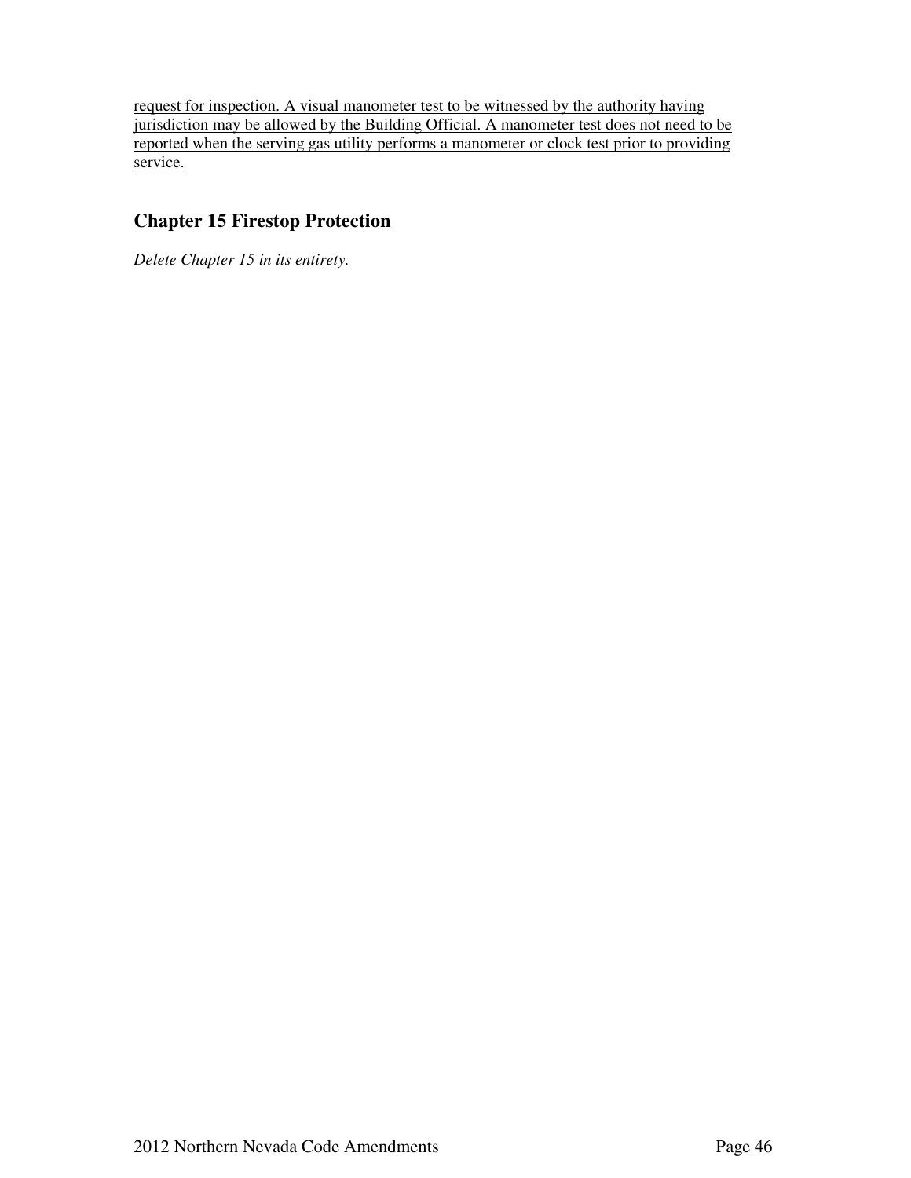<u>request for inspection. A visual manometer test to be witnessed by the authority having jurisdiction may be allowed by the Building Official. A manometer test does not need to be reported when the serving gas utility performs a manometer or clock test prior to providing service.</u>

## Chapter 15 Firestop Protection

*Delete Chapter 15 in its entirety.*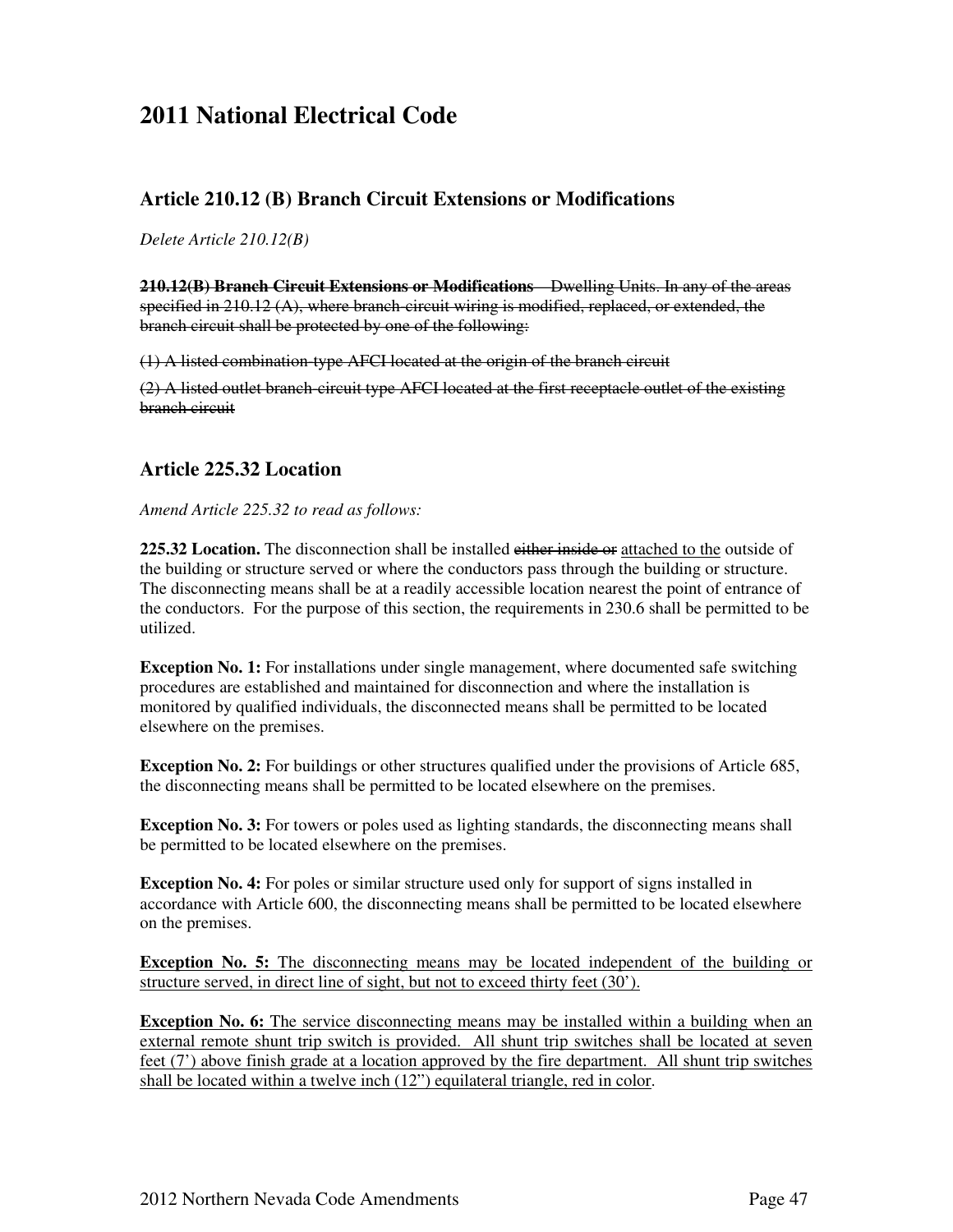# 2011 National Electrical Code

## Article 210.12 (B) Branch Circuit Extensions or Modifications

*Delete Article 210.12(B)*

~~**210.12(B) Branch Circuit Extensions or Modifications** – Dwelling Units. In any of the areas specified in 210.12 (A), where branch-circuit wiring is modified, replaced, or extended, the branch circuit shall be protected by one of the following:~~

~~(1) A listed combination-type AFCI located at the origin of the branch circuit~~

~~(2) A listed outlet branch-circuit type AFCI located at the first receptacle outlet of the existing branch circuit~~

## Article 225.32 Location

*Amend Article 225.32 to read as follows:*

**225.32 Location.** The disconnection shall be installed ~~either inside or~~ <u>attached to the</u> outside of the building or structure served or where the conductors pass through the building or structure. The disconnecting means shall be at a readily accessible location nearest the point of entrance of the conductors. For the purpose of this section, the requirements in 230.6 shall be permitted to be utilized.

**Exception No. 1:** For installations under single management, where documented safe switching procedures are established and maintained for disconnection and where the installation is monitored by qualified individuals, the disconnected means shall be permitted to be located elsewhere on the premises.

**Exception No. 2:** For buildings or other structures qualified under the provisions of Article 685, the disconnecting means shall be permitted to be located elsewhere on the premises.

**Exception No. 3:** For towers or poles used as lighting standards, the disconnecting means shall be permitted to be located elsewhere on the premises.

**Exception No. 4:** For poles or similar structure used only for support of signs installed in accordance with Article 600, the disconnecting means shall be permitted to be located elsewhere on the premises.

<u>**Exception No. 5:** The disconnecting means may be located independent of the building or structure served, in direct line of sight, but not to exceed thirty feet (30').</u>

<u>**Exception No. 6:** The service disconnecting means may be installed within a building when an external remote shunt trip switch is provided. All shunt trip switches shall be located at seven feet (7') above finish grade at a location approved by the fire department. All shunt trip switches shall be located within a twelve inch (12") equilateral triangle, red in color</u>.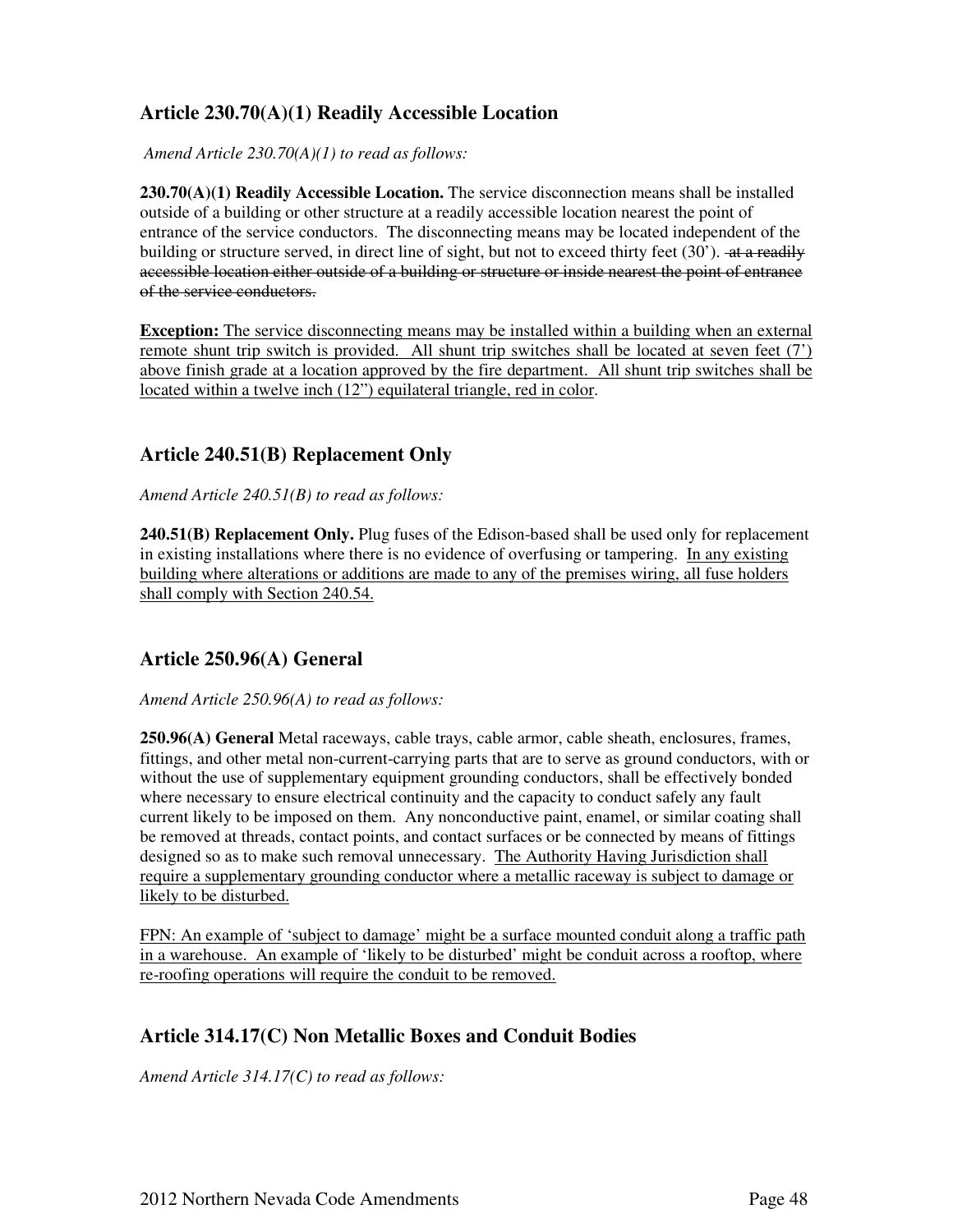## Article 230.70(A)(1) Readily Accessible Location

*Amend Article 230.70(A)(1) to read as follows:*

**230.70(A)(1) Readily Accessible Location.** The service disconnection means shall be installed outside of a building or other structure at a readily accessible location nearest the point of entrance of the service conductors. The disconnecting means may be located independent of the building or structure served, in direct line of sight, but not to exceed thirty feet (30'). ~~at a readily accessible location either outside of a building or structure or inside nearest the point of entrance of the service conductors.~~

**Exception:** The service disconnecting means may be installed within a building when an external remote shunt trip switch is provided. All shunt trip switches shall be located at seven feet (7') above finish grade at a location approved by the fire department. All shunt trip switches shall be located within a twelve inch (12") equilateral triangle, red in color.

## Article 240.51(B) Replacement Only

*Amend Article 240.51(B) to read as follows:*

**240.51(B) Replacement Only.** Plug fuses of the Edison-based shall be used only for replacement in existing installations where there is no evidence of overfusing or tampering. In any existing building where alterations or additions are made to any of the premises wiring, all fuse holders shall comply with Section 240.54.

## Article 250.96(A) General

*Amend Article 250.96(A) to read as follows:*

**250.96(A) General** Metal raceways, cable trays, cable armor, cable sheath, enclosures, frames, fittings, and other metal non-current-carrying parts that are to serve as ground conductors, with or without the use of supplementary equipment grounding conductors, shall be effectively bonded where necessary to ensure electrical continuity and the capacity to conduct safely any fault current likely to be imposed on them. Any nonconductive paint, enamel, or similar coating shall be removed at threads, contact points, and contact surfaces or be connected by means of fittings designed so as to make such removal unnecessary. The Authority Having Jurisdiction shall require a supplementary grounding conductor where a metallic raceway is subject to damage or likely to be disturbed.

FPN: An example of 'subject to damage' might be a surface mounted conduit along a traffic path in a warehouse. An example of 'likely to be disturbed' might be conduit across a rooftop, where re-roofing operations will require the conduit to be removed.

## Article 314.17(C) Non Metallic Boxes and Conduit Bodies

*Amend Article 314.17(C) to read as follows:*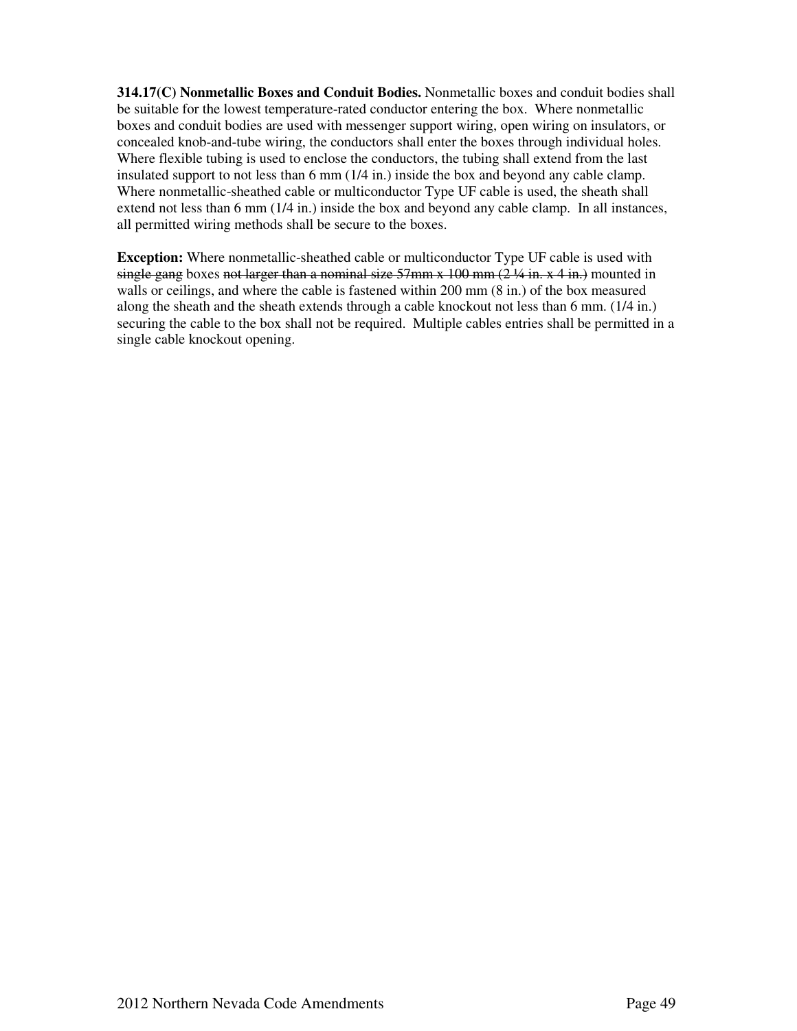**314.17(C) Nonmetallic Boxes and Conduit Bodies.** Nonmetallic boxes and conduit bodies shall be suitable for the lowest temperature-rated conductor entering the box. Where nonmetallic boxes and conduit bodies are used with messenger support wiring, open wiring on insulators, or concealed knob-and-tube wiring, the conductors shall enter the boxes through individual holes. Where flexible tubing is used to enclose the conductors, the tubing shall extend from the last insulated support to not less than 6 mm (1/4 in.) inside the box and beyond any cable clamp. Where nonmetallic-sheathed cable or multiconductor Type UF cable is used, the sheath shall extend not less than 6 mm (1/4 in.) inside the box and beyond any cable clamp. In all instances, all permitted wiring methods shall be secure to the boxes.

**Exception:** Where nonmetallic-sheathed cable or multiconductor Type UF cable is used with ~~single gang~~ boxes ~~not larger than a nominal size 57mm x 100 mm (2 ¼ in. x 4 in.)~~ mounted in walls or ceilings, and where the cable is fastened within 200 mm (8 in.) of the box measured along the sheath and the sheath extends through a cable knockout not less than 6 mm. (1/4 in.) securing the cable to the box shall not be required. Multiple cables entries shall be permitted in a single cable knockout opening.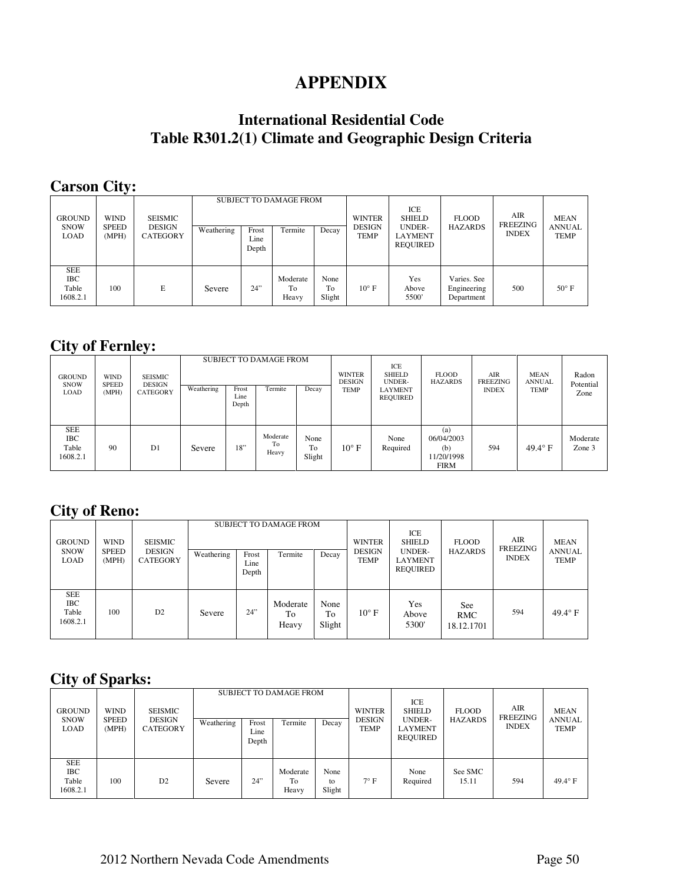# APPENDIX

## International Residential Code
## Table R301.2(1) Climate and Geographic Design Criteria

### Carson City:

| GROUND SNOW LOAD | WIND SPEED (MPH) | SEISMIC DESIGN CATEGORY | SUBJECT TO DAMAGE FROM | | | | WINTER DESIGN TEMP | ICE SHIELD UNDER-LAYMENT REQUIRED | FLOOD HAZARDS | AIR FREEZING INDEX | MEAN ANNUAL TEMP |
|---|---|---|---|---|---|---|---|---|---|---|---|
| | | | Weathering | Frost Line Depth | Termite | Decay | | | | | |
| SEE IBC Table 1608.2.1 | 100 | E | Severe | 24" | Moderate To Heavy | None To Slight | 10° F | Yes Above 5500' | Varies. See Engineering Department | 500 | 50° F |

### City of Fernley:

| GROUND SNOW LOAD | WIND SPEED (MPH) | SEISMIC DESIGN CATEGORY | SUBJECT TO DAMAGE FROM | | | | WINTER DESIGN TEMP | ICE SHIELD UNDER-LAYMENT REQUIRED | FLOOD HAZARDS | AIR FREEZING INDEX | MEAN ANNUAL TEMP | Radon Potential Zone |
|---|---|---|---|---|---|---|---|---|---|---|---|---|
| | | | Weathering | Frost Line Depth | Termite | Decay | | | | | | |
| SEE IBC Table 1608.2.1 | 90 | D1 | Severe | 18" | Moderate To Heavy | None To Slight | 10° F | None Required | (a) 06/04/2003 (b) 11/20/1998 FIRM | 594 | 49.4° F | Moderate Zone 3 |

### City of Reno:

| GROUND SNOW LOAD | WIND SPEED (MPH) | SEISMIC DESIGN CATEGORY | SUBJECT TO DAMAGE FROM | | | | WINTER DESIGN TEMP | ICE SHIELD UNDER-LAYMENT REQUIRED | FLOOD HAZARDS | AIR FREEZING INDEX | MEAN ANNUAL TEMP |
|---|---|---|---|---|---|---|---|---|---|---|---|
| | | | Weathering | Frost Line Depth | Termite | Decay | | | | | |
| SEE IBC Table 1608.2.1 | 100 | D2 | Severe | 24" | Moderate To Heavy | None To Slight | 10° F | Yes Above 5300' | See RMC 18.12.1701 | 594 | 49.4° F |

### City of Sparks:

| GROUND SNOW LOAD | WIND SPEED (MPH) | SEISMIC DESIGN CATEGORY | SUBJECT TO DAMAGE FROM | | | | WINTER DESIGN TEMP | ICE SHIELD UNDER-LAYMENT REQUIRED | FLOOD HAZARDS | AIR FREEZING INDEX | MEAN ANNUAL TEMP |
|---|---|---|---|---|---|---|---|---|---|---|---|
| | | | Weathering | Frost Line Depth | Termite | Decay | | | | | |
| SEE IBC Table 1608.2.1 | 100 | D2 | Severe | 24" | Moderate To Heavy | None to Slight | 7° F | None Required | See SMC 15.11 | 594 | 49.4° F |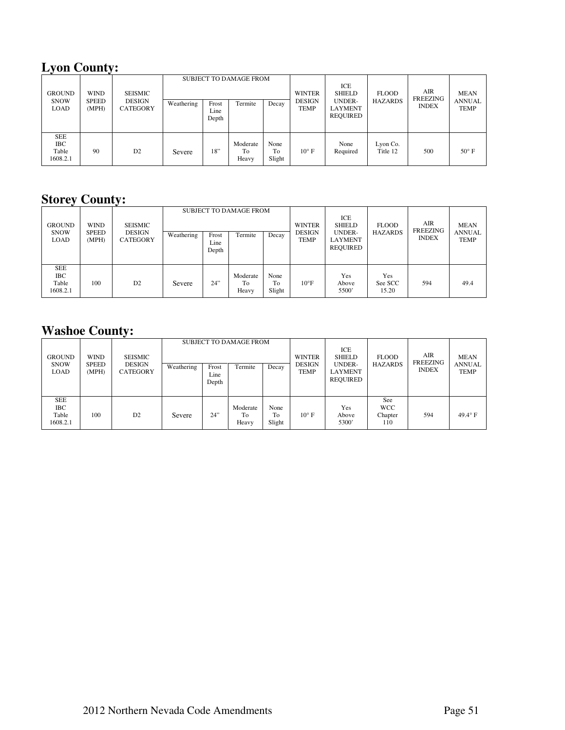## Lyon County:

| GROUND SNOW LOAD | WIND SPEED (MPH) | SEISMIC DESIGN CATEGORY | SUBJECT TO DAMAGE FROM | | | | WINTER DESIGN TEMP | ICE SHIELD UNDER-LAYMENT REQUIRED | FLOOD HAZARDS | AIR FREEZING INDEX | MEAN ANNUAL TEMP |
|---|---|---|---|---|---|---|---|---|---|---|---|
| | | | Weathering | Frost Line Depth | Termite | Decay | | | | | |
| SEE IBC Table 1608.2.1 | 90 | D2 | Severe | 18" | Moderate To Heavy | None To Slight | 10° F | None Required | Lyon Co. Title 12 | 500 | 50° F |

## Storey County:

| GROUND SNOW LOAD | WIND SPEED (MPH) | SEISMIC DESIGN CATEGORY | SUBJECT TO DAMAGE FROM | | | | WINTER DESIGN TEMP | ICE SHIELD UNDER-LAYMENT REQUIRED | FLOOD HAZARDS | AIR FREEZING INDEX | MEAN ANNUAL TEMP |
|---|---|---|---|---|---|---|---|---|---|---|---|
| | | | Weathering | Frost Line Depth | Termite | Decay | | | | | |
| SEE IBC Table 1608.2.1 | 100 | D2 | Severe | 24" | Moderate To Heavy | None To Slight | 10°F | Yes Above 5500' | Yes See SCC 15.20 | 594 | 49.4 |

## Washoe County:

| GROUND SNOW LOAD | WIND SPEED (MPH) | SEISMIC DESIGN CATEGORY | SUBJECT TO DAMAGE FROM | | | | WINTER DESIGN TEMP | ICE SHIELD UNDER-LAYMENT REQUIRED | FLOOD HAZARDS | AIR FREEZING INDEX | MEAN ANNUAL TEMP |
|---|---|---|---|---|---|---|---|---|---|---|---|
| | | | Weathering | Frost Line Depth | Termite | Decay | | | | | |
| SEE IBC Table 1608.2.1 | 100 | D2 | Severe | 24" | Moderate To Heavy | None To Slight | 10° F | Yes Above 5300' | See WCC Chapter 110 | 594 | 49.4° F |